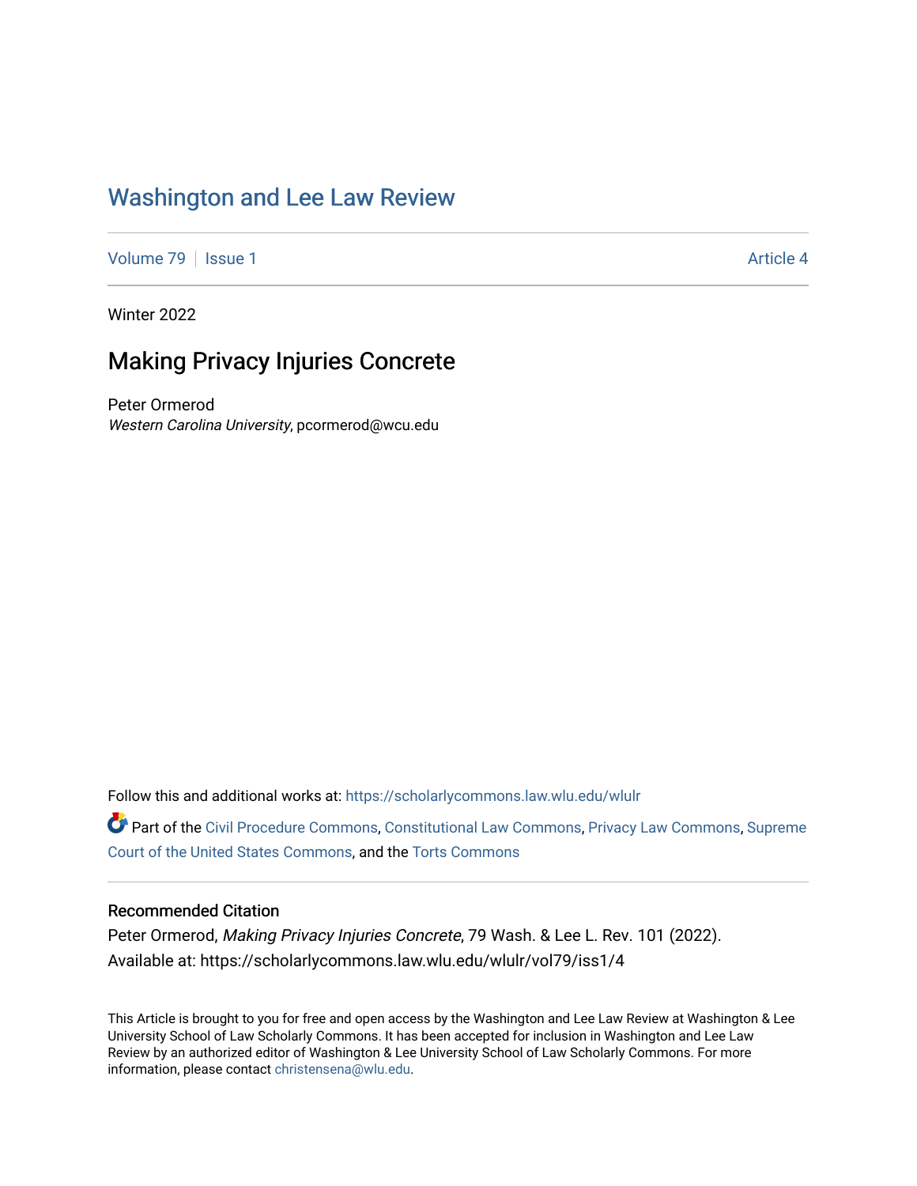# Washington and Lee Law Review

Volume 79 | Issue 1 | Article 4

Winter 2022

## Making Privacy Injuries Concrete

Peter Ormerod
*Western Carolina University*, pcormerod@wcu.edu

Follow this and additional works at: https://scholarlycommons.law.wlu.edu/wlulr

Part of the Civil Procedure Commons, Constitutional Law Commons, Privacy Law Commons, Supreme Court of the United States Commons, and the Torts Commons

### Recommended Citation

Peter Ormerod, *Making Privacy Injuries Concrete*, 79 Wash. & Lee L. Rev. 101 (2022).
Available at: https://scholarlycommons.law.wlu.edu/wlulr/vol79/iss1/4

This Article is brought to you for free and open access by the Washington and Lee Law Review at Washington & Lee University School of Law Scholarly Commons. It has been accepted for inclusion in Washington and Lee Law Review by an authorized editor of Washington & Lee University School of Law Scholarly Commons. For more information, please contact christensena@wlu.edu.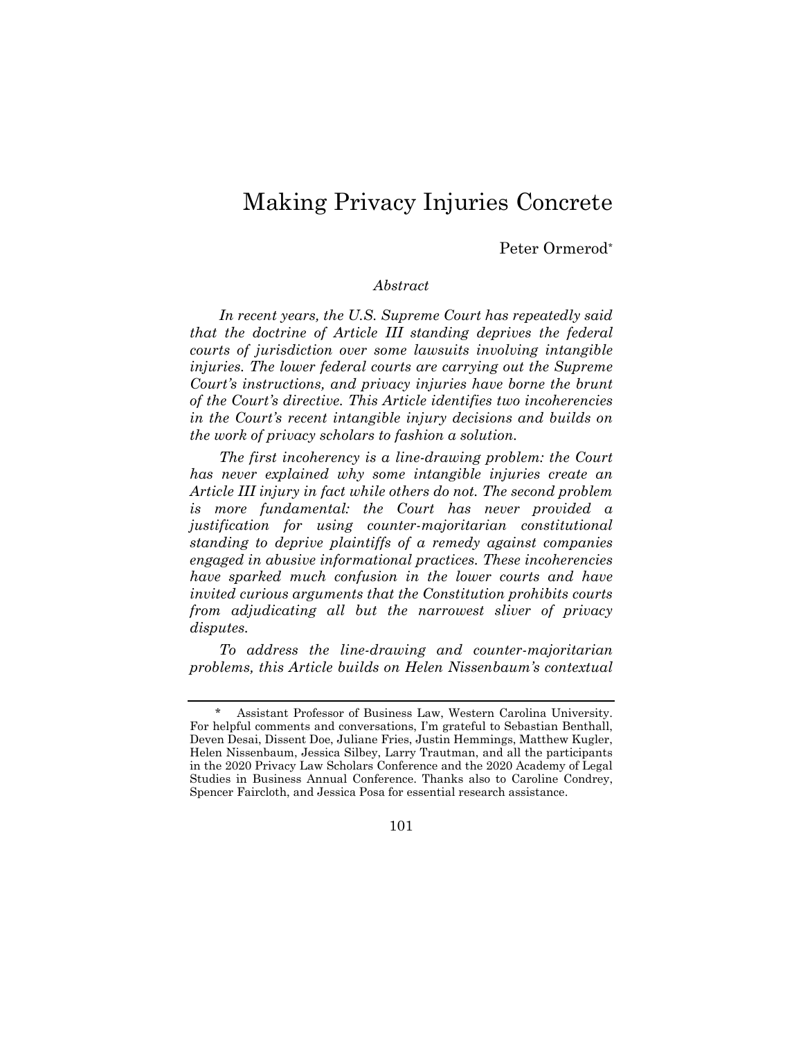# Making Privacy Injuries Concrete

Peter Ormerod*

*Abstract*

*In recent years, the U.S. Supreme Court has repeatedly said that the doctrine of Article III standing deprives the federal courts of jurisdiction over some lawsuits involving intangible injuries. The lower federal courts are carrying out the Supreme Court's instructions, and privacy injuries have borne the brunt of the Court's directive. This Article identifies two incoherencies in the Court's recent intangible injury decisions and builds on the work of privacy scholars to fashion a solution.*

*The first incoherency is a line-drawing problem: the Court has never explained why some intangible injuries create an Article III injury in fact while others do not. The second problem is more fundamental: the Court has never provided a justification for using counter-majoritarian constitutional standing to deprive plaintiffs of a remedy against companies engaged in abusive informational practices. These incoherencies have sparked much confusion in the lower courts and have invited curious arguments that the Constitution prohibits courts from adjudicating all but the narrowest sliver of privacy disputes.*

*To address the line-drawing and counter-majoritarian problems, this Article builds on Helen Nissenbaum's contextual*

\* Assistant Professor of Business Law, Western Carolina University. For helpful comments and conversations, I'm grateful to Sebastian Benthall, Deven Desai, Dissent Doe, Juliane Fries, Justin Hemmings, Matthew Kugler, Helen Nissenbaum, Jessica Silbey, Larry Trautman, and all the participants in the 2020 Privacy Law Scholars Conference and the 2020 Academy of Legal Studies in Business Annual Conference. Thanks also to Caroline Condrey, Spencer Faircloth, and Jessica Posa for essential research assistance.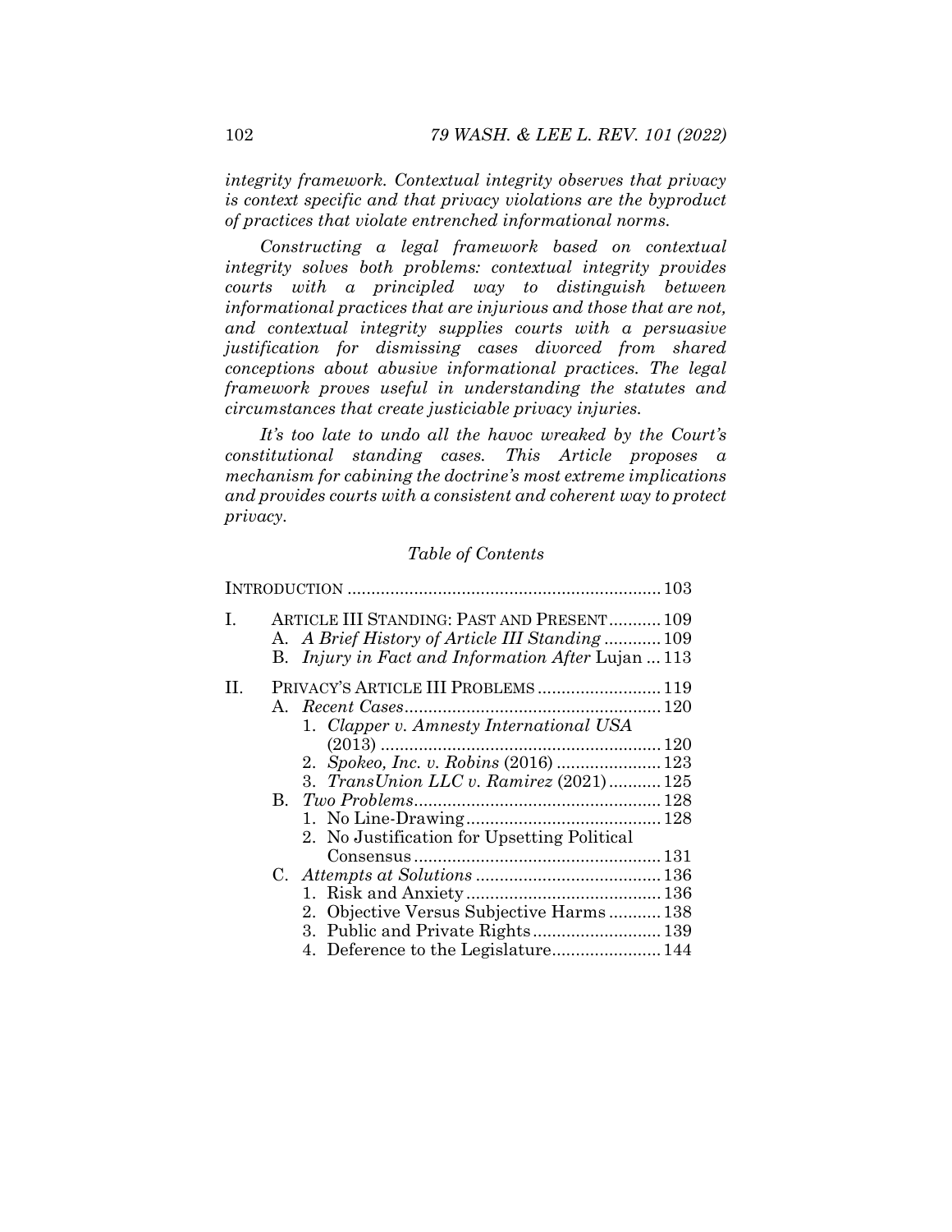*integrity framework. Contextual integrity observes that privacy is context specific and that privacy violations are the byproduct of practices that violate entrenched informational norms.*

*Constructing a legal framework based on contextual integrity solves both problems: contextual integrity provides courts with a principled way to distinguish between informational practices that are injurious and those that are not, and contextual integrity supplies courts with a persuasive justification for dismissing cases divorced from shared conceptions about abusive informational practices. The legal framework proves useful in understanding the statutes and circumstances that create justiciable privacy injuries.*

*It's too late to undo all the havoc wreaked by the Court's constitutional standing cases. This Article proposes a mechanism for cabining the doctrine's most extreme implications and provides courts with a consistent and coherent way to protect privacy.*

*Table of Contents*

INTRODUCTION .................................................................. 103

I. ARTICLE III STANDING: PAST AND PRESENT ........... 109
   A. *A Brief History of Article III Standing* ............ 109
   B. *Injury in Fact and Information After* Lujan ... 113

II. PRIVACY'S ARTICLE III PROBLEMS .......................... 119
   A. *Recent Cases* ...................................................... 120
      1. *Clapper v. Amnesty International USA* (2013) ........................................................... 120
      2. *Spokeo, Inc. v. Robins* (2016) ...................... 123
      3. *TransUnion LLC v. Ramirez* (2021) ........... 125
   B. *Two Problems* .................................................... 128
      1. No Line-Drawing ......................................... 128
      2. No Justification for Upsetting Political Consensus .................................................... 131
   C. *Attempts at Solutions* ....................................... 136
      1. Risk and Anxiety ......................................... 136
      2. Objective Versus Subjective Harms ........... 138
      3. Public and Private Rights ........................... 139
      4. Deference to the Legislature ....................... 144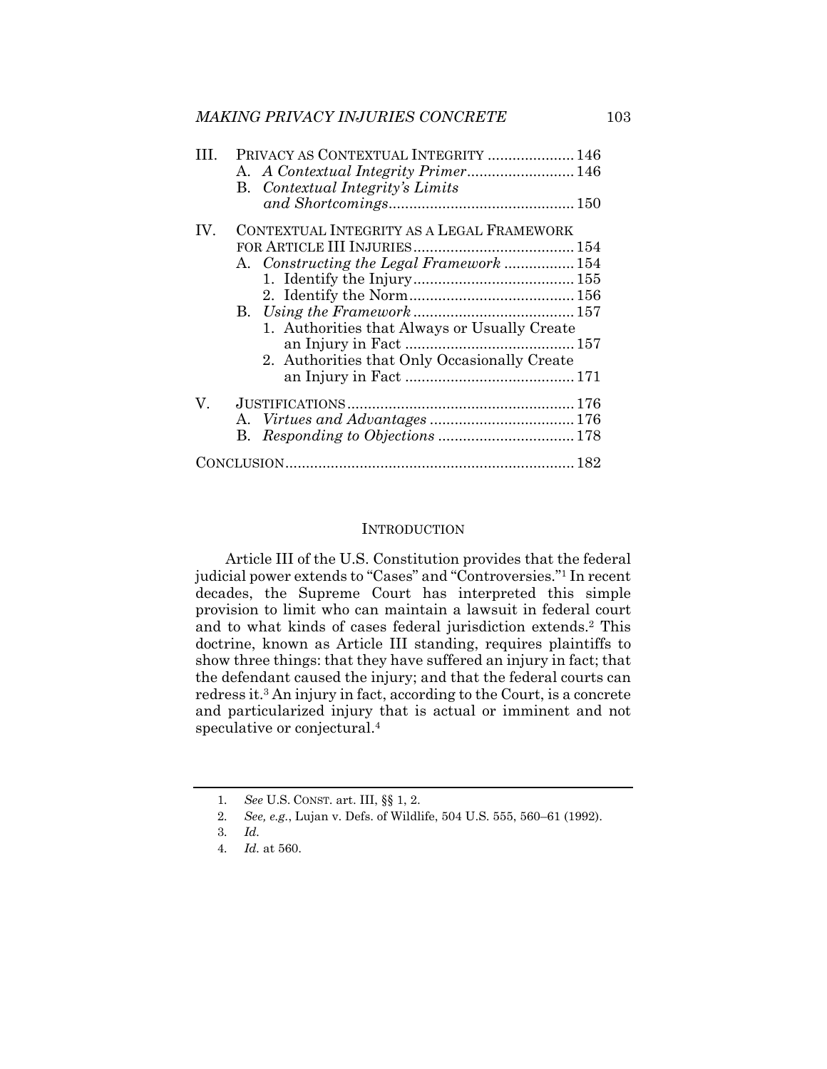III. PRIVACY AS CONTEXTUAL INTEGRITY ..................... 146
  A. *A Contextual Integrity Primer* .......................... 146
  B. *Contextual Integrity's Limits and Shortcomings* ............................................. 150

IV. CONTEXTUAL INTEGRITY AS A LEGAL FRAMEWORK FOR ARTICLE III INJURIES ....................................... 154
  A. *Constructing the Legal Framework* ................. 154
    1. Identify the Injury ....................................... 155
    2. Identify the Norm ......................................... 156
  B. *Using the Framework* ....................................... 157
    1. Authorities that Always or Usually Create an Injury in Fact ......................................... 157
    2. Authorities that Only Occasionally Create an Injury in Fact ......................................... 171

V. JUSTIFICATIONS ....................................................... 176
  A. *Virtues and Advantages* ................................... 176
  B. *Responding to Objections* ................................. 178

CONCLUSION ..................................................................... 182

## INTRODUCTION

Article III of the U.S. Constitution provides that the federal judicial power extends to "Cases" and "Controversies."[1] In recent decades, the Supreme Court has interpreted this simple provision to limit who can maintain a lawsuit in federal court and to what kinds of cases federal jurisdiction extends.[2] This doctrine, known as Article III standing, requires plaintiffs to show three things: that they have suffered an injury in fact; that the defendant caused the injury; and that the federal courts can redress it.[3] An injury in fact, according to the Court, is a concrete and particularized injury that is actual or imminent and not speculative or conjectural.[4]

---

1. *See* U.S. CONST. art. III, §§ 1, 2.
2. *See, e.g.*, Lujan v. Defs. of Wildlife, 504 U.S. 555, 560–61 (1992).
3. *Id.*
4. *Id.* at 560.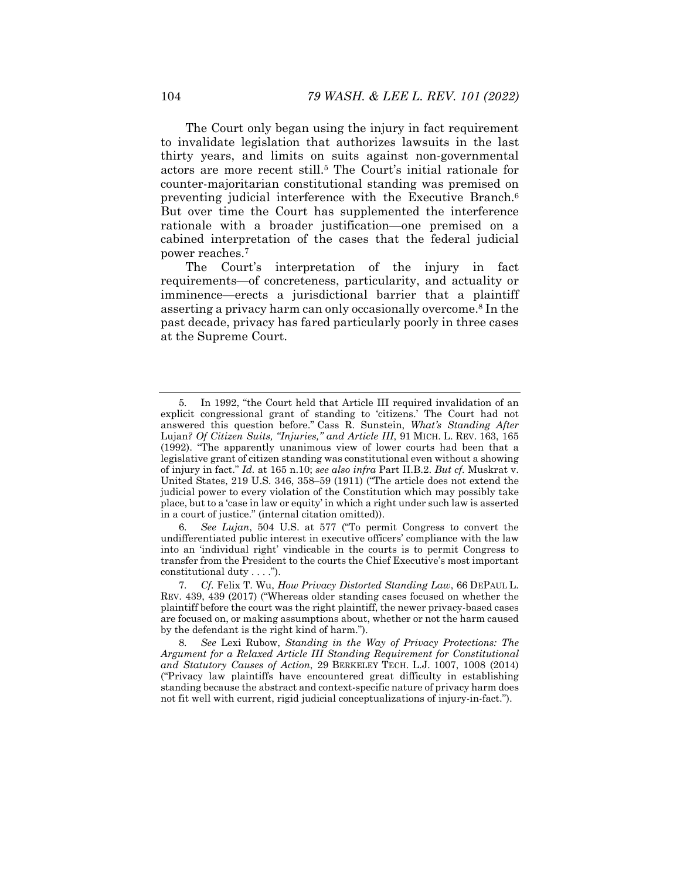The Court only began using the injury in fact requirement to invalidate legislation that authorizes lawsuits in the last thirty years, and limits on suits against non-governmental actors are more recent still.[5] The Court's initial rationale for counter-majoritarian constitutional standing was premised on preventing judicial interference with the Executive Branch.[6] But over time the Court has supplemented the interference rationale with a broader justification—one premised on a cabined interpretation of the cases that the federal judicial power reaches.[7]

The Court's interpretation of the injury in fact requirements—of concreteness, particularity, and actuality or imminence—erects a jurisdictional barrier that a plaintiff asserting a privacy harm can only occasionally overcome.[8] In the past decade, privacy has fared particularly poorly in three cases at the Supreme Court.

---

5. In 1992, "the Court held that Article III required invalidation of an explicit congressional grant of standing to 'citizens.' The Court had not answered this question before." Cass R. Sunstein, *What's Standing After* Lujan*? Of Citizen Suits, "Injuries," and Article III*, 91 MICH. L. REV. 163, 165 (1992). "The apparently unanimous view of lower courts had been that a legislative grant of citizen standing was constitutional even without a showing of injury in fact." *Id.* at 165 n.10; *see also infra* Part II.B.2. *But cf.* Muskrat v. United States, 219 U.S. 346, 358–59 (1911) ("The article does not extend the judicial power to every violation of the Constitution which may possibly take place, but to a 'case in law or equity' in which a right under such law is asserted in a court of justice." (internal citation omitted)).

6. *See Lujan*, 504 U.S. at 577 ("To permit Congress to convert the undifferentiated public interest in executive officers' compliance with the law into an 'individual right' vindicable in the courts is to permit Congress to transfer from the President to the courts the Chief Executive's most important constitutional duty . . . .").

7. *Cf.* Felix T. Wu, *How Privacy Distorted Standing Law*, 66 DEPAUL L. REV. 439, 439 (2017) ("Whereas older standing cases focused on whether the plaintiff before the court was the right plaintiff, the newer privacy-based cases are focused on, or making assumptions about, whether or not the harm caused by the defendant is the right kind of harm.").

8. *See* Lexi Rubow, *Standing in the Way of Privacy Protections: The Argument for a Relaxed Article III Standing Requirement for Constitutional and Statutory Causes of Action*, 29 BERKELEY TECH. L.J. 1007, 1008 (2014) ("Privacy law plaintiffs have encountered great difficulty in establishing standing because the abstract and context-specific nature of privacy harm does not fit well with current, rigid judicial conceptualizations of injury-in-fact.").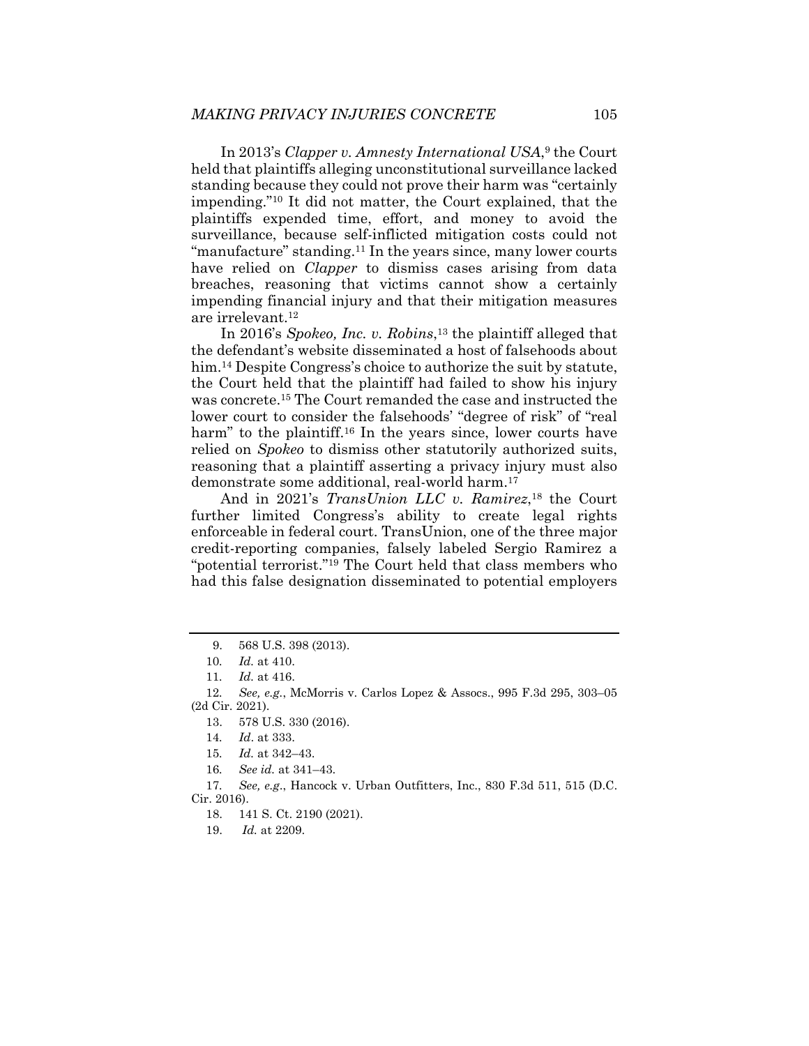In 2013's *Clapper v. Amnesty International USA*,[9] the Court held that plaintiffs alleging unconstitutional surveillance lacked standing because they could not prove their harm was "certainly impending."[10] It did not matter, the Court explained, that the plaintiffs expended time, effort, and money to avoid the surveillance, because self-inflicted mitigation costs could not "manufacture" standing.[11] In the years since, many lower courts have relied on *Clapper* to dismiss cases arising from data breaches, reasoning that victims cannot show a certainly impending financial injury and that their mitigation measures are irrelevant.[12]

In 2016's *Spokeo, Inc. v. Robins*,[13] the plaintiff alleged that the defendant's website disseminated a host of falsehoods about him.[14] Despite Congress's choice to authorize the suit by statute, the Court held that the plaintiff had failed to show his injury was concrete.[15] The Court remanded the case and instructed the lower court to consider the falsehoods' "degree of risk" of "real harm" to the plaintiff.[16] In the years since, lower courts have relied on *Spokeo* to dismiss other statutorily authorized suits, reasoning that a plaintiff asserting a privacy injury must also demonstrate some additional, real-world harm.[17]

And in 2021's *TransUnion LLC v. Ramirez*,[18] the Court further limited Congress's ability to create legal rights enforceable in federal court. TransUnion, one of the three major credit-reporting companies, falsely labeled Sergio Ramirez a "potential terrorist."[19] The Court held that class members who had this false designation disseminated to potential employers

---

9. 568 U.S. 398 (2013).

10. *Id.* at 410.

11. *Id.* at 416.

12. *See, e.g.*, McMorris v. Carlos Lopez & Assocs., 995 F.3d 295, 303–05 (2d Cir. 2021).

13. 578 U.S. 330 (2016).

14. *Id*. at 333.

15. *Id.* at 342–43.

16. *See id.* at 341–43.

17. *See, e.g*., Hancock v. Urban Outfitters, Inc., 830 F.3d 511, 515 (D.C. Cir. 2016).

18. 141 S. Ct. 2190 (2021).

19. *Id.* at 2209.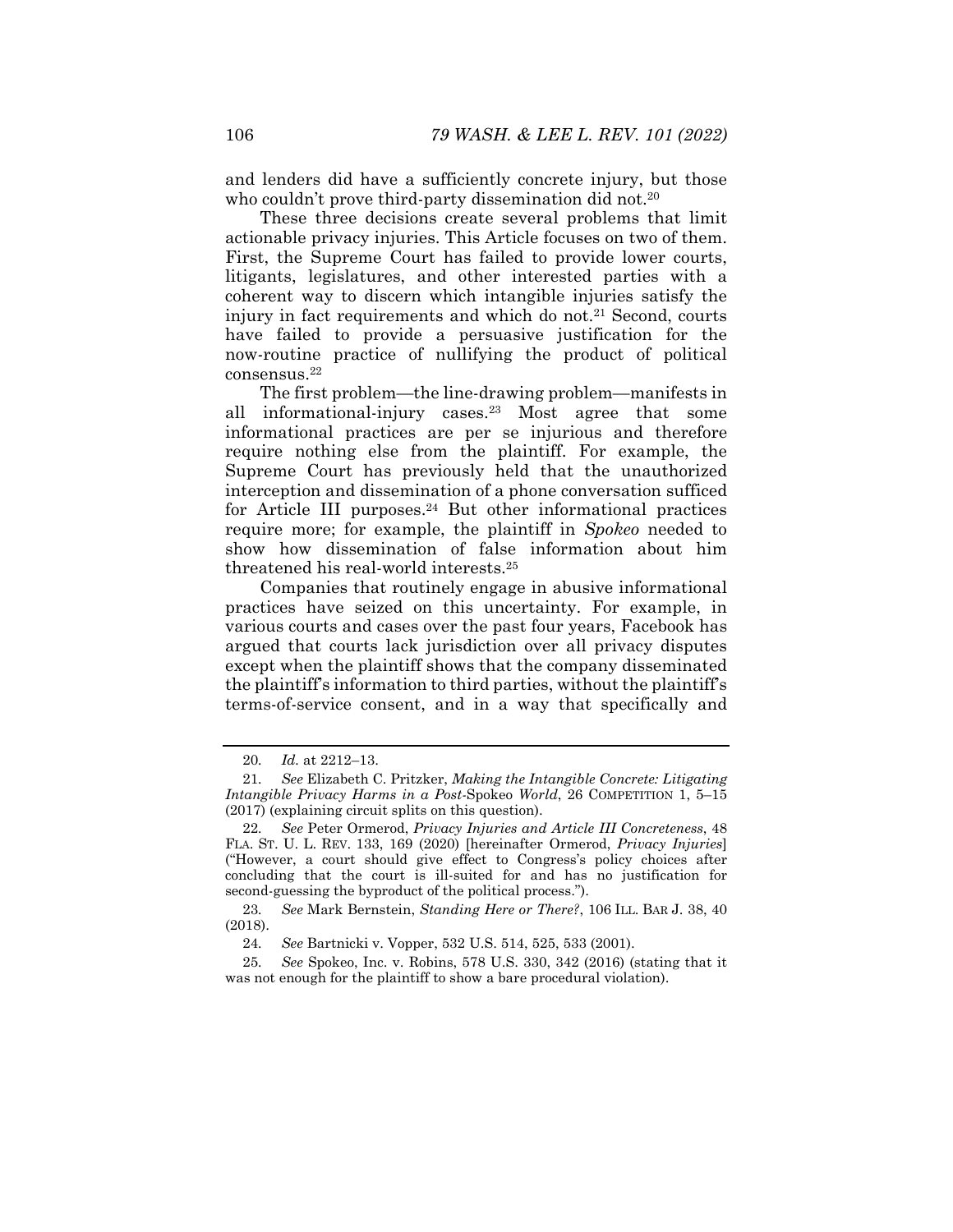and lenders did have a sufficiently concrete injury, but those who couldn't prove third-party dissemination did not.[20]

These three decisions create several problems that limit actionable privacy injuries. This Article focuses on two of them. First, the Supreme Court has failed to provide lower courts, litigants, legislatures, and other interested parties with a coherent way to discern which intangible injuries satisfy the injury in fact requirements and which do not.[21] Second, courts have failed to provide a persuasive justification for the now-routine practice of nullifying the product of political consensus.[22]

The first problem—the line-drawing problem—manifests in all informational-injury cases.[23] Most agree that some informational practices are per se injurious and therefore require nothing else from the plaintiff. For example, the Supreme Court has previously held that the unauthorized interception and dissemination of a phone conversation sufficed for Article III purposes.[24] But other informational practices require more; for example, the plaintiff in *Spokeo* needed to show how dissemination of false information about him threatened his real-world interests.[25]

Companies that routinely engage in abusive informational practices have seized on this uncertainty. For example, in various courts and cases over the past four years, Facebook has argued that courts lack jurisdiction over all privacy disputes except when the plaintiff shows that the company disseminated the plaintiff's information to third parties, without the plaintiff's terms-of-service consent, and in a way that specifically and

---

20. *Id.* at 2212–13.

21. *See* Elizabeth C. Pritzker, *Making the Intangible Concrete: Litigating Intangible Privacy Harms in a Post-*Spokeo *World*, 26 COMPETITION 1, 5–15 (2017) (explaining circuit splits on this question).

22. *See* Peter Ormerod, *Privacy Injuries and Article III Concreteness*, 48 FLA. ST. U. L. REV. 133, 169 (2020) [hereinafter Ormerod, *Privacy Injuries*] ("However, a court should give effect to Congress's policy choices after concluding that the court is ill-suited for and has no justification for second-guessing the byproduct of the political process.").

23. *See* Mark Bernstein, *Standing Here or There?*, 106 ILL. BAR J. 38, 40 (2018).

24. *See* Bartnicki v. Vopper, 532 U.S. 514, 525, 533 (2001).

25. *See* Spokeo, Inc. v. Robins, 578 U.S. 330, 342 (2016) (stating that it was not enough for the plaintiff to show a bare procedural violation).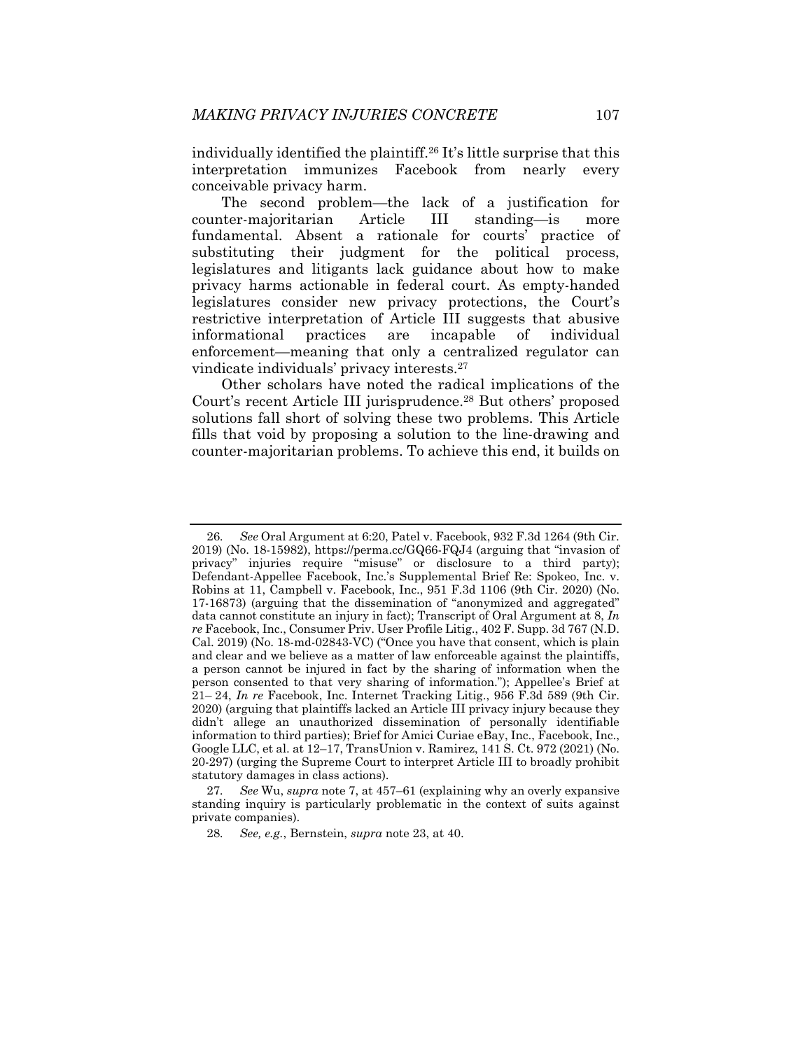individually identified the plaintiff.[26] It's little surprise that this interpretation immunizes Facebook from nearly every conceivable privacy harm.

The second problem—the lack of a justification for counter-majoritarian Article III standing—is more fundamental. Absent a rationale for courts' practice of substituting their judgment for the political process, legislatures and litigants lack guidance about how to make privacy harms actionable in federal court. As empty-handed legislatures consider new privacy protections, the Court's restrictive interpretation of Article III suggests that abusive informational practices are incapable of individual enforcement—meaning that only a centralized regulator can vindicate individuals' privacy interests.[27]

Other scholars have noted the radical implications of the Court's recent Article III jurisprudence.[28] But others' proposed solutions fall short of solving these two problems. This Article fills that void by proposing a solution to the line-drawing and counter-majoritarian problems. To achieve this end, it builds on

---

26. *See* Oral Argument at 6:20, Patel v. Facebook, 932 F.3d 1264 (9th Cir. 2019) (No. 18-15982), https://perma.cc/GQ66-FQJ4 (arguing that "invasion of privacy" injuries require "misuse" or disclosure to a third party); Defendant-Appellee Facebook, Inc.'s Supplemental Brief Re: Spokeo, Inc. v. Robins at 11, Campbell v. Facebook, Inc., 951 F.3d 1106 (9th Cir. 2020) (No. 17-16873) (arguing that the dissemination of "anonymized and aggregated" data cannot constitute an injury in fact); Transcript of Oral Argument at 8, *In re* Facebook, Inc., Consumer Priv. User Profile Litig., 402 F. Supp. 3d 767 (N.D. Cal. 2019) (No. 18-md-02843-VC) ("Once you have that consent, which is plain and clear and we believe as a matter of law enforceable against the plaintiffs, a person cannot be injured in fact by the sharing of information when the person consented to that very sharing of information."); Appellee's Brief at 21– 24, *In re* Facebook, Inc. Internet Tracking Litig., 956 F.3d 589 (9th Cir. 2020) (arguing that plaintiffs lacked an Article III privacy injury because they didn't allege an unauthorized dissemination of personally identifiable information to third parties); Brief for Amici Curiae eBay, Inc., Facebook, Inc., Google LLC, et al. at 12–17, TransUnion v. Ramirez, 141 S. Ct. 972 (2021) (No. 20-297) (urging the Supreme Court to interpret Article III to broadly prohibit statutory damages in class actions).

27. *See* Wu, *supra* note 7, at 457–61 (explaining why an overly expansive standing inquiry is particularly problematic in the context of suits against private companies).

28. *See, e.g.*, Bernstein, *supra* note 23, at 40.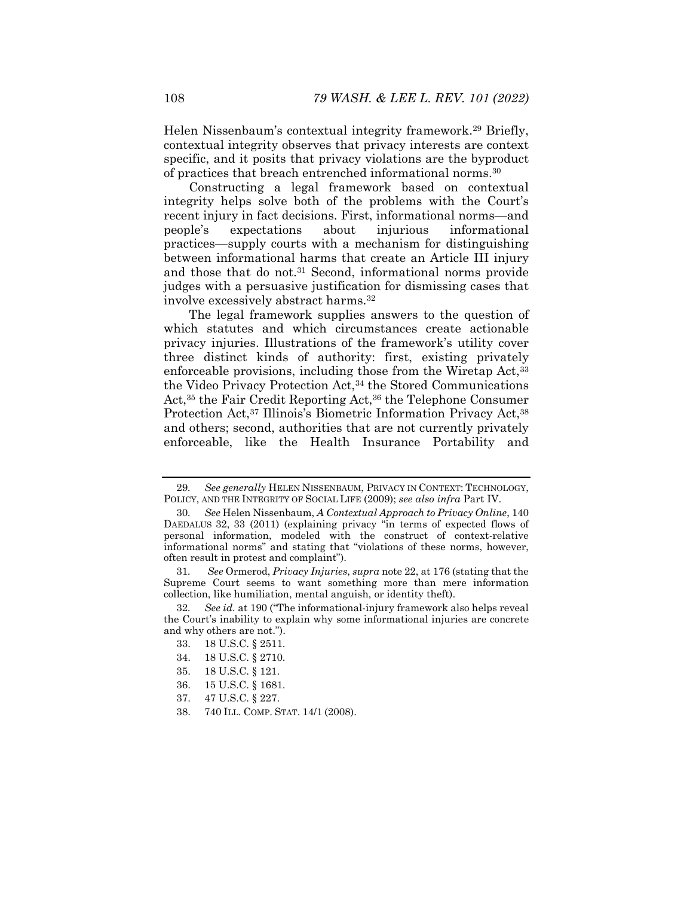Helen Nissenbaum's contextual integrity framework.[29] Briefly, contextual integrity observes that privacy interests are context specific, and it posits that privacy violations are the byproduct of practices that breach entrenched informational norms.[30]

Constructing a legal framework based on contextual integrity helps solve both of the problems with the Court's recent injury in fact decisions. First, informational norms—and people's expectations about injurious informational practices—supply courts with a mechanism for distinguishing between informational harms that create an Article III injury and those that do not.[31] Second, informational norms provide judges with a persuasive justification for dismissing cases that involve excessively abstract harms.[32]

The legal framework supplies answers to the question of which statutes and which circumstances create actionable privacy injuries. Illustrations of the framework's utility cover three distinct kinds of authority: first, existing privately enforceable provisions, including those from the Wiretap Act,[33] the Video Privacy Protection Act,[34] the Stored Communications Act,[35] the Fair Credit Reporting Act,[36] the Telephone Consumer Protection Act,[37] Illinois's Biometric Information Privacy Act,[38] and others; second, authorities that are not currently privately enforceable, like the Health Insurance Portability and

---

29. *See generally* HELEN NISSENBAUM, PRIVACY IN CONTEXT: TECHNOLOGY, POLICY, AND THE INTEGRITY OF SOCIAL LIFE (2009); *see also infra* Part IV.

30. *See* Helen Nissenbaum, *A Contextual Approach to Privacy Online*, 140 DAEDALUS 32, 33 (2011) (explaining privacy "in terms of expected flows of personal information, modeled with the construct of context-relative informational norms" and stating that "violations of these norms, however, often result in protest and complaint").

31. *See* Ormerod, *Privacy Injuries*, *supra* note 22, at 176 (stating that the Supreme Court seems to want something more than mere information collection, like humiliation, mental anguish, or identity theft).

32. *See id.* at 190 ("The informational-injury framework also helps reveal the Court's inability to explain why some informational injuries are concrete and why others are not.").

33. 18 U.S.C. § 2511.

34. 18 U.S.C. § 2710.

35. 18 U.S.C. § 121.

36. 15 U.S.C. § 1681.

37. 47 U.S.C. § 227.

38. 740 ILL. COMP. STAT. 14/1 (2008).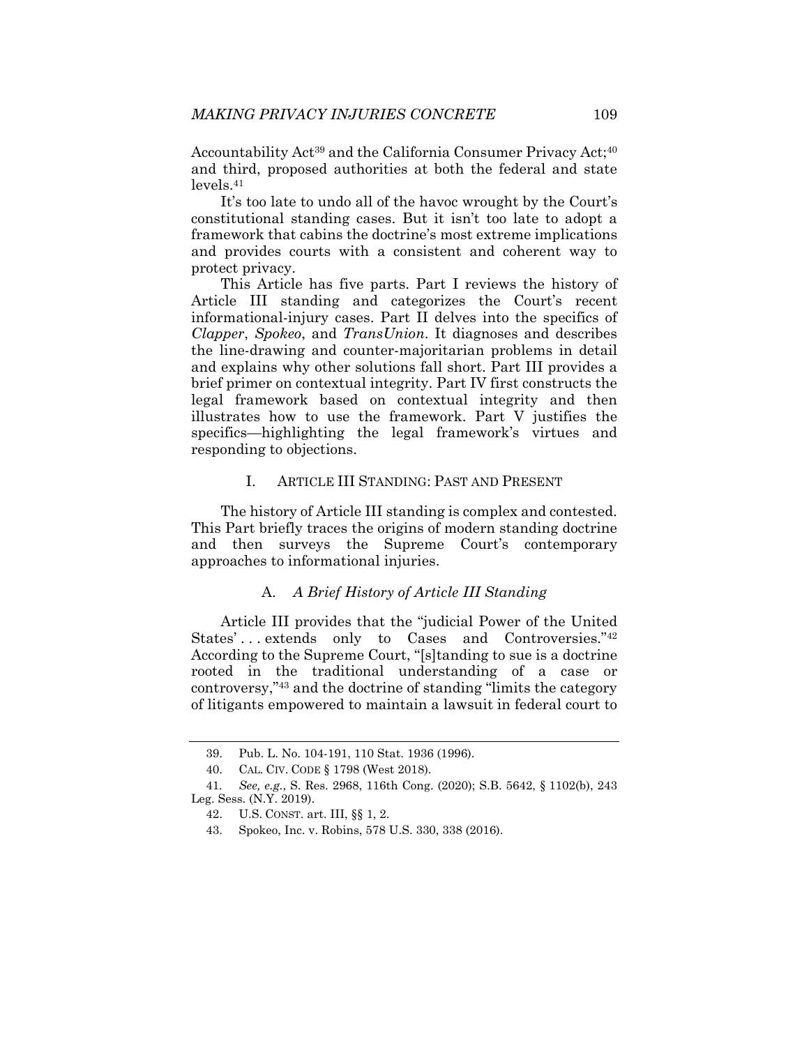Accountability Act[39] and the California Consumer Privacy Act;[40] and third, proposed authorities at both the federal and state levels.[41]

It's too late to undo all of the havoc wrought by the Court's constitutional standing cases. But it isn't too late to adopt a framework that cabins the doctrine's most extreme implications and provides courts with a consistent and coherent way to protect privacy.

This Article has five parts. Part I reviews the history of Article III standing and categorizes the Court's recent informational-injury cases. Part II delves into the specifics of *Clapper*, *Spokeo*, and *TransUnion*. It diagnoses and describes the line-drawing and counter-majoritarian problems in detail and explains why other solutions fall short. Part III provides a brief primer on contextual integrity. Part IV first constructs the legal framework based on contextual integrity and then illustrates how to use the framework. Part V justifies the specifics—highlighting the legal framework's virtues and responding to objections.

## I. ARTICLE III STANDING: PAST AND PRESENT

The history of Article III standing is complex and contested. This Part briefly traces the origins of modern standing doctrine and then surveys the Supreme Court's contemporary approaches to informational injuries.

### A. *A Brief History of Article III Standing*

Article III provides that the "judicial Power of the United States' . . . extends only to Cases and Controversies."[42] According to the Supreme Court, "[s]tanding to sue is a doctrine rooted in the traditional understanding of a case or controversy,"[43] and the doctrine of standing "limits the category of litigants empowered to maintain a lawsuit in federal court to

---

39. Pub. L. No. 104-191, 110 Stat. 1936 (1996).

40. CAL. CIV. CODE § 1798 (West 2018).

41. *See, e.g.*, S. Res. 2968, 116th Cong. (2020); S.B. 5642, § 1102(b), 243 Leg. Sess. (N.Y. 2019).

42. U.S. CONST. art. III, §§ 1, 2.

43. Spokeo, Inc. v. Robins, 578 U.S. 330, 338 (2016).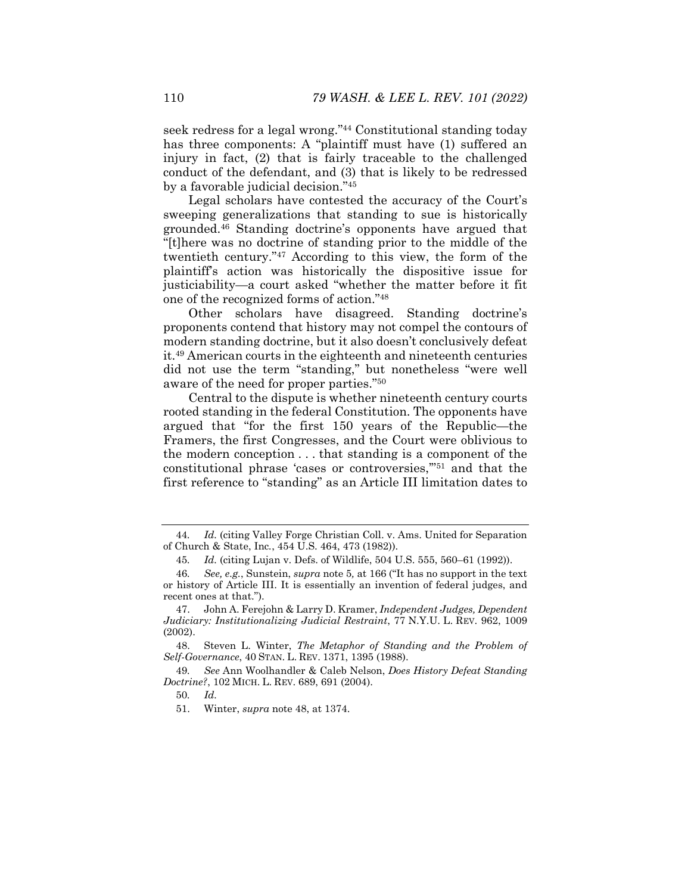seek redress for a legal wrong."[44] Constitutional standing today has three components: A "plaintiff must have (1) suffered an injury in fact, (2) that is fairly traceable to the challenged conduct of the defendant, and (3) that is likely to be redressed by a favorable judicial decision."[45]

Legal scholars have contested the accuracy of the Court's sweeping generalizations that standing to sue is historically grounded.[46] Standing doctrine's opponents have argued that "[t]here was no doctrine of standing prior to the middle of the twentieth century."[47] According to this view, the form of the plaintiff's action was historically the dispositive issue for justiciability—a court asked "whether the matter before it fit one of the recognized forms of action."[48]

Other scholars have disagreed. Standing doctrine's proponents contend that history may not compel the contours of modern standing doctrine, but it also doesn't conclusively defeat it.[49] American courts in the eighteenth and nineteenth centuries did not use the term "standing," but nonetheless "were well aware of the need for proper parties."[50]

Central to the dispute is whether nineteenth century courts rooted standing in the federal Constitution. The opponents have argued that "for the first 150 years of the Republic—the Framers, the first Congresses, and the Court were oblivious to the modern conception . . . that standing is a component of the constitutional phrase 'cases or controversies,'"[51] and that the first reference to "standing" as an Article III limitation dates to

---

44. *Id.* (citing Valley Forge Christian Coll. v. Ams. United for Separation of Church & State, Inc., 454 U.S. 464, 473 (1982)).

45. *Id.* (citing Lujan v. Defs. of Wildlife, 504 U.S. 555, 560–61 (1992)).

46. *See, e.g.*, Sunstein, *supra* note 5, at 166 ("It has no support in the text or history of Article III. It is essentially an invention of federal judges, and recent ones at that.").

47. John A. Ferejohn & Larry D. Kramer, *Independent Judges, Dependent Judiciary: Institutionalizing Judicial Restraint*, 77 N.Y.U. L. REV. 962, 1009 (2002).

48. Steven L. Winter, *The Metaphor of Standing and the Problem of Self-Governance*, 40 STAN. L. REV. 1371, 1395 (1988).

49. *See* Ann Woolhandler & Caleb Nelson, *Does History Defeat Standing Doctrine?*, 102 MICH. L. REV. 689, 691 (2004).

50. *Id.*

51. Winter, *supra* note 48, at 1374.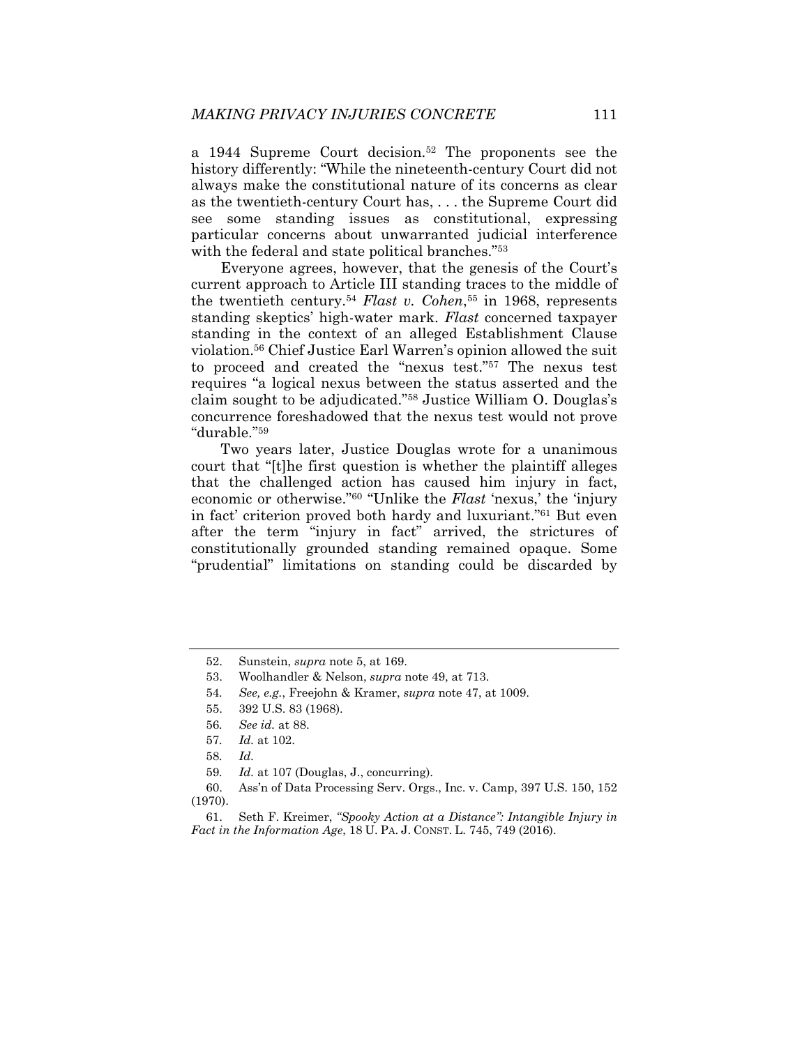a 1944 Supreme Court decision.[52] The proponents see the history differently: "While the nineteenth-century Court did not always make the constitutional nature of its concerns as clear as the twentieth-century Court has, . . . the Supreme Court did see some standing issues as constitutional, expressing particular concerns about unwarranted judicial interference with the federal and state political branches."[53]

Everyone agrees, however, that the genesis of the Court's current approach to Article III standing traces to the middle of the twentieth century.[54] *Flast v. Cohen*,[55] in 1968, represents standing skeptics' high-water mark. *Flast* concerned taxpayer standing in the context of an alleged Establishment Clause violation.[56] Chief Justice Earl Warren's opinion allowed the suit to proceed and created the "nexus test."[57] The nexus test requires "a logical nexus between the status asserted and the claim sought to be adjudicated."[58] Justice William O. Douglas's concurrence foreshadowed that the nexus test would not prove "durable."[59]

Two years later, Justice Douglas wrote for a unanimous court that "[t]he first question is whether the plaintiff alleges that the challenged action has caused him injury in fact, economic or otherwise."[60] "Unlike the *Flast* 'nexus,' the 'injury in fact' criterion proved both hardy and luxuriant."[61] But even after the term "injury in fact" arrived, the strictures of constitutionally grounded standing remained opaque. Some "prudential" limitations on standing could be discarded by

---

52. Sunstein, *supra* note 5, at 169.

53. Woolhandler & Nelson, *supra* note 49, at 713.

54. *See, e.g.*, Freejohn & Kramer, *supra* note 47, at 1009.

55. 392 U.S. 83 (1968).

56. *See id.* at 88.

57. *Id.* at 102.

58. *Id.*

59. *Id.* at 107 (Douglas, J., concurring).

60. Ass'n of Data Processing Serv. Orgs., Inc. v. Camp, 397 U.S. 150, 152 (1970).

61. Seth F. Kreimer, *"Spooky Action at a Distance": Intangible Injury in Fact in the Information Age*, 18 U. PA. J. CONST. L. 745, 749 (2016).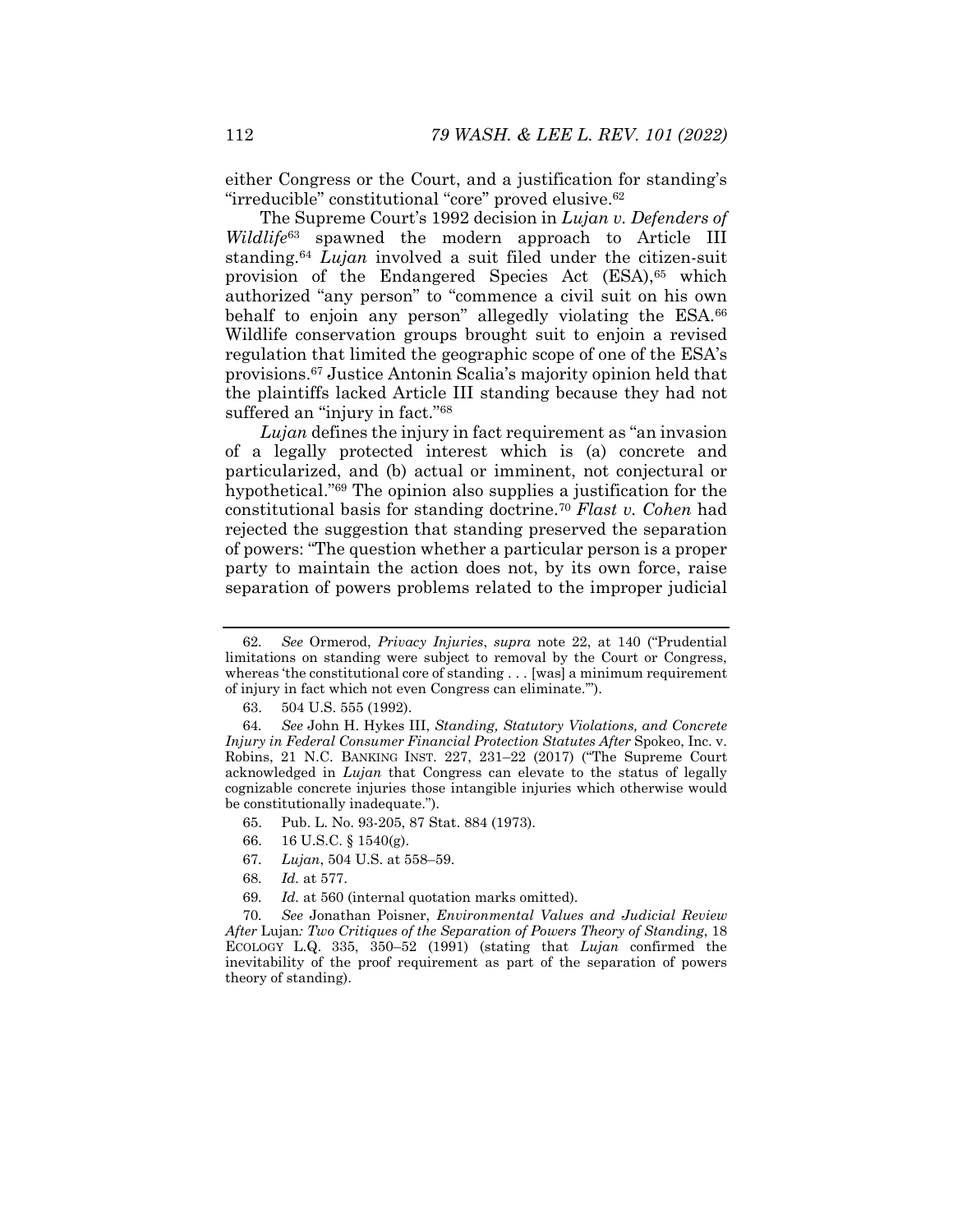either Congress or the Court, and a justification for standing's "irreducible" constitutional "core" proved elusive.[62]

The Supreme Court's 1992 decision in *Lujan v. Defenders of Wildlife*[63] spawned the modern approach to Article III standing.[64] *Lujan* involved a suit filed under the citizen-suit provision of the Endangered Species Act (ESA),[65] which authorized "any person" to "commence a civil suit on his own behalf to enjoin any person" allegedly violating the ESA.[66] Wildlife conservation groups brought suit to enjoin a revised regulation that limited the geographic scope of one of the ESA's provisions.[67] Justice Antonin Scalia's majority opinion held that the plaintiffs lacked Article III standing because they had not suffered an "injury in fact."[68]

*Lujan* defines the injury in fact requirement as "an invasion of a legally protected interest which is (a) concrete and particularized, and (b) actual or imminent, not conjectural or hypothetical."[69] The opinion also supplies a justification for the constitutional basis for standing doctrine.[70] *Flast v. Cohen* had rejected the suggestion that standing preserved the separation of powers: "The question whether a particular person is a proper party to maintain the action does not, by its own force, raise separation of powers problems related to the improper judicial

---

62. *See* Ormerod, *Privacy Injuries*, *supra* note 22, at 140 ("Prudential limitations on standing were subject to removal by the Court or Congress, whereas 'the constitutional core of standing . . . [was] a minimum requirement of injury in fact which not even Congress can eliminate.'").

63. 504 U.S. 555 (1992).

64. *See* John H. Hykes III, *Standing, Statutory Violations, and Concrete Injury in Federal Consumer Financial Protection Statutes After* Spokeo, Inc. v. Robins, 21 N.C. BANKING INST. 227, 231–22 (2017) ("The Supreme Court acknowledged in *Lujan* that Congress can elevate to the status of legally cognizable concrete injuries those intangible injuries which otherwise would be constitutionally inadequate.").

65. Pub. L. No. 93-205, 87 Stat. 884 (1973).

66. 16 U.S.C. § 1540(g).

67. *Lujan*, 504 U.S. at 558–59.

68. *Id.* at 577.

69. *Id.* at 560 (internal quotation marks omitted).

70. *See* Jonathan Poisner, *Environmental Values and Judicial Review After* Lujan*: Two Critiques of the Separation of Powers Theory of Standing*, 18 ECOLOGY L.Q. 335, 350–52 (1991) (stating that *Lujan* confirmed the inevitability of the proof requirement as part of the separation of powers theory of standing).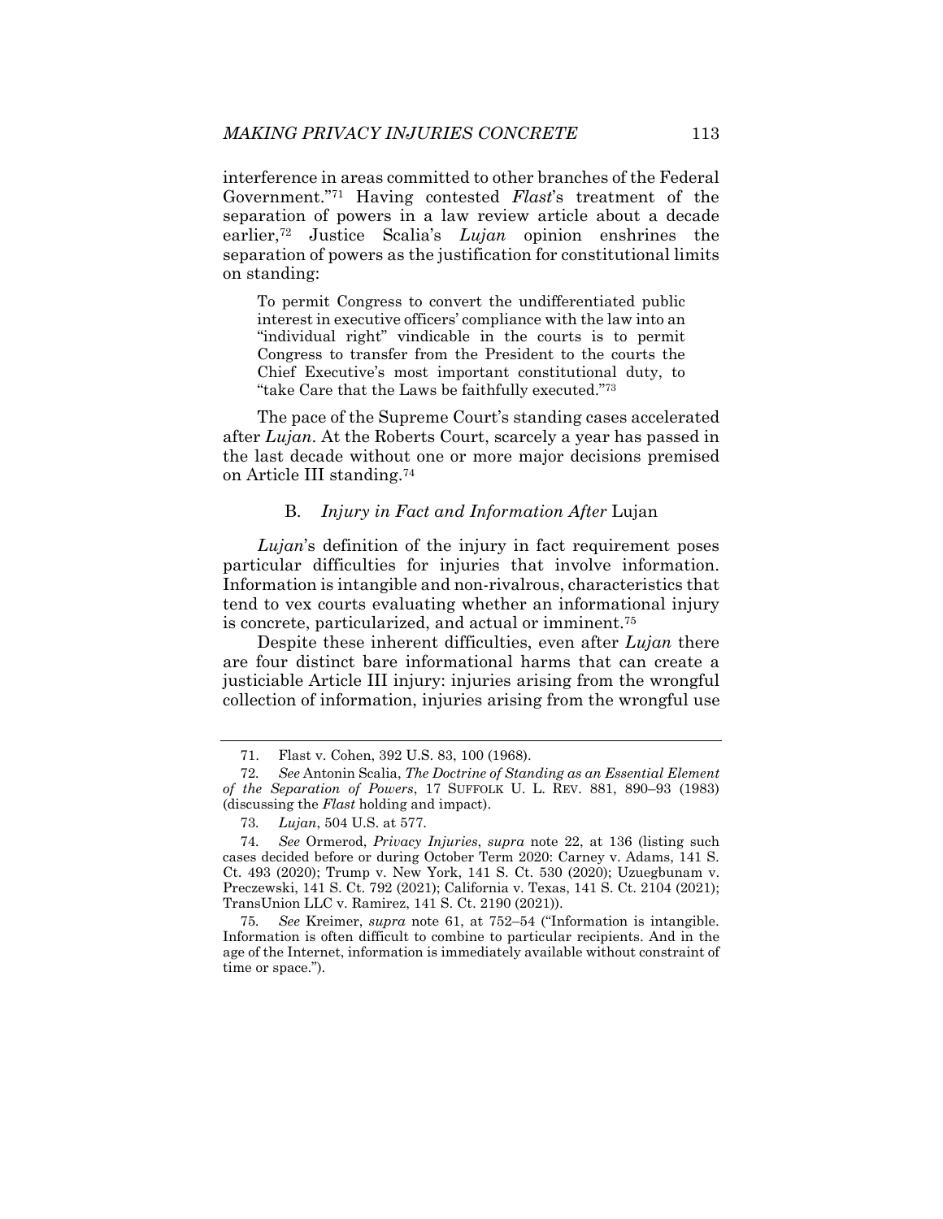interference in areas committed to other branches of the Federal Government."[71] Having contested *Flast*'s treatment of the separation of powers in a law review article about a decade earlier,[72] Justice Scalia's *Lujan* opinion enshrines the separation of powers as the justification for constitutional limits on standing:

> To permit Congress to convert the undifferentiated public interest in executive officers' compliance with the law into an "individual right" vindicable in the courts is to permit Congress to transfer from the President to the courts the Chief Executive's most important constitutional duty, to "take Care that the Laws be faithfully executed."[73]

The pace of the Supreme Court's standing cases accelerated after *Lujan*. At the Roberts Court, scarcely a year has passed in the last decade without one or more major decisions premised on Article III standing.[74]

### B. *Injury in Fact and Information After* Lujan

*Lujan*'s definition of the injury in fact requirement poses particular difficulties for injuries that involve information. Information is intangible and non-rivalrous, characteristics that tend to vex courts evaluating whether an informational injury is concrete, particularized, and actual or imminent.[75]

Despite these inherent difficulties, even after *Lujan* there are four distinct bare informational harms that can create a justiciable Article III injury: injuries arising from the wrongful collection of information, injuries arising from the wrongful use

---

71. Flast v. Cohen, 392 U.S. 83, 100 (1968).

72. *See* Antonin Scalia, *The Doctrine of Standing as an Essential Element of the Separation of Powers*, 17 SUFFOLK U. L. REV. 881, 890–93 (1983) (discussing the *Flast* holding and impact).

73. *Lujan*, 504 U.S. at 577.

74. *See* Ormerod, *Privacy Injuries*, *supra* note 22, at 136 (listing such cases decided before or during October Term 2020: Carney v. Adams, 141 S. Ct. 493 (2020); Trump v. New York, 141 S. Ct. 530 (2020); Uzuegbunam v. Preczewski, 141 S. Ct. 792 (2021); California v. Texas, 141 S. Ct. 2104 (2021); TransUnion LLC v. Ramirez, 141 S. Ct. 2190 (2021)).

75. *See* Kreimer, *supra* note 61, at 752–54 ("Information is intangible. Information is often difficult to combine to particular recipients. And in the age of the Internet, information is immediately available without constraint of time or space.").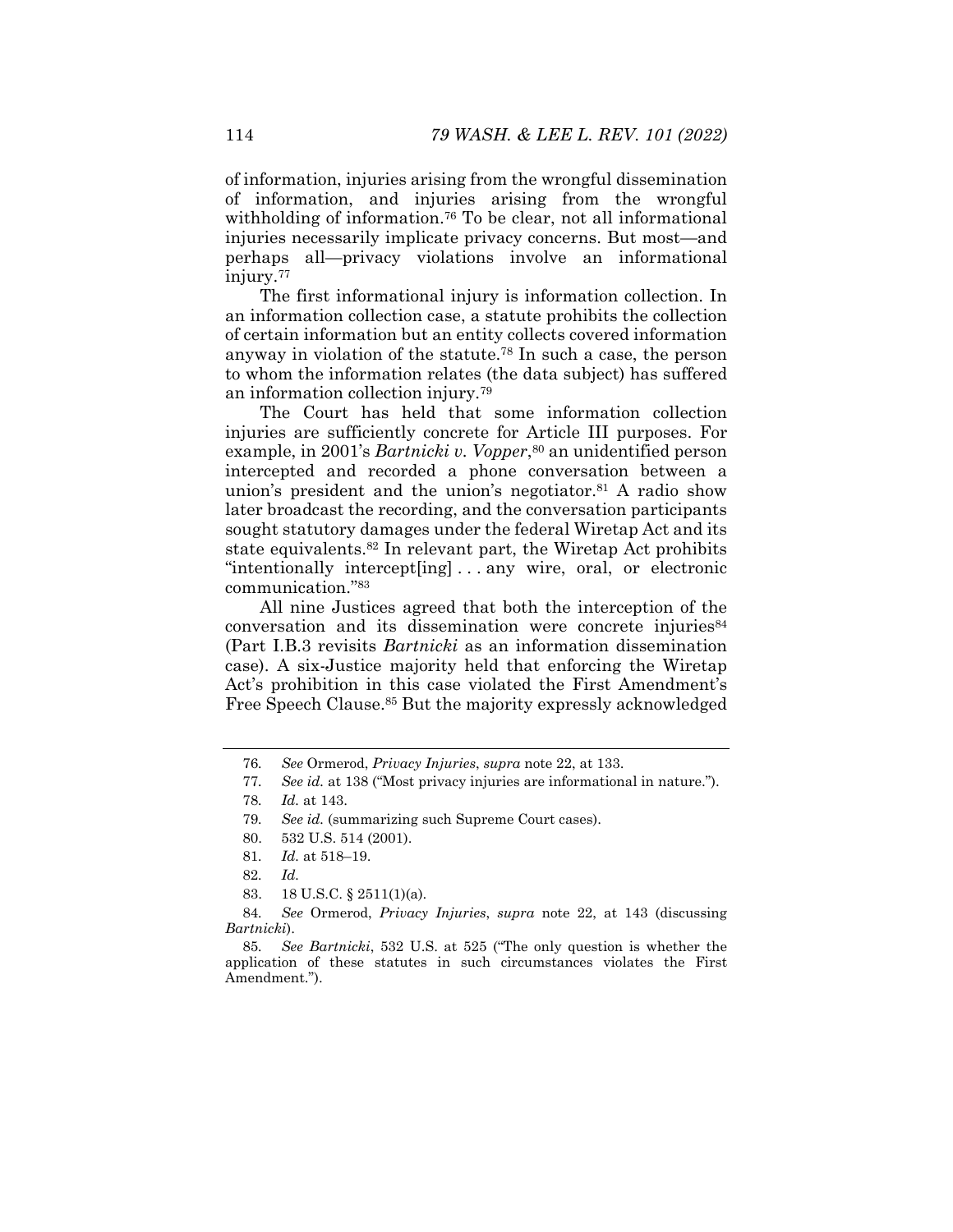of information, injuries arising from the wrongful dissemination of information, and injuries arising from the wrongful withholding of information.[76] To be clear, not all informational injuries necessarily implicate privacy concerns. But most—and perhaps all—privacy violations involve an informational injury.[77]

The first informational injury is information collection. In an information collection case, a statute prohibits the collection of certain information but an entity collects covered information anyway in violation of the statute.[78] In such a case, the person to whom the information relates (the data subject) has suffered an information collection injury.[79]

The Court has held that some information collection injuries are sufficiently concrete for Article III purposes. For example, in 2001's *Bartnicki v. Vopper*,[80] an unidentified person intercepted and recorded a phone conversation between a union's president and the union's negotiator.[81] A radio show later broadcast the recording, and the conversation participants sought statutory damages under the federal Wiretap Act and its state equivalents.[82] In relevant part, the Wiretap Act prohibits "intentionally intercept[ing] . . . any wire, oral, or electronic communication."[83]

All nine Justices agreed that both the interception of the conversation and its dissemination were concrete injuries[84] (Part I.B.3 revisits *Bartnicki* as an information dissemination case). A six-Justice majority held that enforcing the Wiretap Act's prohibition in this case violated the First Amendment's Free Speech Clause.[85] But the majority expressly acknowledged

---

76. *See* Ormerod, *Privacy Injuries*, *supra* note 22, at 133.

77. *See id.* at 138 ("Most privacy injuries are informational in nature.").

78. *Id.* at 143.

79. *See id.* (summarizing such Supreme Court cases).

80. 532 U.S. 514 (2001).

81. *Id.* at 518–19.

82. *Id.*

83. 18 U.S.C. § 2511(1)(a).

84. *See* Ormerod, *Privacy Injuries*, *supra* note 22, at 143 (discussing *Bartnicki*).

85. *See Bartnicki*, 532 U.S. at 525 ("The only question is whether the application of these statutes in such circumstances violates the First Amendment.").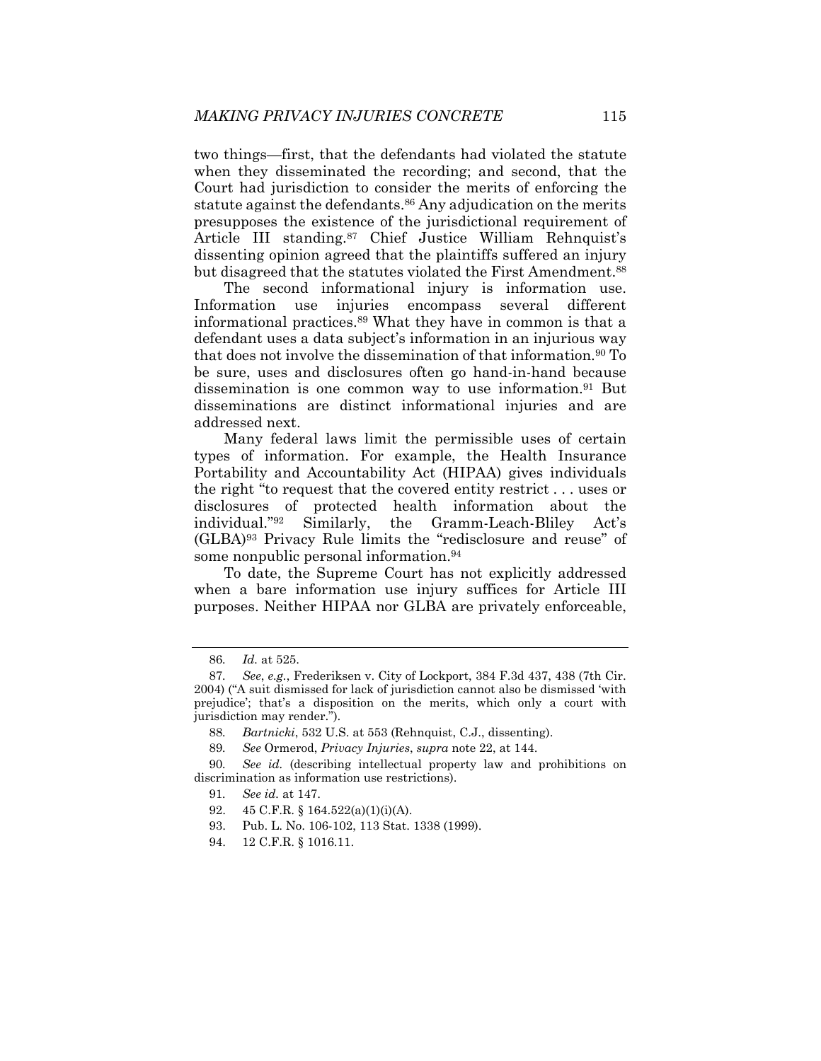two things—first, that the defendants had violated the statute when they disseminated the recording; and second, that the Court had jurisdiction to consider the merits of enforcing the statute against the defendants.[86] Any adjudication on the merits presupposes the existence of the jurisdictional requirement of Article III standing.[87] Chief Justice William Rehnquist's dissenting opinion agreed that the plaintiffs suffered an injury but disagreed that the statutes violated the First Amendment.[88]

The second informational injury is information use. Information use injuries encompass several different informational practices.[89] What they have in common is that a defendant uses a data subject's information in an injurious way that does not involve the dissemination of that information.[90] To be sure, uses and disclosures often go hand-in-hand because dissemination is one common way to use information.[91] But disseminations are distinct informational injuries and are addressed next.

Many federal laws limit the permissible uses of certain types of information. For example, the Health Insurance Portability and Accountability Act (HIPAA) gives individuals the right "to request that the covered entity restrict . . . uses or disclosures of protected health information about the individual."[92] Similarly, the Gramm-Leach-Bliley Act's (GLBA)[93] Privacy Rule limits the "redisclosure and reuse" of some nonpublic personal information.[94]

To date, the Supreme Court has not explicitly addressed when a bare information use injury suffices for Article III purposes. Neither HIPAA nor GLBA are privately enforceable,

---

86. *Id.* at 525.

87. *See*, *e.g.*, Frederiksen v. City of Lockport, 384 F.3d 437, 438 (7th Cir. 2004) ("A suit dismissed for lack of jurisdiction cannot also be dismissed 'with prejudice'; that's a disposition on the merits, which only a court with jurisdiction may render.").

88. *Bartnicki*, 532 U.S. at 553 (Rehnquist, C.J., dissenting).

89. *See* Ormerod, *Privacy Injuries*, *supra* note 22, at 144.

90. *See id.* (describing intellectual property law and prohibitions on discrimination as information use restrictions).

91. *See id.* at 147.

92. 45 C.F.R. § 164.522(a)(1)(i)(A).

93. Pub. L. No. 106-102, 113 Stat. 1338 (1999).

94. 12 C.F.R. § 1016.11.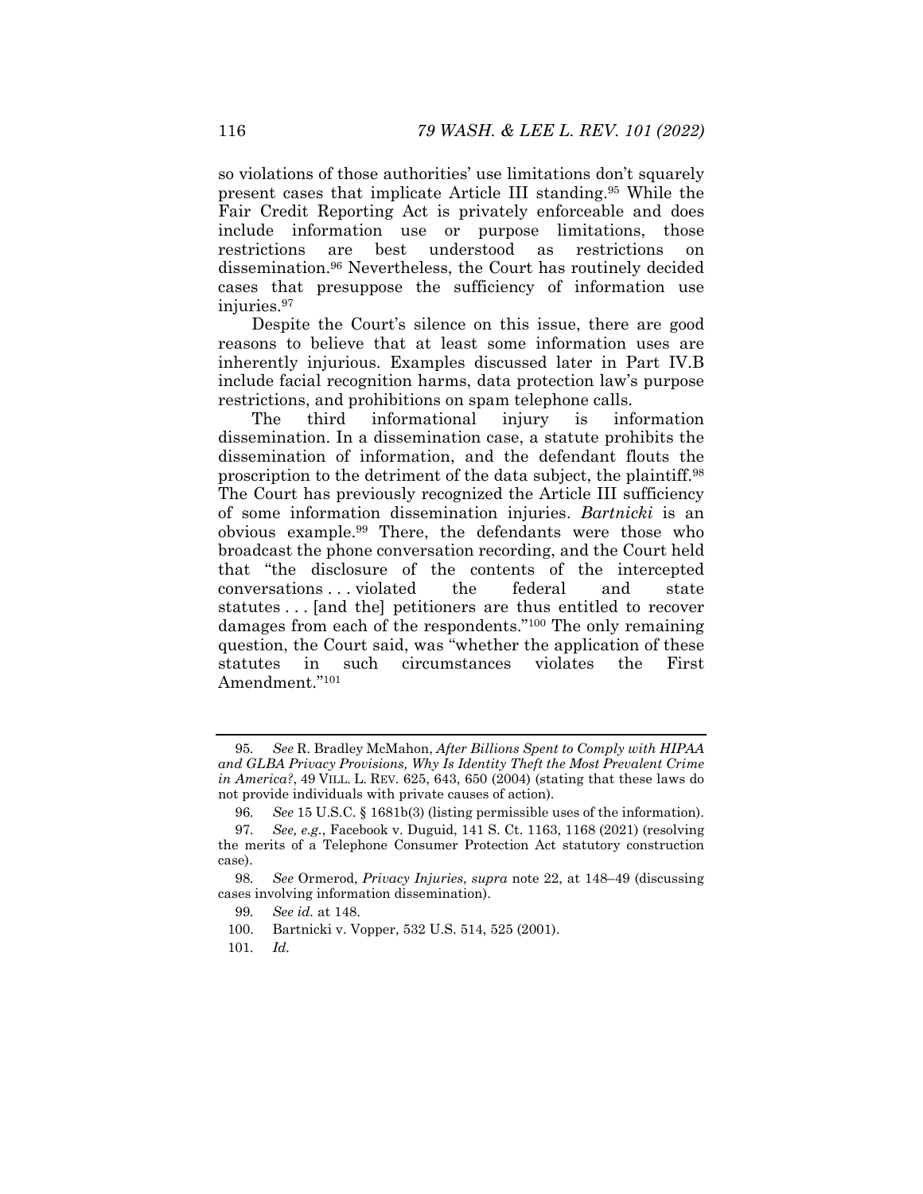so violations of those authorities' use limitations don't squarely present cases that implicate Article III standing.[95] While the Fair Credit Reporting Act is privately enforceable and does include information use or purpose limitations, those restrictions are best understood as restrictions on dissemination.[96] Nevertheless, the Court has routinely decided cases that presuppose the sufficiency of information use injuries.[97]

Despite the Court's silence on this issue, there are good reasons to believe that at least some information uses are inherently injurious. Examples discussed later in Part IV.B include facial recognition harms, data protection law's purpose restrictions, and prohibitions on spam telephone calls.

The third informational injury is information dissemination. In a dissemination case, a statute prohibits the dissemination of information, and the defendant flouts the proscription to the detriment of the data subject, the plaintiff.[98] The Court has previously recognized the Article III sufficiency of some information dissemination injuries. *Bartnicki* is an obvious example.[99] There, the defendants were those who broadcast the phone conversation recording, and the Court held that "the disclosure of the contents of the intercepted conversations . . . violated the federal and state statutes . . . [and the] petitioners are thus entitled to recover damages from each of the respondents."[100] The only remaining question, the Court said, was "whether the application of these statutes in such circumstances violates the First Amendment."[101]

---

95. *See* R. Bradley McMahon, *After Billions Spent to Comply with HIPAA and GLBA Privacy Provisions, Why Is Identity Theft the Most Prevalent Crime in America?*, 49 VILL. L. REV. 625, 643, 650 (2004) (stating that these laws do not provide individuals with private causes of action).

96. *See* 15 U.S.C. § 1681b(3) (listing permissible uses of the information).

97. *See, e.g.*, Facebook v. Duguid, 141 S. Ct. 1163, 1168 (2021) (resolving the merits of a Telephone Consumer Protection Act statutory construction case).

98. *See* Ormerod, *Privacy Injuries*, *supra* note 22, at 148–49 (discussing cases involving information dissemination).

99. *See id.* at 148.

100. Bartnicki v. Vopper, 532 U.S. 514, 525 (2001).

101. *Id.*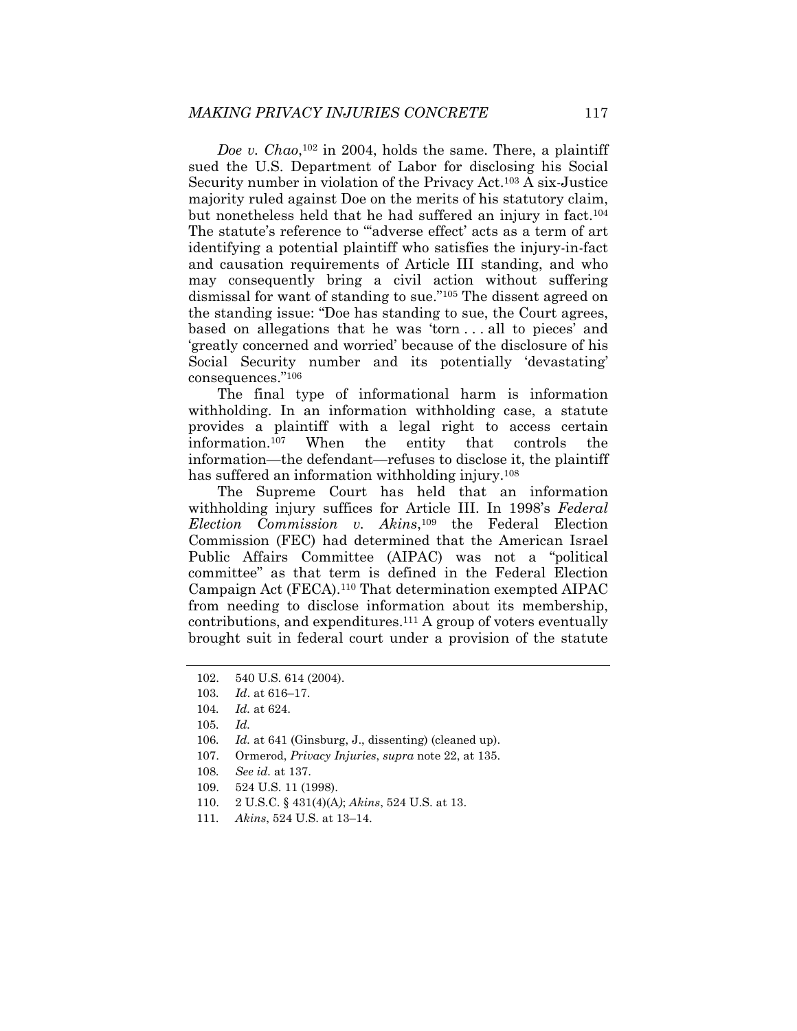*Doe v. Chao*,[102] in 2004, holds the same. There, a plaintiff sued the U.S. Department of Labor for disclosing his Social Security number in violation of the Privacy Act.[103] A six-Justice majority ruled against Doe on the merits of his statutory claim, but nonetheless held that he had suffered an injury in fact.[104] The statute's reference to "'adverse effect' acts as a term of art identifying a potential plaintiff who satisfies the injury-in-fact and causation requirements of Article III standing, and who may consequently bring a civil action without suffering dismissal for want of standing to sue."[105] The dissent agreed on the standing issue: "Doe has standing to sue, the Court agrees, based on allegations that he was 'torn . . . all to pieces' and 'greatly concerned and worried' because of the disclosure of his Social Security number and its potentially 'devastating' consequences."[106]

The final type of informational harm is information withholding. In an information withholding case, a statute provides a plaintiff with a legal right to access certain information.[107] When the entity that controls the information—the defendant—refuses to disclose it, the plaintiff has suffered an information withholding injury.[108]

The Supreme Court has held that an information withholding injury suffices for Article III. In 1998's *Federal Election Commission v. Akins*,[109] the Federal Election Commission (FEC) had determined that the American Israel Public Affairs Committee (AIPAC) was not a "political committee" as that term is defined in the Federal Election Campaign Act (FECA).[110] That determination exempted AIPAC from needing to disclose information about its membership, contributions, and expenditures.[111] A group of voters eventually brought suit in federal court under a provision of the statute

---

102. 540 U.S. 614 (2004).

103. *Id*. at 616–17.

104. *Id.* at 624.

105. *Id.*

106. *Id.* at 641 (Ginsburg, J., dissenting) (cleaned up).

107. Ormerod, *Privacy Injuries*, *supra* note 22, at 135.

108. *See id.* at 137.

109. 524 U.S. 11 (1998).

110. 2 U.S.C. § 431(4)(A); *Akins*, 524 U.S. at 13.

111. *Akins*, 524 U.S. at 13–14.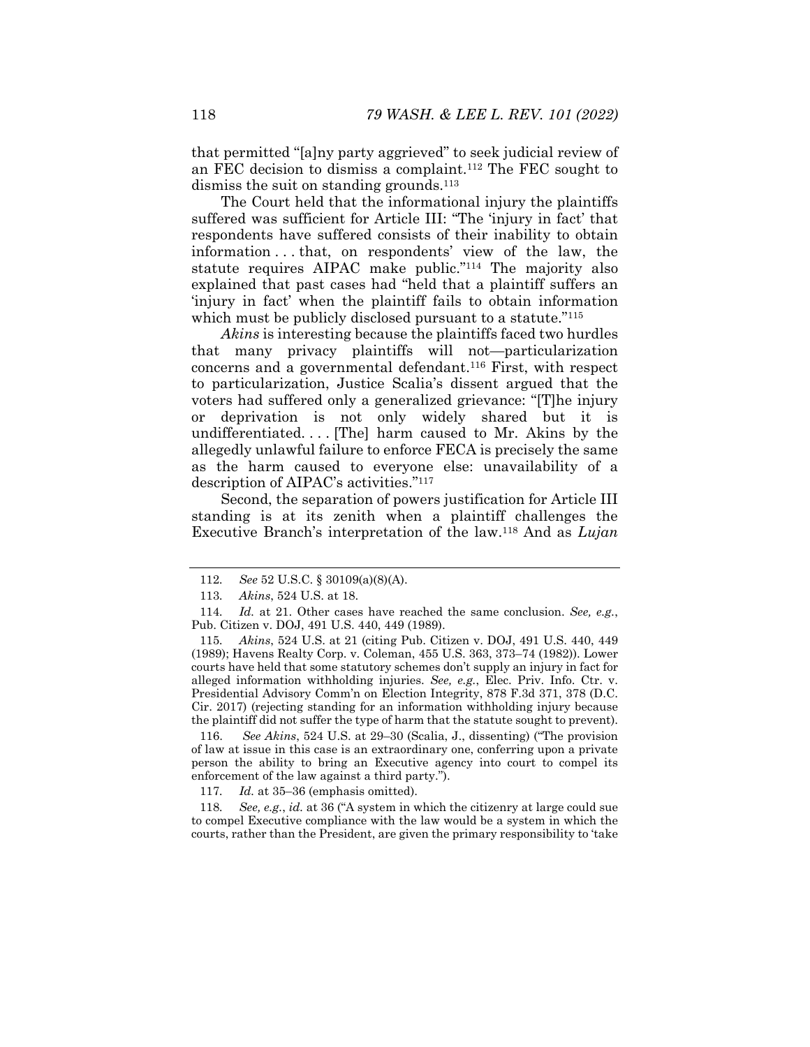that permitted "[a]ny party aggrieved" to seek judicial review of an FEC decision to dismiss a complaint.[112] The FEC sought to dismiss the suit on standing grounds.[113]

The Court held that the informational injury the plaintiffs suffered was sufficient for Article III: "The 'injury in fact' that respondents have suffered consists of their inability to obtain information . . . that, on respondents' view of the law, the statute requires AIPAC make public."[114] The majority also explained that past cases had "held that a plaintiff suffers an 'injury in fact' when the plaintiff fails to obtain information which must be publicly disclosed pursuant to a statute."[115]

*Akins* is interesting because the plaintiffs faced two hurdles that many privacy plaintiffs will not—particularization concerns and a governmental defendant.[116] First, with respect to particularization, Justice Scalia's dissent argued that the voters had suffered only a generalized grievance: "[T]he injury or deprivation is not only widely shared but it is undifferentiated. . . . [The] harm caused to Mr. Akins by the allegedly unlawful failure to enforce FECA is precisely the same as the harm caused to everyone else: unavailability of a description of AIPAC's activities."[117]

Second, the separation of powers justification for Article III standing is at its zenith when a plaintiff challenges the Executive Branch's interpretation of the law.[118] And as *Lujan*

---

112. *See* 52 U.S.C. § 30109(a)(8)(A).

113. *Akins*, 524 U.S. at 18.

114. *Id.* at 21. Other cases have reached the same conclusion. *See, e.g.*, Pub. Citizen v. DOJ, 491 U.S. 440, 449 (1989).

115. *Akins*, 524 U.S. at 21 (citing Pub. Citizen v. DOJ, 491 U.S. 440, 449 (1989); Havens Realty Corp. v. Coleman, 455 U.S. 363, 373–74 (1982)). Lower courts have held that some statutory schemes don't supply an injury in fact for alleged information withholding injuries. *See, e.g.*, Elec. Priv. Info. Ctr. v. Presidential Advisory Comm'n on Election Integrity, 878 F.3d 371, 378 (D.C. Cir. 2017) (rejecting standing for an information withholding injury because the plaintiff did not suffer the type of harm that the statute sought to prevent).

116. *See Akins*, 524 U.S. at 29–30 (Scalia, J., dissenting) ("The provision of law at issue in this case is an extraordinary one, conferring upon a private person the ability to bring an Executive agency into court to compel its enforcement of the law against a third party.").

117. *Id.* at 35–36 (emphasis omitted).

118. *See, e.g.*, *id.* at 36 ("A system in which the citizenry at large could sue to compel Executive compliance with the law would be a system in which the courts, rather than the President, are given the primary responsibility to 'take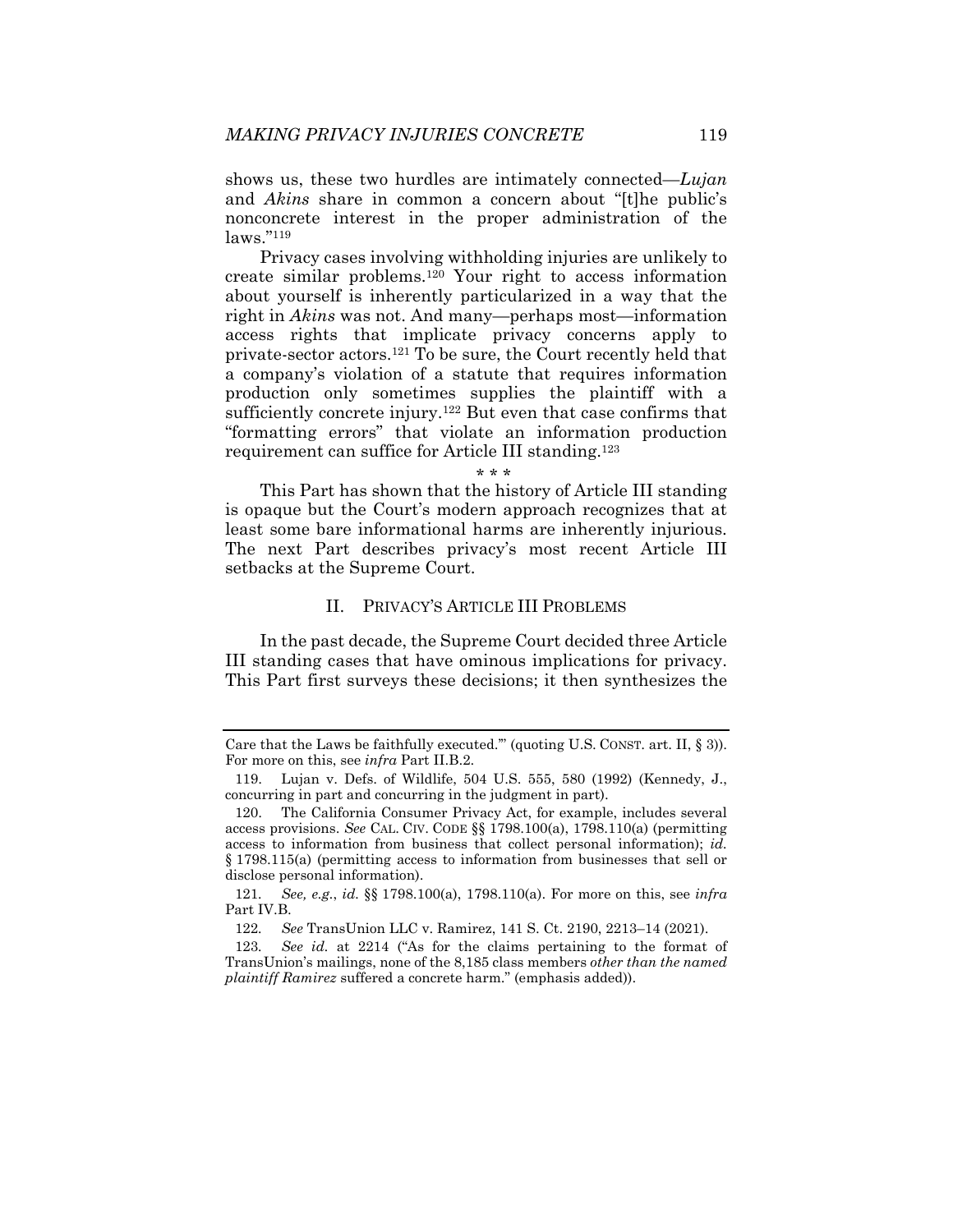shows us, these two hurdles are intimately connected—*Lujan* and *Akins* share in common a concern about "[t]he public's nonconcrete interest in the proper administration of the laws."[119]

Privacy cases involving withholding injuries are unlikely to create similar problems.[120] Your right to access information about yourself is inherently particularized in a way that the right in *Akins* was not. And many—perhaps most—information access rights that implicate privacy concerns apply to private-sector actors.[121] To be sure, the Court recently held that a company's violation of a statute that requires information production only sometimes supplies the plaintiff with a sufficiently concrete injury.[122] But even that case confirms that "formatting errors" that violate an information production requirement can suffice for Article III standing.[123]

\* \* \*

This Part has shown that the history of Article III standing is opaque but the Court's modern approach recognizes that at least some bare informational harms are inherently injurious. The next Part describes privacy's most recent Article III setbacks at the Supreme Court.

## II. PRIVACY'S ARTICLE III PROBLEMS

In the past decade, the Supreme Court decided three Article III standing cases that have ominous implications for privacy. This Part first surveys these decisions; it then synthesizes the

---

Care that the Laws be faithfully executed.'" (quoting U.S. CONST. art. II, § 3)). For more on this, see *infra* Part II.B.2.

119. Lujan v. Defs. of Wildlife, 504 U.S. 555, 580 (1992) (Kennedy, J., concurring in part and concurring in the judgment in part).

120. The California Consumer Privacy Act, for example, includes several access provisions. *See* CAL. CIV. CODE §§ 1798.100(a), 1798.110(a) (permitting access to information from business that collect personal information); *id.* § 1798.115(a) (permitting access to information from businesses that sell or disclose personal information).

121. *See, e.g.*, *id.* §§ 1798.100(a), 1798.110(a). For more on this, see *infra* Part IV.B.

122. *See* TransUnion LLC v. Ramirez, 141 S. Ct. 2190, 2213–14 (2021).

123. *See id.* at 2214 ("As for the claims pertaining to the format of TransUnion's mailings, none of the 8,185 class members *other than the named plaintiff Ramirez* suffered a concrete harm." (emphasis added)).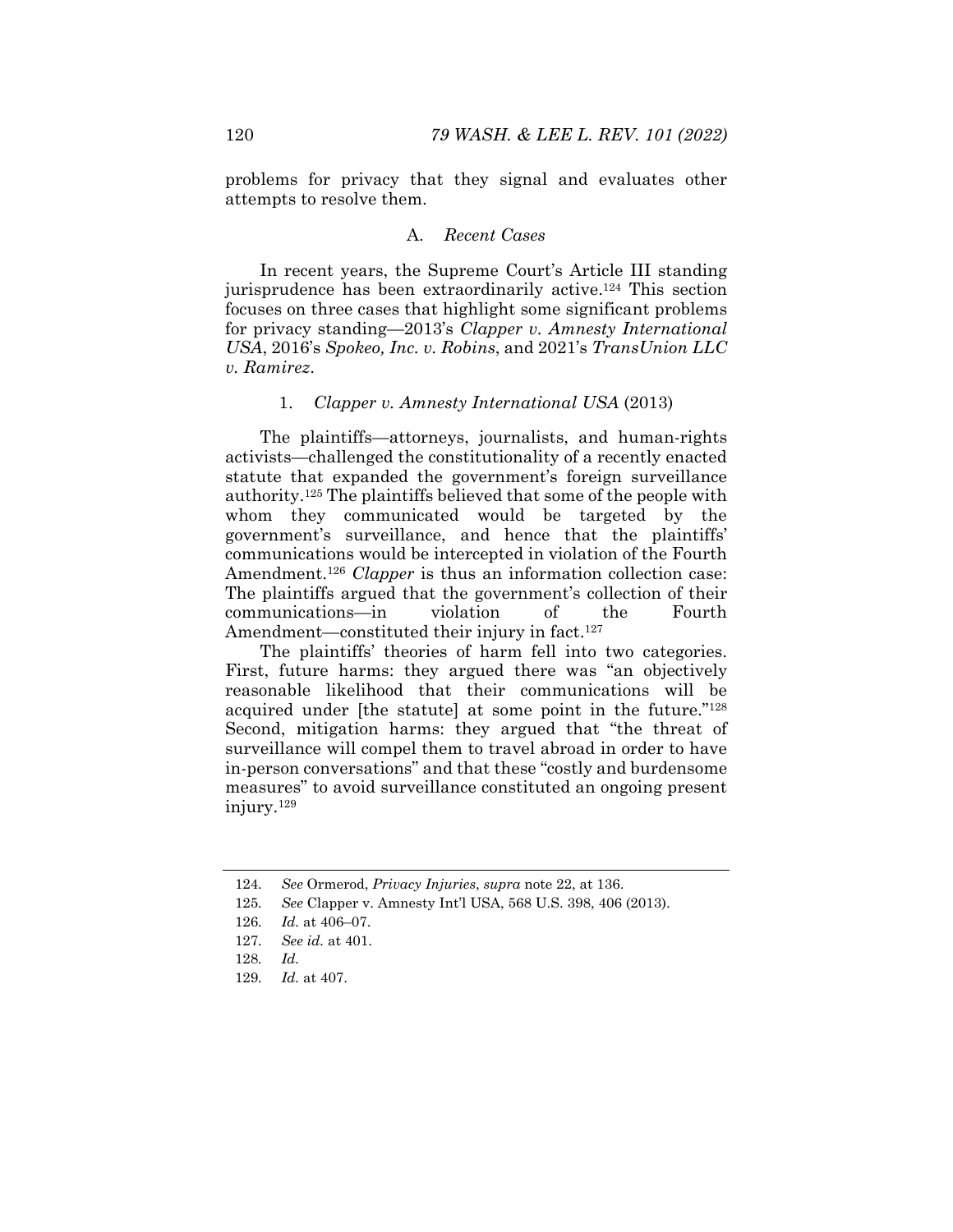problems for privacy that they signal and evaluates other attempts to resolve them.

### A. *Recent Cases*

In recent years, the Supreme Court's Article III standing jurisprudence has been extraordinarily active.[124] This section focuses on three cases that highlight some significant problems for privacy standing—2013's *Clapper v. Amnesty International USA*, 2016's *Spokeo, Inc. v. Robins*, and 2021's *TransUnion LLC v. Ramirez*.

#### 1. *Clapper v. Amnesty International USA* (2013)

The plaintiffs—attorneys, journalists, and human-rights activists—challenged the constitutionality of a recently enacted statute that expanded the government's foreign surveillance authority.[125] The plaintiffs believed that some of the people with whom they communicated would be targeted by the government's surveillance, and hence that the plaintiffs' communications would be intercepted in violation of the Fourth Amendment.[126] *Clapper* is thus an information collection case: The plaintiffs argued that the government's collection of their communications—in violation of the Fourth Amendment—constituted their injury in fact.[127]

The plaintiffs' theories of harm fell into two categories. First, future harms: they argued there was "an objectively reasonable likelihood that their communications will be acquired under [the statute] at some point in the future."[128] Second, mitigation harms: they argued that "the threat of surveillance will compel them to travel abroad in order to have in-person conversations" and that these "costly and burdensome measures" to avoid surveillance constituted an ongoing present injury.[129]

---

124. *See* Ormerod, *Privacy Injuries*, *supra* note 22, at 136.

125. *See* Clapper v. Amnesty Int'l USA, 568 U.S. 398, 406 (2013).

126. *Id.* at 406–07.

127. *See id.* at 401.

128. *Id.*

129. *Id.* at 407.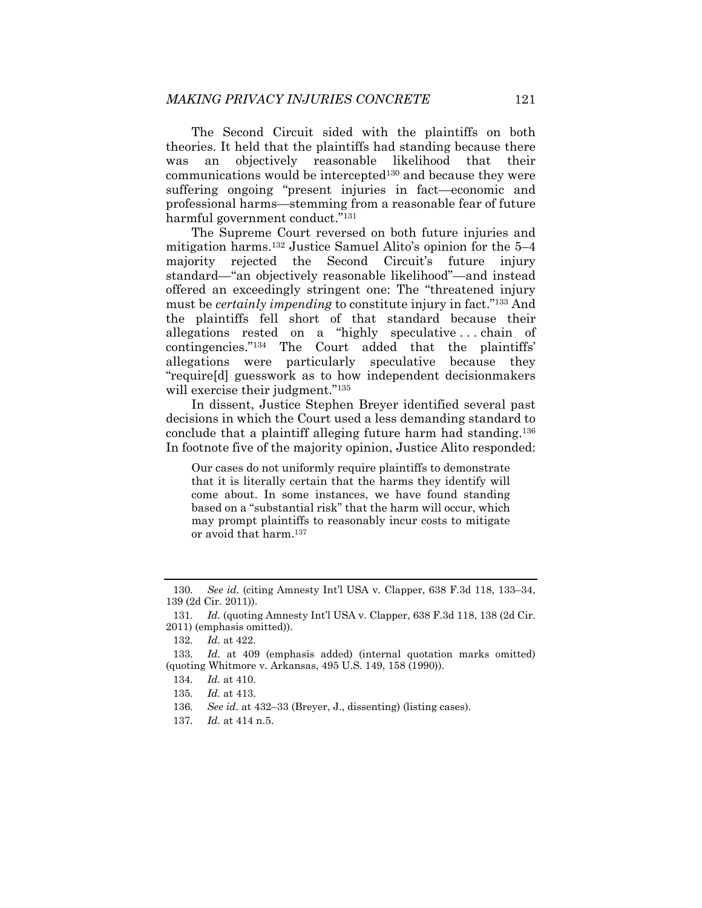The Second Circuit sided with the plaintiffs on both theories. It held that the plaintiffs had standing because there was an objectively reasonable likelihood that their communications would be intercepted[130] and because they were suffering ongoing "present injuries in fact—economic and professional harms—stemming from a reasonable fear of future harmful government conduct."[131]

The Supreme Court reversed on both future injuries and mitigation harms.[132] Justice Samuel Alito's opinion for the 5–4 majority rejected the Second Circuit's future injury standard—"an objectively reasonable likelihood"—and instead offered an exceedingly stringent one: The "threatened injury must be *certainly impending* to constitute injury in fact."[133] And the plaintiffs fell short of that standard because their allegations rested on a "highly speculative . . . chain of contingencies."[134] The Court added that the plaintiffs' allegations were particularly speculative because they "require[d] guesswork as to how independent decisionmakers will exercise their judgment."[135]

In dissent, Justice Stephen Breyer identified several past decisions in which the Court used a less demanding standard to conclude that a plaintiff alleging future harm had standing.[136] In footnote five of the majority opinion, Justice Alito responded:

> Our cases do not uniformly require plaintiffs to demonstrate that it is literally certain that the harms they identify will come about. In some instances, we have found standing based on a "substantial risk" that the harm will occur, which may prompt plaintiffs to reasonably incur costs to mitigate or avoid that harm.[137]

---

130. *See id.* (citing Amnesty Int'l USA v. Clapper, 638 F.3d 118, 133–34, 139 (2d Cir. 2011)).

131. *Id.* (quoting Amnesty Int'l USA v. Clapper, 638 F.3d 118, 138 (2d Cir. 2011) (emphasis omitted)).

132. *Id.* at 422.

133. *Id.* at 409 (emphasis added) (internal quotation marks omitted) (quoting Whitmore v. Arkansas, 495 U.S. 149, 158 (1990)).

134. *Id.* at 410.

135. *Id.* at 413.

136. *See id.* at 432–33 (Breyer, J., dissenting) (listing cases).

137. *Id.* at 414 n.5.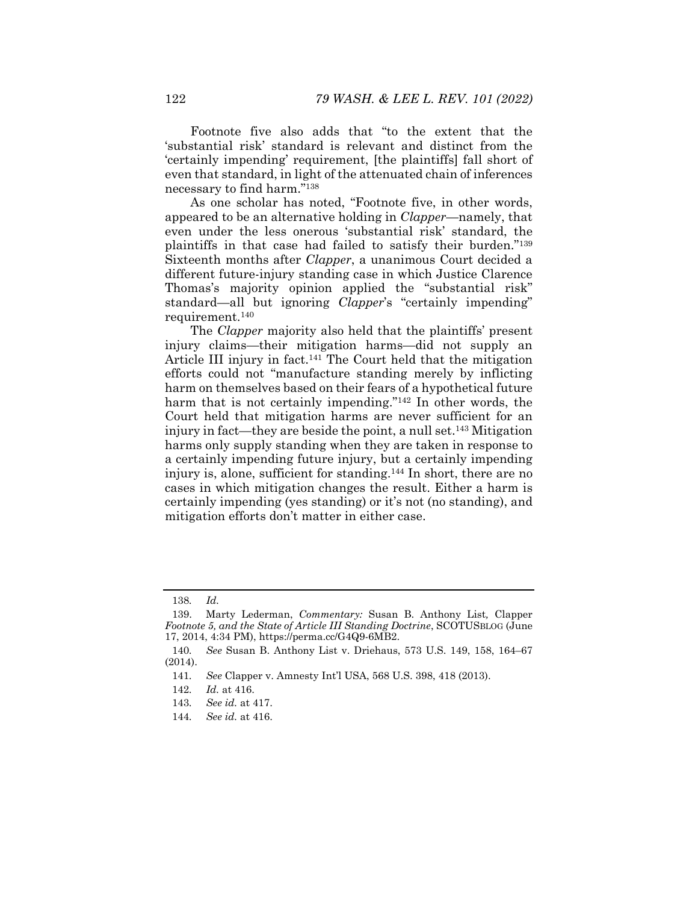Footnote five also adds that "to the extent that the 'substantial risk' standard is relevant and distinct from the 'certainly impending' requirement, [the plaintiffs] fall short of even that standard, in light of the attenuated chain of inferences necessary to find harm."[138]

As one scholar has noted, "Footnote five, in other words, appeared to be an alternative holding in *Clapper*—namely, that even under the less onerous 'substantial risk' standard, the plaintiffs in that case had failed to satisfy their burden."[139] Sixteenth months after *Clapper*, a unanimous Court decided a different future-injury standing case in which Justice Clarence Thomas's majority opinion applied the "substantial risk" standard—all but ignoring *Clapper*'s "certainly impending" requirement.[140]

The *Clapper* majority also held that the plaintiffs' present injury claims—their mitigation harms—did not supply an Article III injury in fact.[141] The Court held that the mitigation efforts could not "manufacture standing merely by inflicting harm on themselves based on their fears of a hypothetical future harm that is not certainly impending."[142] In other words, the Court held that mitigation harms are never sufficient for an injury in fact—they are beside the point, a null set.[143] Mitigation harms only supply standing when they are taken in response to a certainly impending future injury, but a certainly impending injury is, alone, sufficient for standing.[144] In short, there are no cases in which mitigation changes the result. Either a harm is certainly impending (yes standing) or it's not (no standing), and mitigation efforts don't matter in either case.

---

138. *Id.*

139. Marty Lederman, *Commentary:* Susan B. Anthony List*,* Clapper *Footnote 5, and the State of Article III Standing Doctrine*, SCOTUSBLOG (June 17, 2014, 4:34 PM), https://perma.cc/G4Q9-6MB2.

140. *See* Susan B. Anthony List v. Driehaus, 573 U.S. 149, 158, 164–67 (2014).

141. *See* Clapper v. Amnesty Int'l USA, 568 U.S. 398, 418 (2013).

142. *Id.* at 416.

143. *See id.* at 417.

144. *See id.* at 416.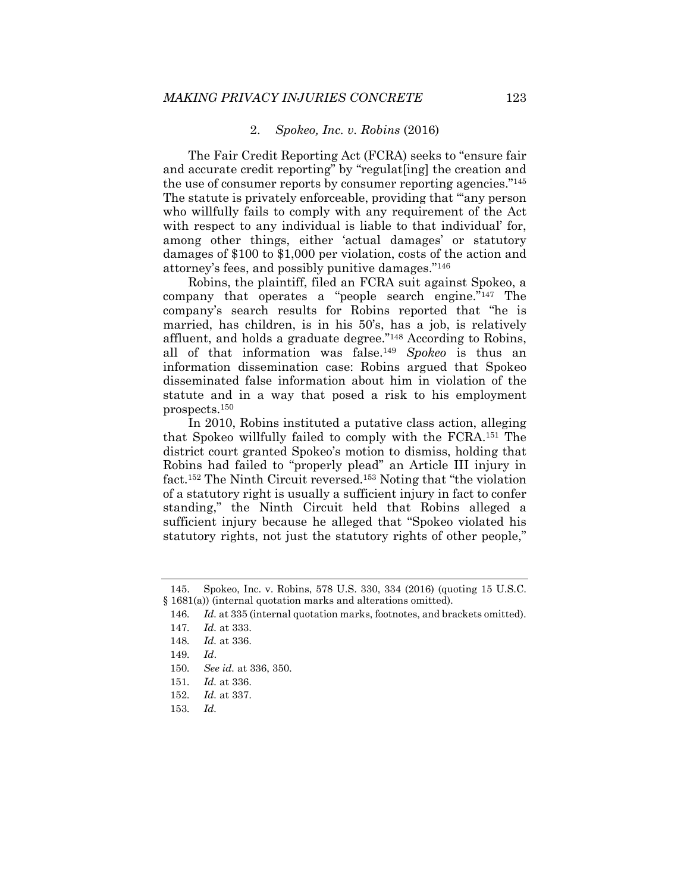### 2. *Spokeo, Inc. v. Robins* (2016)

The Fair Credit Reporting Act (FCRA) seeks to "ensure fair and accurate credit reporting" by "regulat[ing] the creation and the use of consumer reports by consumer reporting agencies."[145] The statute is privately enforceable, providing that "'any person who willfully fails to comply with any requirement of the Act with respect to any individual is liable to that individual' for, among other things, either 'actual damages' or statutory damages of $100 to $1,000 per violation, costs of the action and attorney's fees, and possibly punitive damages."[146]

Robins, the plaintiff, filed an FCRA suit against Spokeo, a company that operates a "people search engine."[147] The company's search results for Robins reported that "he is married, has children, is in his 50's, has a job, is relatively affluent, and holds a graduate degree."[148] According to Robins, all of that information was false.[149] *Spokeo* is thus an information dissemination case: Robins argued that Spokeo disseminated false information about him in violation of the statute and in a way that posed a risk to his employment prospects.[150]

In 2010, Robins instituted a putative class action, alleging that Spokeo willfully failed to comply with the FCRA.[151] The district court granted Spokeo's motion to dismiss, holding that Robins had failed to "properly plead" an Article III injury in fact.[152] The Ninth Circuit reversed.[153] Noting that "the violation of a statutory right is usually a sufficient injury in fact to confer standing," the Ninth Circuit held that Robins alleged a sufficient injury because he alleged that "Spokeo violated his statutory rights, not just the statutory rights of other people,"

---

145. Spokeo, Inc. v. Robins, 578 U.S. 330, 334 (2016) (quoting 15 U.S.C. § 1681(a)) (internal quotation marks and alterations omitted).

146. *Id.* at 335 (internal quotation marks, footnotes, and brackets omitted).

147. *Id.* at 333.

148. *Id.* at 336.

149. *Id*.

150. *See id.* at 336, 350.

151. *Id.* at 336.

152. *Id.* at 337.

153. *Id.*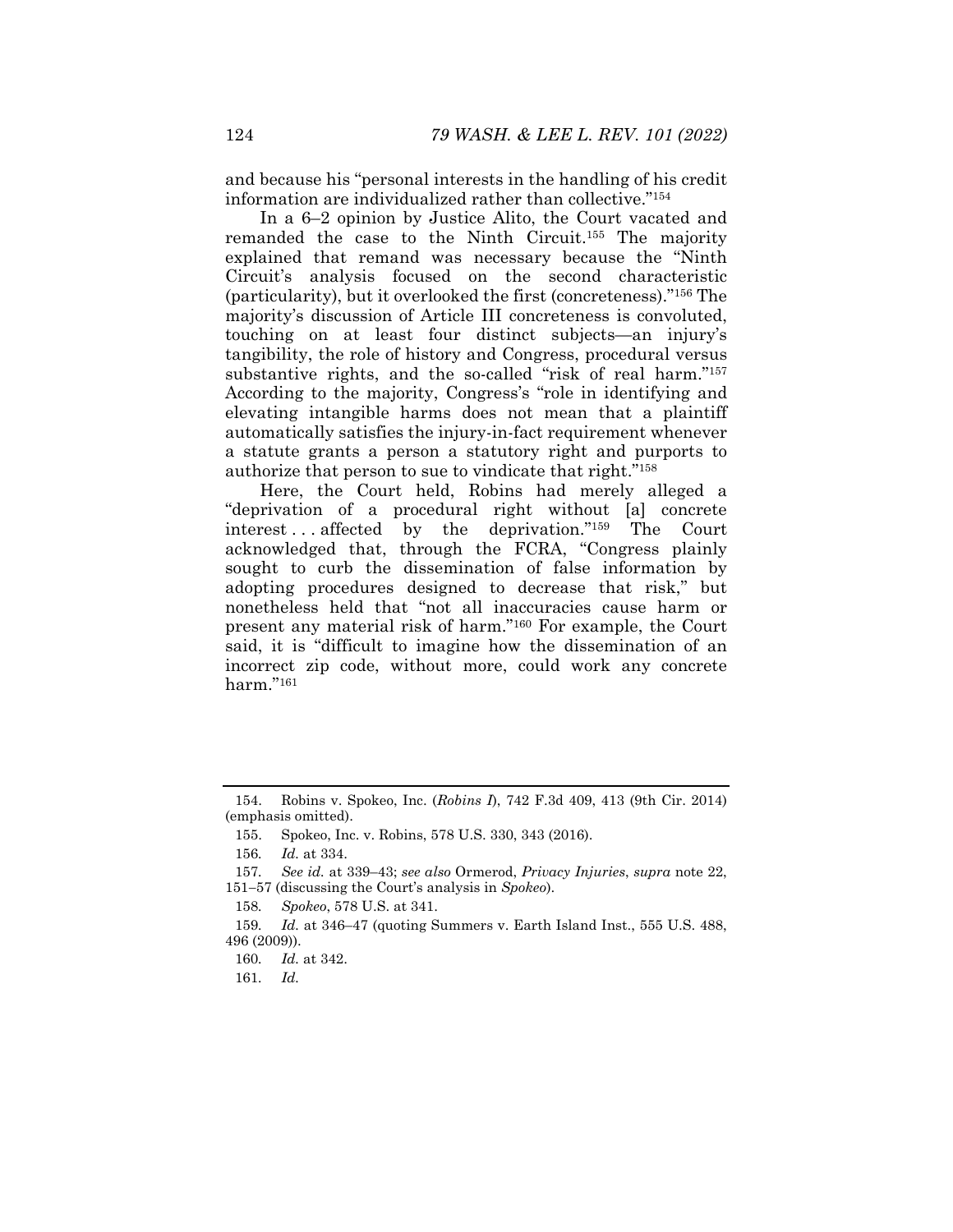and because his "personal interests in the handling of his credit information are individualized rather than collective."[154]

In a 6–2 opinion by Justice Alito, the Court vacated and remanded the case to the Ninth Circuit.[155] The majority explained that remand was necessary because the "Ninth Circuit's analysis focused on the second characteristic (particularity), but it overlooked the first (concreteness)."[156] The majority's discussion of Article III concreteness is convoluted, touching on at least four distinct subjects—an injury's tangibility, the role of history and Congress, procedural versus substantive rights, and the so-called "risk of real harm."[157] According to the majority, Congress's "role in identifying and elevating intangible harms does not mean that a plaintiff automatically satisfies the injury-in-fact requirement whenever a statute grants a person a statutory right and purports to authorize that person to sue to vindicate that right."[158]

Here, the Court held, Robins had merely alleged a "deprivation of a procedural right without [a] concrete interest . . . affected by the deprivation."[159] The Court acknowledged that, through the FCRA, "Congress plainly sought to curb the dissemination of false information by adopting procedures designed to decrease that risk," but nonetheless held that "not all inaccuracies cause harm or present any material risk of harm."[160] For example, the Court said, it is "difficult to imagine how the dissemination of an incorrect zip code, without more, could work any concrete harm."[161]

---

154. Robins v. Spokeo, Inc. (*Robins I*), 742 F.3d 409, 413 (9th Cir. 2014) (emphasis omitted).

155. Spokeo, Inc. v. Robins, 578 U.S. 330, 343 (2016).

156. *Id.* at 334.

157. *See id.* at 339–43; *see also* Ormerod, *Privacy Injuries*, *supra* note 22, 151–57 (discussing the Court's analysis in *Spokeo*).

158. *Spokeo*, 578 U.S. at 341.

159. *Id.* at 346–47 (quoting Summers v. Earth Island Inst., 555 U.S. 488, 496 (2009)).

160. *Id.* at 342.

161. *Id.*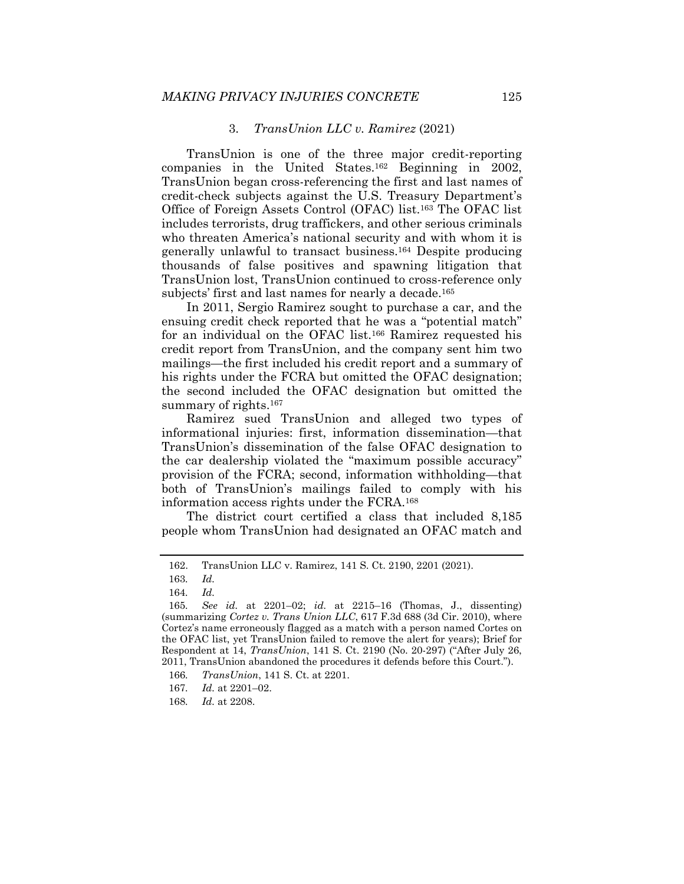### 3. *TransUnion LLC v. Ramirez* (2021)

TransUnion is one of the three major credit-reporting companies in the United States.[162] Beginning in 2002, TransUnion began cross-referencing the first and last names of credit-check subjects against the U.S. Treasury Department's Office of Foreign Assets Control (OFAC) list.[163] The OFAC list includes terrorists, drug traffickers, and other serious criminals who threaten America's national security and with whom it is generally unlawful to transact business.[164] Despite producing thousands of false positives and spawning litigation that TransUnion lost, TransUnion continued to cross-reference only subjects' first and last names for nearly a decade.[165]

In 2011, Sergio Ramirez sought to purchase a car, and the ensuing credit check reported that he was a "potential match" for an individual on the OFAC list.[166] Ramirez requested his credit report from TransUnion, and the company sent him two mailings—the first included his credit report and a summary of his rights under the FCRA but omitted the OFAC designation; the second included the OFAC designation but omitted the summary of rights.[167]

Ramirez sued TransUnion and alleged two types of informational injuries: first, information dissemination—that TransUnion's dissemination of the false OFAC designation to the car dealership violated the "maximum possible accuracy" provision of the FCRA; second, information withholding—that both of TransUnion's mailings failed to comply with his information access rights under the FCRA.[168]

The district court certified a class that included 8,185 people whom TransUnion had designated an OFAC match and

---

162. TransUnion LLC v. Ramirez, 141 S. Ct. 2190, 2201 (2021).

163. *Id.*

164. *Id.*

165. *See id.* at 2201–02; *id.* at 2215–16 (Thomas, J., dissenting) (summarizing *Cortez v. Trans Union LLC*, 617 F.3d 688 (3d Cir. 2010), where Cortez's name erroneously flagged as a match with a person named Cortes on the OFAC list, yet TransUnion failed to remove the alert for years); Brief for Respondent at 14, *TransUnion*, 141 S. Ct. 2190 (No. 20-297) ("After July 26, 2011, TransUnion abandoned the procedures it defends before this Court.").

166. *TransUnion*, 141 S. Ct. at 2201.

167. *Id.* at 2201–02.

168. *Id.* at 2208.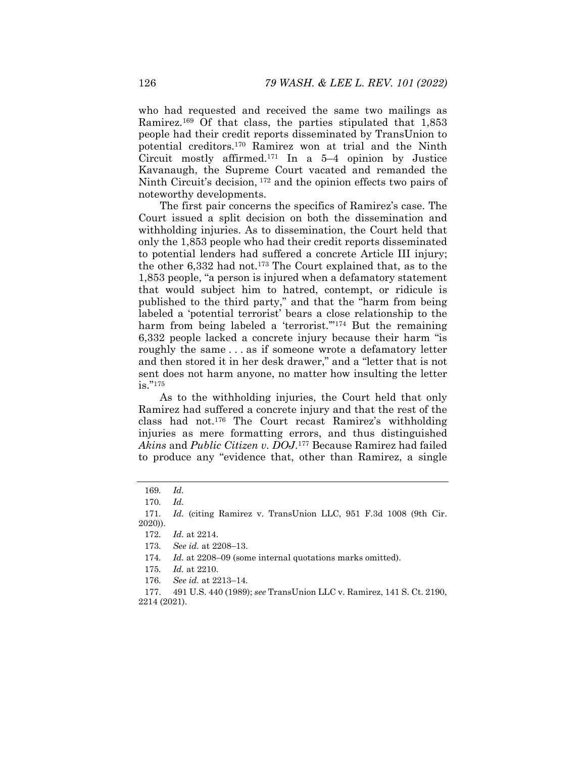who had requested and received the same two mailings as Ramirez.[169] Of that class, the parties stipulated that 1,853 people had their credit reports disseminated by TransUnion to potential creditors.[170] Ramirez won at trial and the Ninth Circuit mostly affirmed.[171] In a 5–4 opinion by Justice Kavanaugh, the Supreme Court vacated and remanded the Ninth Circuit's decision, [172] and the opinion effects two pairs of noteworthy developments.

The first pair concerns the specifics of Ramirez's case. The Court issued a split decision on both the dissemination and withholding injuries. As to dissemination, the Court held that only the 1,853 people who had their credit reports disseminated to potential lenders had suffered a concrete Article III injury; the other 6,332 had not.[173] The Court explained that, as to the 1,853 people, "a person is injured when a defamatory statement that would subject him to hatred, contempt, or ridicule is published to the third party," and that the "harm from being labeled a 'potential terrorist' bears a close relationship to the harm from being labeled a 'terrorist.'"[174] But the remaining 6,332 people lacked a concrete injury because their harm "is roughly the same . . . as if someone wrote a defamatory letter and then stored it in her desk drawer," and a "letter that is not sent does not harm anyone, no matter how insulting the letter is."[175]

As to the withholding injuries, the Court held that only Ramirez had suffered a concrete injury and that the rest of the class had not.[176] The Court recast Ramirez's withholding injuries as mere formatting errors, and thus distinguished *Akins* and *Public Citizen v. DOJ*.[177] Because Ramirez had failed to produce any "evidence that, other than Ramirez, a single

---

169. *Id.*

170. *Id.*

171. *Id.* (citing Ramirez v. TransUnion LLC, 951 F.3d 1008 (9th Cir. 2020)).

172. *Id.* at 2214.

173. *See id.* at 2208–13.

174. *Id.* at 2208–09 (some internal quotations marks omitted).

175. *Id.* at 2210.

176. *See id.* at 2213–14.

177. 491 U.S. 440 (1989); *see* TransUnion LLC v. Ramirez, 141 S. Ct. 2190, 2214 (2021).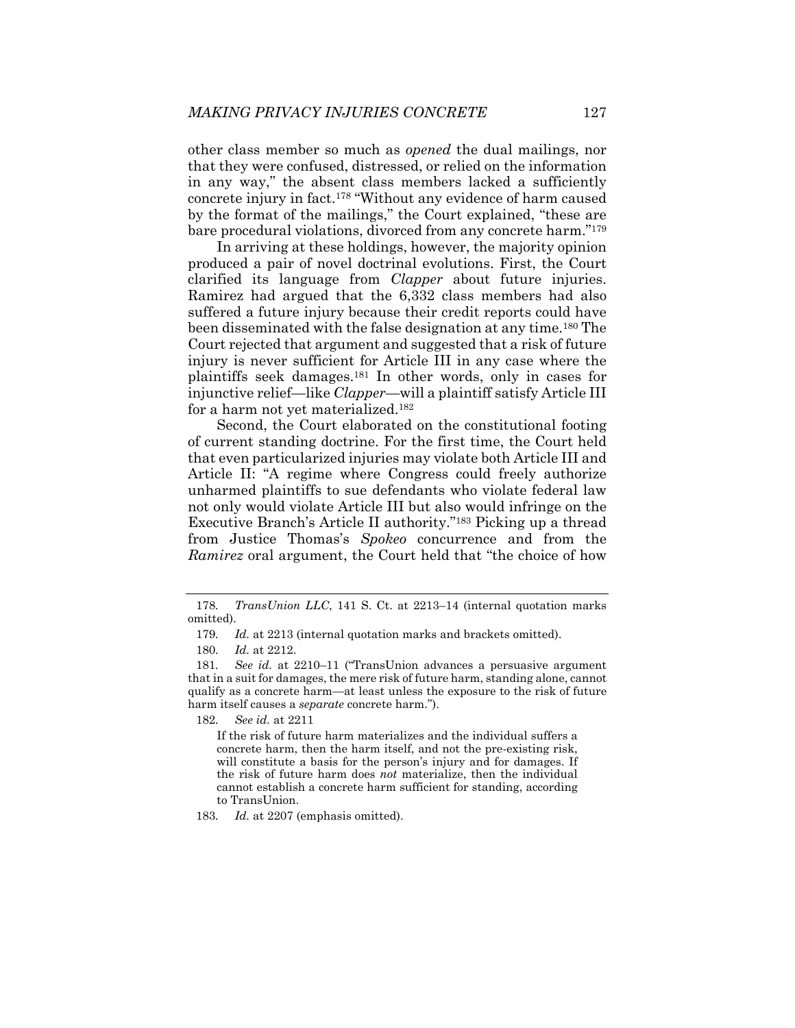other class member so much as *opened* the dual mailings, nor that they were confused, distressed, or relied on the information in any way," the absent class members lacked a sufficiently concrete injury in fact.[178] "Without any evidence of harm caused by the format of the mailings," the Court explained, "these are bare procedural violations, divorced from any concrete harm."[179]

In arriving at these holdings, however, the majority opinion produced a pair of novel doctrinal evolutions. First, the Court clarified its language from *Clapper* about future injuries. Ramirez had argued that the 6,332 class members had also suffered a future injury because their credit reports could have been disseminated with the false designation at any time.[180] The Court rejected that argument and suggested that a risk of future injury is never sufficient for Article III in any case where the plaintiffs seek damages.[181] In other words, only in cases for injunctive relief—like *Clapper*—will a plaintiff satisfy Article III for a harm not yet materialized.[182]

Second, the Court elaborated on the constitutional footing of current standing doctrine. For the first time, the Court held that even particularized injuries may violate both Article III and Article II: "A regime where Congress could freely authorize unharmed plaintiffs to sue defendants who violate federal law not only would violate Article III but also would infringe on the Executive Branch's Article II authority."[183] Picking up a thread from Justice Thomas's *Spokeo* concurrence and from the *Ramirez* oral argument, the Court held that "the choice of how

---

178. *TransUnion LLC*, 141 S. Ct. at 2213–14 (internal quotation marks omitted).

179. *Id.* at 2213 (internal quotation marks and brackets omitted).

180. *Id.* at 2212.

181. *See id.* at 2210–11 ("TransUnion advances a persuasive argument that in a suit for damages, the mere risk of future harm, standing alone, cannot qualify as a concrete harm—at least unless the exposure to the risk of future harm itself causes a *separate* concrete harm.").

182. *See id.* at 2211

> If the risk of future harm materializes and the individual suffers a concrete harm, then the harm itself, and not the pre-existing risk, will constitute a basis for the person's injury and for damages. If the risk of future harm does *not* materialize, then the individual cannot establish a concrete harm sufficient for standing, according to TransUnion.

183. *Id.* at 2207 (emphasis omitted).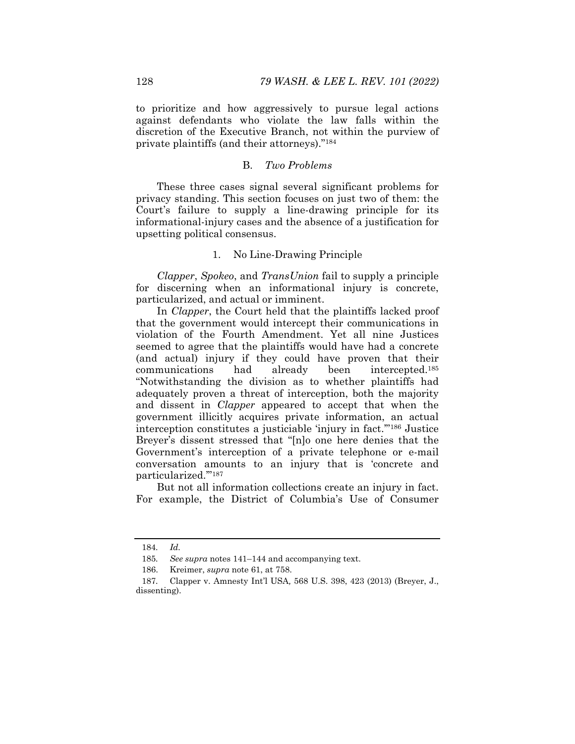to prioritize and how aggressively to pursue legal actions against defendants who violate the law falls within the discretion of the Executive Branch, not within the purview of private plaintiffs (and their attorneys)."[184]

### B. *Two Problems*

These three cases signal several significant problems for privacy standing. This section focuses on just two of them: the Court's failure to supply a line-drawing principle for its informational-injury cases and the absence of a justification for upsetting political consensus.

#### 1. No Line-Drawing Principle

*Clapper*, *Spokeo*, and *TransUnion* fail to supply a principle for discerning when an informational injury is concrete, particularized, and actual or imminent.

In *Clapper*, the Court held that the plaintiffs lacked proof that the government would intercept their communications in violation of the Fourth Amendment. Yet all nine Justices seemed to agree that the plaintiffs would have had a concrete (and actual) injury if they could have proven that their communications had already been intercepted.[185] "Notwithstanding the division as to whether plaintiffs had adequately proven a threat of interception, both the majority and dissent in *Clapper* appeared to accept that when the government illicitly acquires private information, an actual interception constitutes a justiciable 'injury in fact.'"[186] Justice Breyer's dissent stressed that "[n]o one here denies that the Government's interception of a private telephone or e-mail conversation amounts to an injury that is 'concrete and particularized.'"[187]

But not all information collections create an injury in fact. For example, the District of Columbia's Use of Consumer

---

184. *Id.*

185. *See supra* notes 141–144 and accompanying text.

186. Kreimer, *supra* note 61, at 758.

187. Clapper v. Amnesty Int'l USA*,* 568 U.S. 398, 423 (2013) (Breyer, J., dissenting).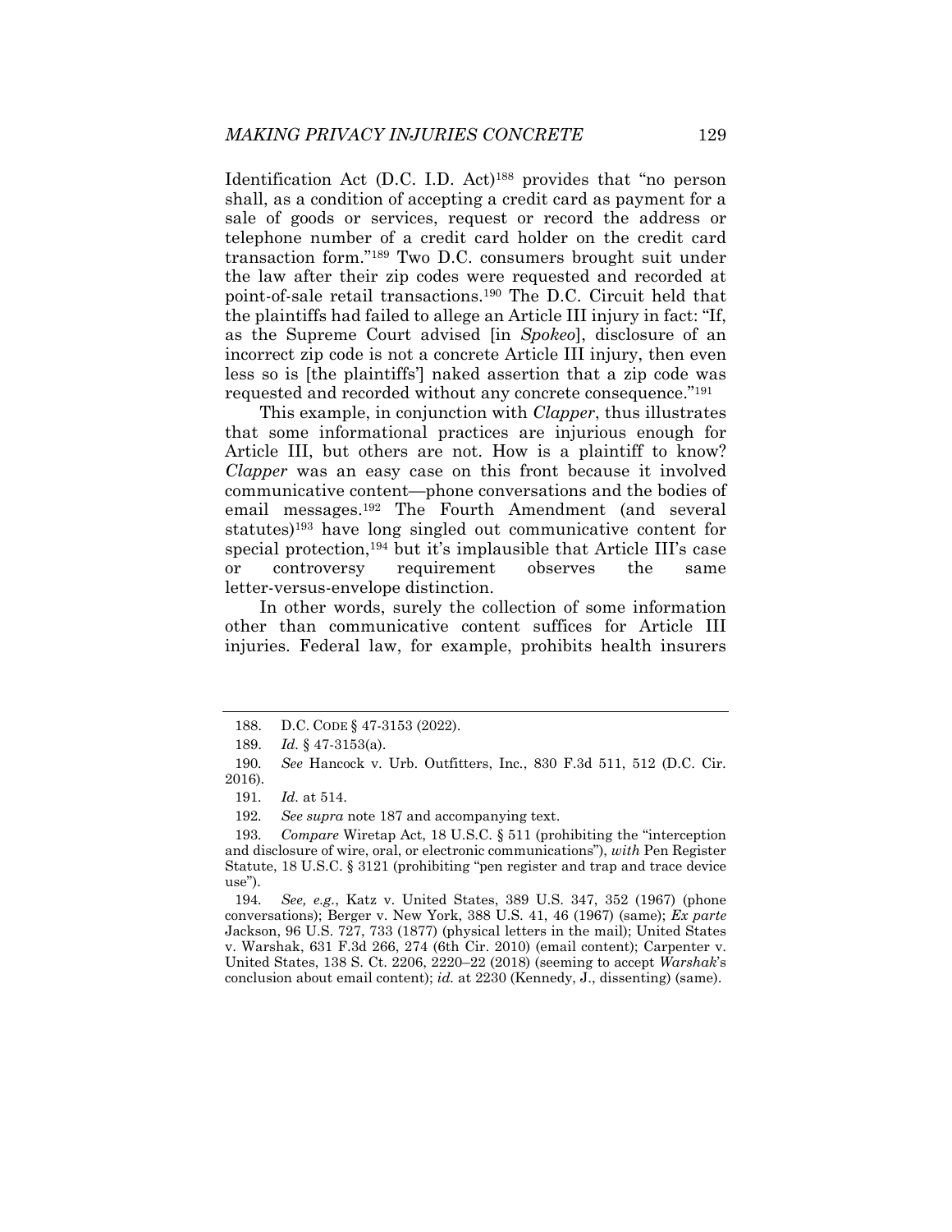Identification Act (D.C. I.D. Act)[188] provides that "no person shall, as a condition of accepting a credit card as payment for a sale of goods or services, request or record the address or telephone number of a credit card holder on the credit card transaction form."[189] Two D.C. consumers brought suit under the law after their zip codes were requested and recorded at point-of-sale retail transactions.[190] The D.C. Circuit held that the plaintiffs had failed to allege an Article III injury in fact: "If, as the Supreme Court advised [in *Spokeo*], disclosure of an incorrect zip code is not a concrete Article III injury, then even less so is [the plaintiffs'] naked assertion that a zip code was requested and recorded without any concrete consequence."[191]

This example, in conjunction with *Clapper*, thus illustrates that some informational practices are injurious enough for Article III, but others are not. How is a plaintiff to know? *Clapper* was an easy case on this front because it involved communicative content—phone conversations and the bodies of email messages.[192] The Fourth Amendment (and several statutes)[193] have long singled out communicative content for special protection,[194] but it's implausible that Article III's case or controversy requirement observes the same letter-versus-envelope distinction.

In other words, surely the collection of some information other than communicative content suffices for Article III injuries. Federal law, for example, prohibits health insurers

---

188. D.C. CODE § 47-3153 (2022).

189. *Id.* § 47-3153(a).

190. *See* Hancock v. Urb. Outfitters, Inc., 830 F.3d 511, 512 (D.C. Cir. 2016).

191. *Id.* at 514.

192. *See supra* note 187 and accompanying text.

193. *Compare* Wiretap Act, 18 U.S.C. § 511 (prohibiting the "interception and disclosure of wire, oral, or electronic communications"), *with* Pen Register Statute, 18 U.S.C. § 3121 (prohibiting "pen register and trap and trace device use").

194. *See, e.g.*, Katz v. United States, 389 U.S. 347, 352 (1967) (phone conversations); Berger v. New York, 388 U.S. 41, 46 (1967) (same); *Ex parte* Jackson, 96 U.S. 727, 733 (1877) (physical letters in the mail); United States v. Warshak, 631 F.3d 266, 274 (6th Cir. 2010) (email content); Carpenter v. United States, 138 S. Ct. 2206, 2220–22 (2018) (seeming to accept *Warshak*'s conclusion about email content); *id.* at 2230 (Kennedy, J., dissenting) (same).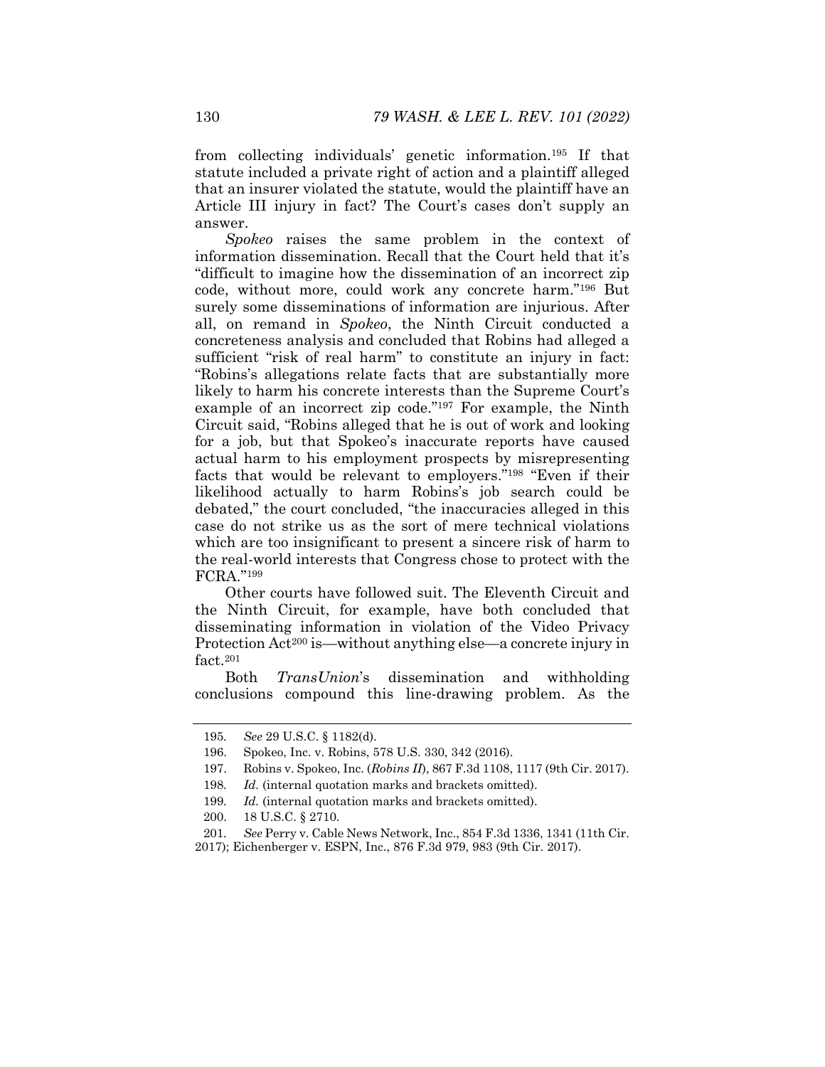from collecting individuals' genetic information.[195] If that statute included a private right of action and a plaintiff alleged that an insurer violated the statute, would the plaintiff have an Article III injury in fact? The Court's cases don't supply an answer.

*Spokeo* raises the same problem in the context of information dissemination. Recall that the Court held that it's "difficult to imagine how the dissemination of an incorrect zip code, without more, could work any concrete harm."[196] But surely some disseminations of information are injurious. After all, on remand in *Spokeo*, the Ninth Circuit conducted a concreteness analysis and concluded that Robins had alleged a sufficient "risk of real harm" to constitute an injury in fact: "Robins's allegations relate facts that are substantially more likely to harm his concrete interests than the Supreme Court's example of an incorrect zip code."[197] For example, the Ninth Circuit said, "Robins alleged that he is out of work and looking for a job, but that Spokeo's inaccurate reports have caused actual harm to his employment prospects by misrepresenting facts that would be relevant to employers."[198] "Even if their likelihood actually to harm Robins's job search could be debated," the court concluded, "the inaccuracies alleged in this case do not strike us as the sort of mere technical violations which are too insignificant to present a sincere risk of harm to the real-world interests that Congress chose to protect with the FCRA."[199]

Other courts have followed suit. The Eleventh Circuit and the Ninth Circuit, for example, have both concluded that disseminating information in violation of the Video Privacy Protection Act[200] is—without anything else—a concrete injury in fact.[201]

Both *TransUnion*'s dissemination and withholding conclusions compound this line-drawing problem. As the

---

195. *See* 29 U.S.C. § 1182(d).

196. Spokeo, Inc. v. Robins, 578 U.S. 330, 342 (2016).

197. Robins v. Spokeo, Inc. (*Robins II*), 867 F.3d 1108, 1117 (9th Cir. 2017).

198. *Id.* (internal quotation marks and brackets omitted).

199. *Id.* (internal quotation marks and brackets omitted).

200. 18 U.S.C. § 2710.

201. *See* Perry v. Cable News Network, Inc., 854 F.3d 1336, 1341 (11th Cir. 2017); Eichenberger v. ESPN, Inc., 876 F.3d 979, 983 (9th Cir. 2017).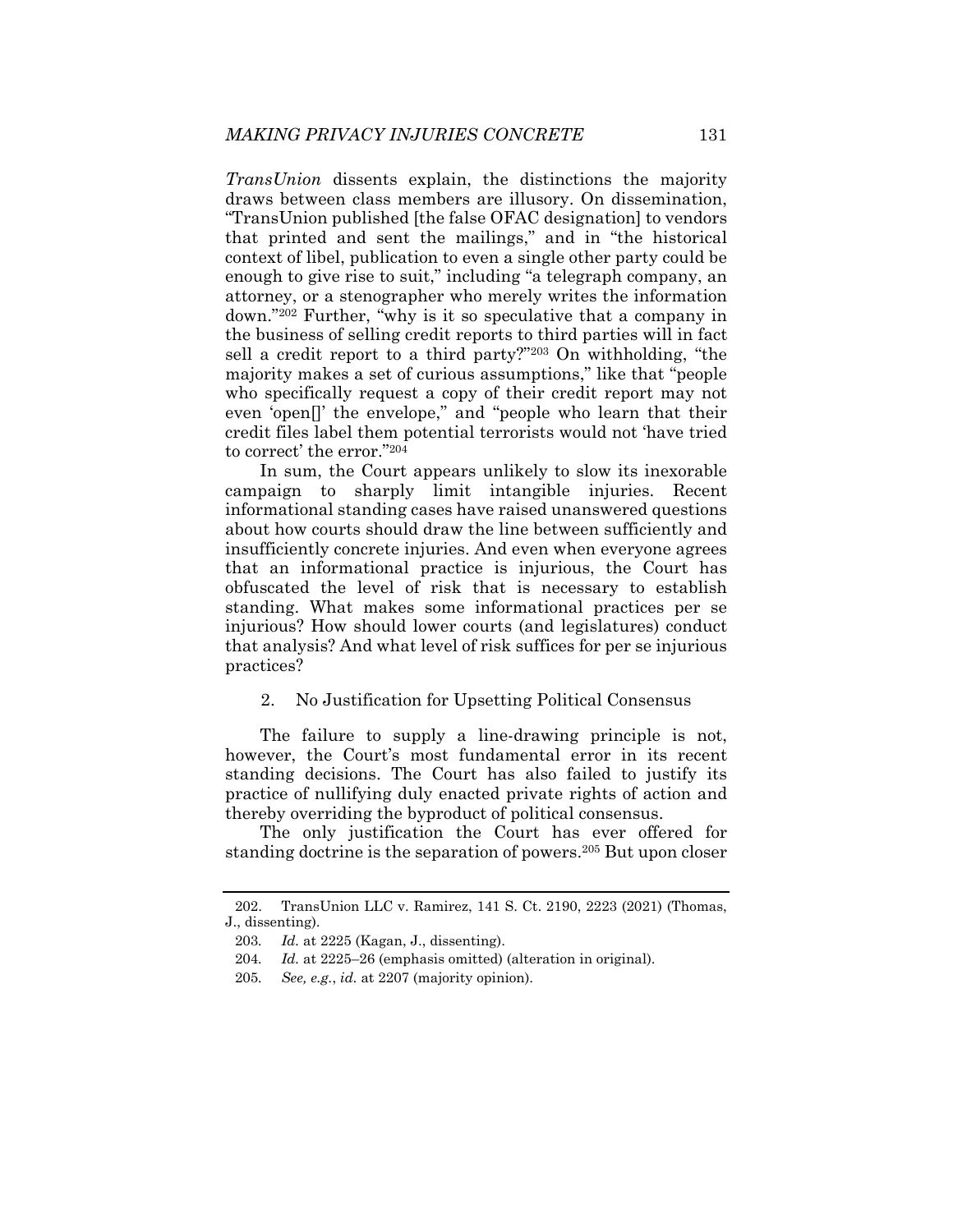*TransUnion* dissents explain, the distinctions the majority draws between class members are illusory. On dissemination, "TransUnion published [the false OFAC designation] to vendors that printed and sent the mailings," and in "the historical context of libel, publication to even a single other party could be enough to give rise to suit," including "a telegraph company, an attorney, or a stenographer who merely writes the information down."[202] Further, "why is it so speculative that a company in the business of selling credit reports to third parties will in fact sell a credit report to a third party?"[203] On withholding, "the majority makes a set of curious assumptions," like that "people who specifically request a copy of their credit report may not even 'open[]' the envelope," and "people who learn that their credit files label them potential terrorists would not 'have tried to correct' the error."[204]

In sum, the Court appears unlikely to slow its inexorable campaign to sharply limit intangible injuries. Recent informational standing cases have raised unanswered questions about how courts should draw the line between sufficiently and insufficiently concrete injuries. And even when everyone agrees that an informational practice is injurious, the Court has obfuscated the level of risk that is necessary to establish standing. What makes some informational practices per se injurious? How should lower courts (and legislatures) conduct that analysis? And what level of risk suffices for per se injurious practices?

### 2. No Justification for Upsetting Political Consensus

The failure to supply a line-drawing principle is not, however, the Court's most fundamental error in its recent standing decisions. The Court has also failed to justify its practice of nullifying duly enacted private rights of action and thereby overriding the byproduct of political consensus.

The only justification the Court has ever offered for standing doctrine is the separation of powers.[205] But upon closer

---

202. TransUnion LLC v. Ramirez, 141 S. Ct. 2190, 2223 (2021) (Thomas, J., dissenting).

203. *Id.* at 2225 (Kagan, J., dissenting).

204. *Id.* at 2225–26 (emphasis omitted) (alteration in original).

205. *See, e.g.*, *id.* at 2207 (majority opinion).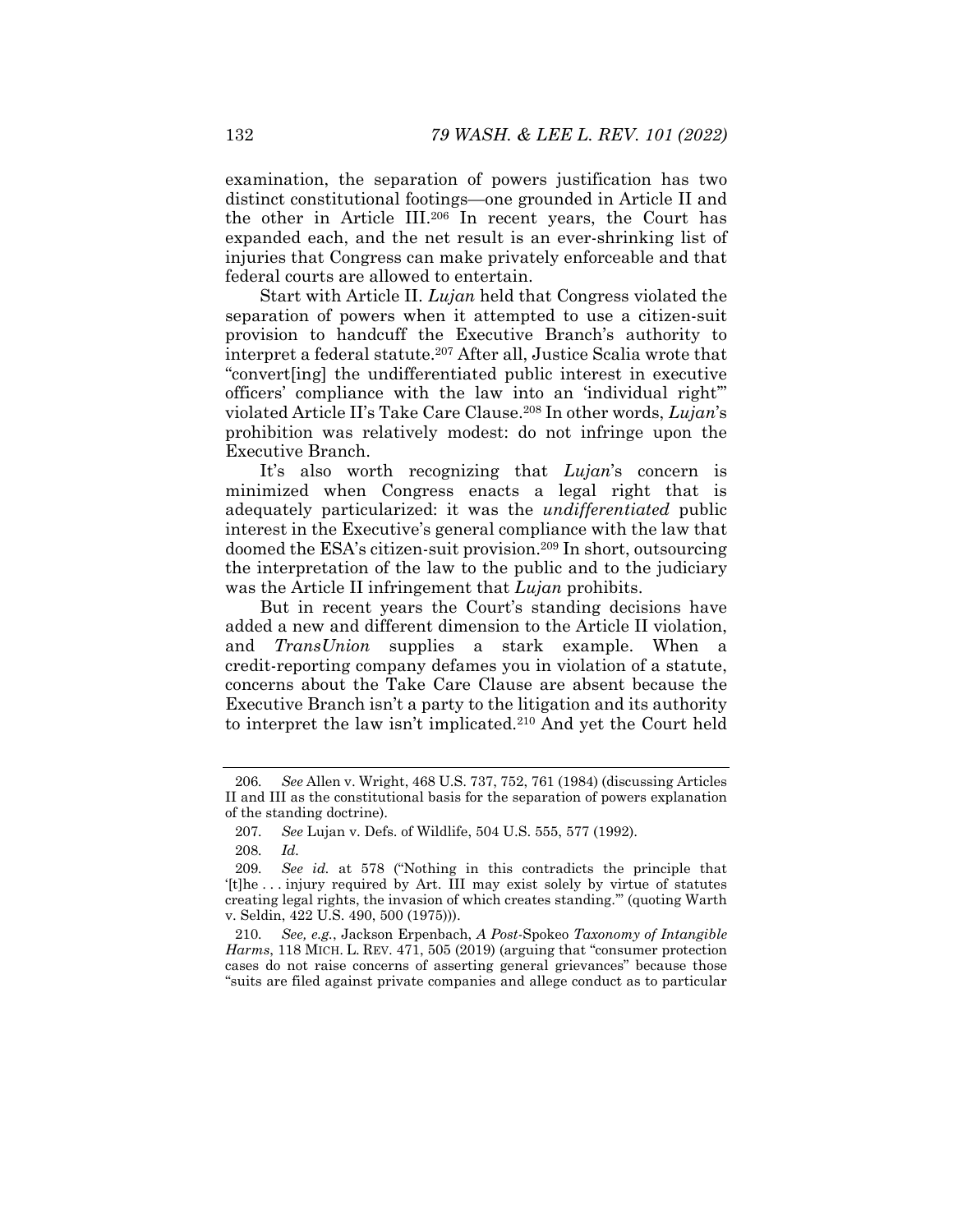examination, the separation of powers justification has two distinct constitutional footings—one grounded in Article II and the other in Article III.[206] In recent years, the Court has expanded each, and the net result is an ever-shrinking list of injuries that Congress can make privately enforceable and that federal courts are allowed to entertain.

Start with Article II. *Lujan* held that Congress violated the separation of powers when it attempted to use a citizen-suit provision to handcuff the Executive Branch's authority to interpret a federal statute.[207] After all, Justice Scalia wrote that "convert[ing] the undifferentiated public interest in executive officers' compliance with the law into an 'individual right'" violated Article II's Take Care Clause.[208] In other words, *Lujan*'s prohibition was relatively modest: do not infringe upon the Executive Branch.

It's also worth recognizing that *Lujan*'s concern is minimized when Congress enacts a legal right that is adequately particularized: it was the *undifferentiated* public interest in the Executive's general compliance with the law that doomed the ESA's citizen-suit provision.[209] In short, outsourcing the interpretation of the law to the public and to the judiciary was the Article II infringement that *Lujan* prohibits.

But in recent years the Court's standing decisions have added a new and different dimension to the Article II violation, and *TransUnion* supplies a stark example. When a credit-reporting company defames you in violation of a statute, concerns about the Take Care Clause are absent because the Executive Branch isn't a party to the litigation and its authority to interpret the law isn't implicated.[210] And yet the Court held

---

206. *See* Allen v. Wright, 468 U.S. 737, 752, 761 (1984) (discussing Articles II and III as the constitutional basis for the separation of powers explanation of the standing doctrine).

207. *See* Lujan v. Defs. of Wildlife, 504 U.S. 555, 577 (1992).

208. *Id.*

209. *See id.* at 578 ("Nothing in this contradicts the principle that '[t]he . . . injury required by Art. III may exist solely by virtue of statutes creating legal rights, the invasion of which creates standing.'" (quoting Warth v. Seldin, 422 U.S. 490, 500 (1975))).

210. *See, e.g.*, Jackson Erpenbach, *A Post-*Spokeo *Taxonomy of Intangible Harms*, 118 MICH. L. REV. 471, 505 (2019) (arguing that "consumer protection cases do not raise concerns of asserting general grievances" because those "suits are filed against private companies and allege conduct as to particular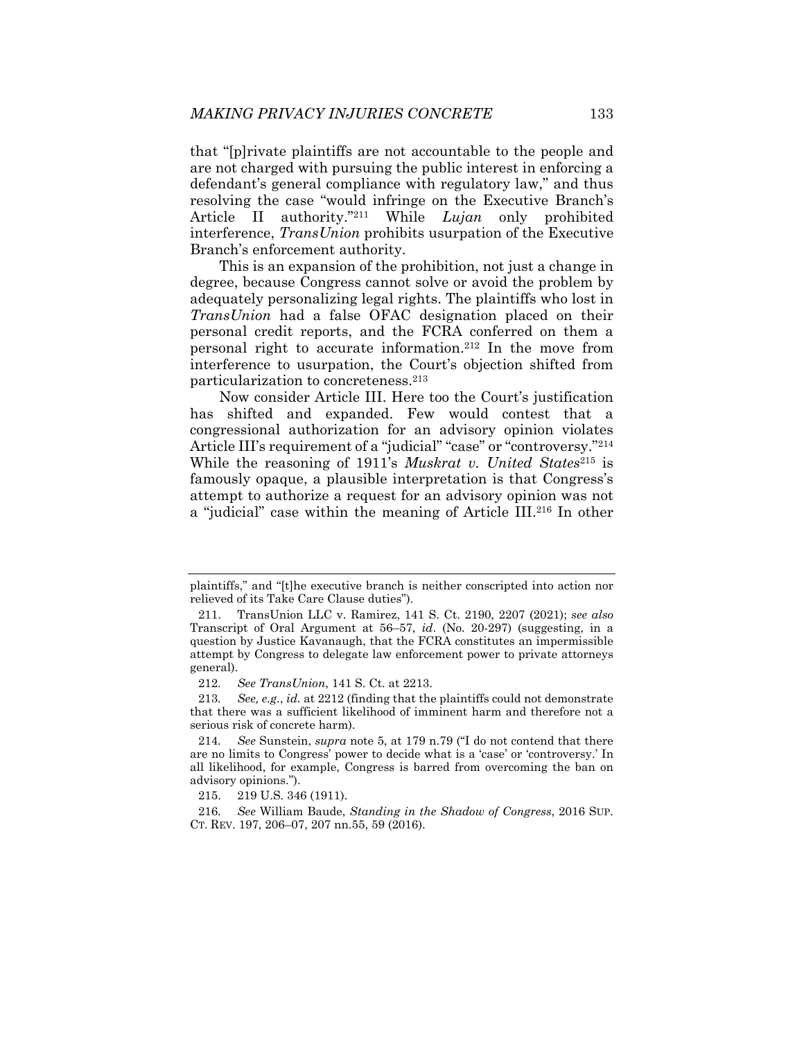that "[p]rivate plaintiffs are not accountable to the people and are not charged with pursuing the public interest in enforcing a defendant's general compliance with regulatory law," and thus resolving the case "would infringe on the Executive Branch's Article II authority."[211] While *Lujan* only prohibited interference, *TransUnion* prohibits usurpation of the Executive Branch's enforcement authority.

This is an expansion of the prohibition, not just a change in degree, because Congress cannot solve or avoid the problem by adequately personalizing legal rights. The plaintiffs who lost in *TransUnion* had a false OFAC designation placed on their personal credit reports, and the FCRA conferred on them a personal right to accurate information.[212] In the move from interference to usurpation, the Court's objection shifted from particularization to concreteness.[213]

Now consider Article III. Here too the Court's justification has shifted and expanded. Few would contest that a congressional authorization for an advisory opinion violates Article III's requirement of a "judicial" "case" or "controversy."[214] While the reasoning of 1911's *Muskrat v. United States*[215] is famously opaque, a plausible interpretation is that Congress's attempt to authorize a request for an advisory opinion was not a "judicial" case within the meaning of Article III.[216] In other

---

plaintiffs," and "[t]he executive branch is neither conscripted into action nor relieved of its Take Care Clause duties").

211. TransUnion LLC v. Ramirez, 141 S. Ct. 2190, 2207 (2021); *see also* Transcript of Oral Argument at 56–57, *id*. (No. 20-297) (suggesting, in a question by Justice Kavanaugh, that the FCRA constitutes an impermissible attempt by Congress to delegate law enforcement power to private attorneys general).

212. *See TransUnion*, 141 S. Ct. at 2213.

213. *See, e.g.*, *id.* at 2212 (finding that the plaintiffs could not demonstrate that there was a sufficient likelihood of imminent harm and therefore not a serious risk of concrete harm).

214. *See* Sunstein, *supra* note 5, at 179 n.79 ("I do not contend that there are no limits to Congress' power to decide what is a 'case' or 'controversy.' In all likelihood, for example, Congress is barred from overcoming the ban on advisory opinions.").

215. 219 U.S. 346 (1911).

216. *See* William Baude, *Standing in the Shadow of Congress*, 2016 SUP. CT. REV. 197, 206–07, 207 nn.55, 59 (2016).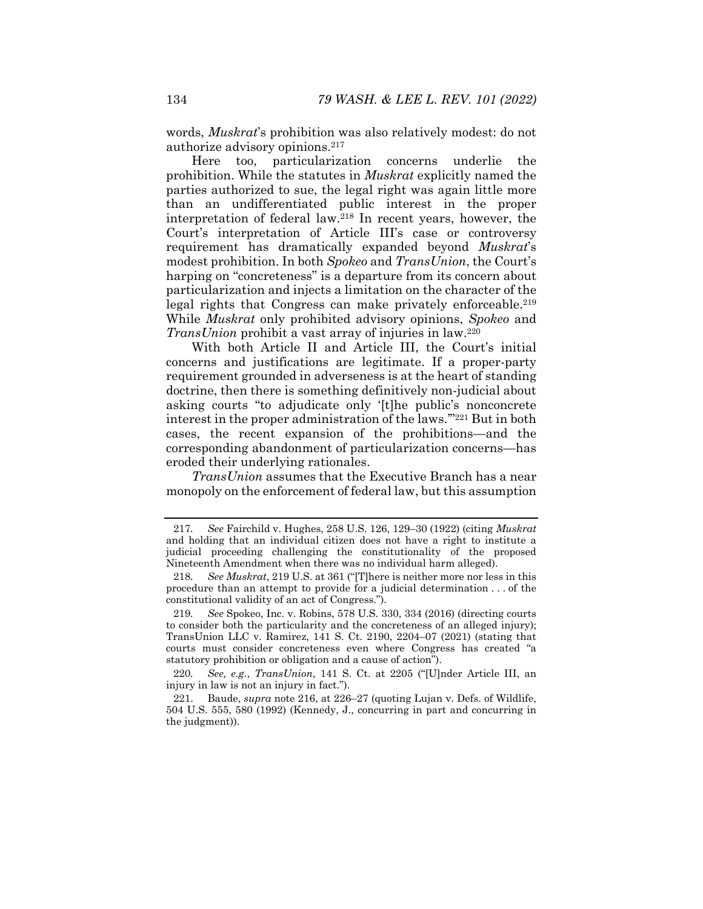words, *Muskrat*'s prohibition was also relatively modest: do not authorize advisory opinions.[217]

Here too, particularization concerns underlie the prohibition. While the statutes in *Muskrat* explicitly named the parties authorized to sue, the legal right was again little more than an undifferentiated public interest in the proper interpretation of federal law.[218] In recent years, however, the Court's interpretation of Article III's case or controversy requirement has dramatically expanded beyond *Muskrat*'s modest prohibition. In both *Spokeo* and *TransUnion*, the Court's harping on "concreteness" is a departure from its concern about particularization and injects a limitation on the character of the legal rights that Congress can make privately enforceable.[219] While *Muskrat* only prohibited advisory opinions, *Spokeo* and *TransUnion* prohibit a vast array of injuries in law.[220]

With both Article II and Article III, the Court's initial concerns and justifications are legitimate. If a proper-party requirement grounded in adverseness is at the heart of standing doctrine, then there is something definitively non-judicial about asking courts "to adjudicate only '[t]he public's nonconcrete interest in the proper administration of the laws.'"[221] But in both cases, the recent expansion of the prohibitions—and the corresponding abandonment of particularization concerns—has eroded their underlying rationales.

*TransUnion* assumes that the Executive Branch has a near monopoly on the enforcement of federal law, but this assumption

---

217. *See* Fairchild v. Hughes, 258 U.S. 126, 129–30 (1922) (citing *Muskrat* and holding that an individual citizen does not have a right to institute a judicial proceeding challenging the constitutionality of the proposed Nineteenth Amendment when there was no individual harm alleged).

218. *See Muskrat*, 219 U.S. at 361 ("[T]here is neither more nor less in this procedure than an attempt to provide for a judicial determination . . . of the constitutional validity of an act of Congress.").

219. *See* Spokeo, Inc. v. Robins, 578 U.S. 330, 334 (2016) (directing courts to consider both the particularity and the concreteness of an alleged injury); TransUnion LLC v. Ramirez, 141 S. Ct. 2190, 2204–07 (2021) (stating that courts must consider concreteness even where Congress has created "a statutory prohibition or obligation and a cause of action").

220. *See, e.g.*, *TransUnion*, 141 S. Ct. at 2205 ("[U]nder Article III, an injury in law is not an injury in fact.").

221. Baude, *supra* note 216, at 226–27 (quoting Lujan v. Defs. of Wildlife, 504 U.S. 555, 580 (1992) (Kennedy, J., concurring in part and concurring in the judgment)).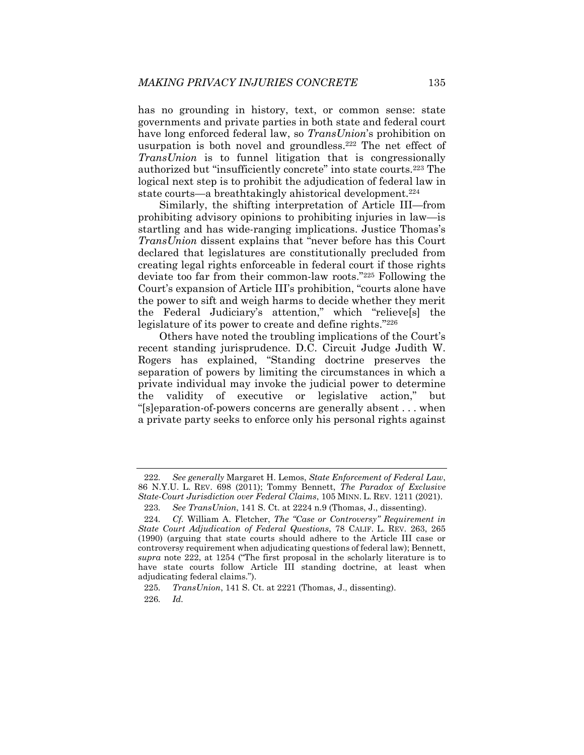has no grounding in history, text, or common sense: state governments and private parties in both state and federal court have long enforced federal law, so *TransUnion*'s prohibition on usurpation is both novel and groundless.[222] The net effect of *TransUnion* is to funnel litigation that is congressionally authorized but "insufficiently concrete" into state courts.[223] The logical next step is to prohibit the adjudication of federal law in state courts—a breathtakingly ahistorical development.[224]

Similarly, the shifting interpretation of Article III—from prohibiting advisory opinions to prohibiting injuries in law—is startling and has wide-ranging implications. Justice Thomas's *TransUnion* dissent explains that "never before has this Court declared that legislatures are constitutionally precluded from creating legal rights enforceable in federal court if those rights deviate too far from their common-law roots."[225] Following the Court's expansion of Article III's prohibition, "courts alone have the power to sift and weigh harms to decide whether they merit the Federal Judiciary's attention," which "relieve[s] the legislature of its power to create and define rights."[226]

Others have noted the troubling implications of the Court's recent standing jurisprudence. D.C. Circuit Judge Judith W. Rogers has explained, "Standing doctrine preserves the separation of powers by limiting the circumstances in which a private individual may invoke the judicial power to determine the validity of executive or legislative action," but "[s]eparation-of-powers concerns are generally absent . . . when a private party seeks to enforce only his personal rights against

---

222. *See generally* Margaret H. Lemos, *State Enforcement of Federal Law*, 86 N.Y.U. L. REV. 698 (2011); Tommy Bennett, *The Paradox of Exclusive State-Court Jurisdiction over Federal Claims*, 105 MINN. L. REV. 1211 (2021).

223. *See TransUnion*, 141 S. Ct. at 2224 n.9 (Thomas, J., dissenting).

224. *Cf.* William A. Fletcher, *The "Case or Controversy" Requirement in State Court Adjudication of Federal Questions*, 78 CALIF. L. REV. 263, 265 (1990) (arguing that state courts should adhere to the Article III case or controversy requirement when adjudicating questions of federal law); Bennett, *supra* note 222, at 1254 ("The first proposal in the scholarly literature is to have state courts follow Article III standing doctrine, at least when adjudicating federal claims.").

225. *TransUnion*, 141 S. Ct. at 2221 (Thomas, J., dissenting).

226. *Id.*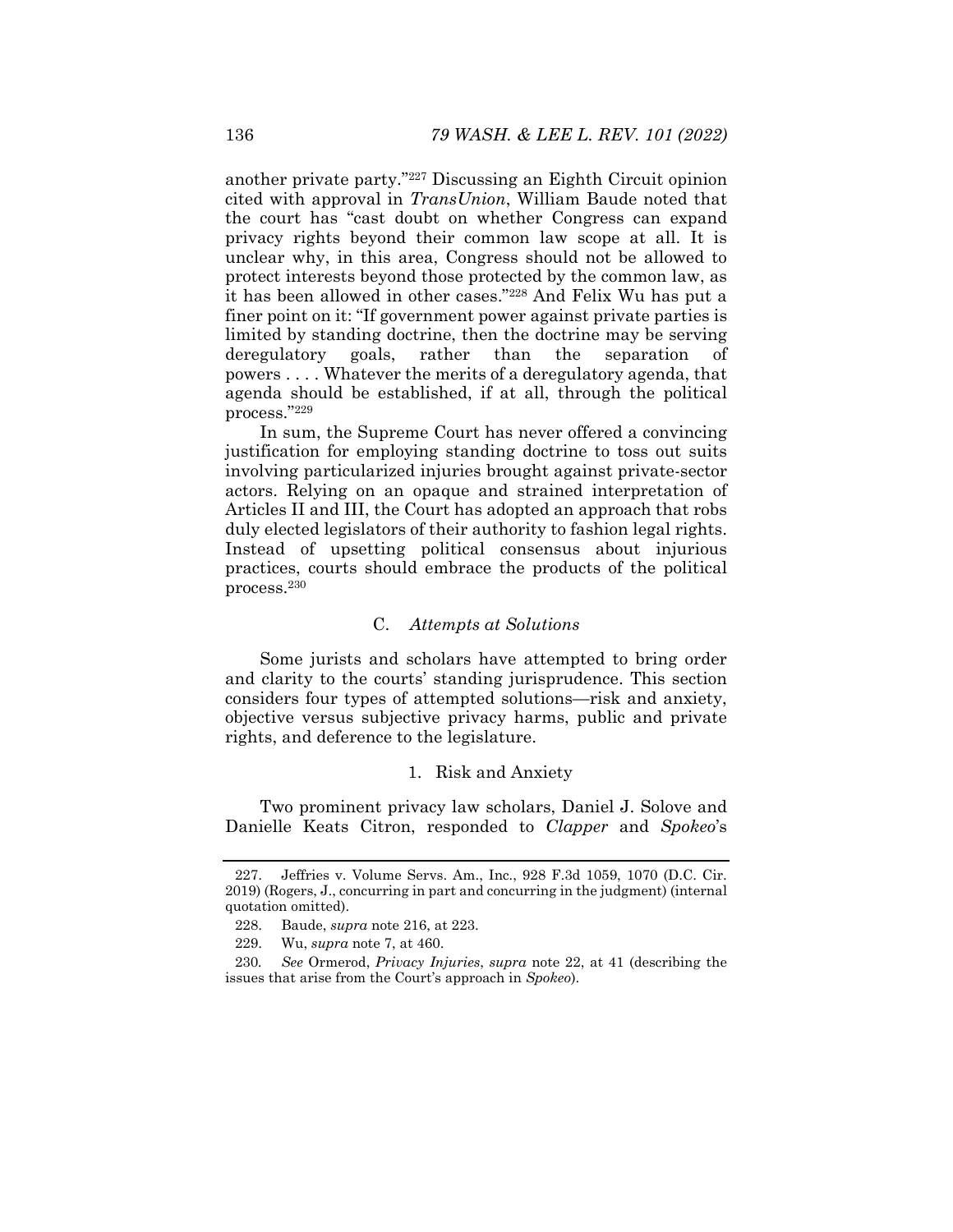another private party."[227] Discussing an Eighth Circuit opinion cited with approval in *TransUnion*, William Baude noted that the court has "cast doubt on whether Congress can expand privacy rights beyond their common law scope at all. It is unclear why, in this area, Congress should not be allowed to protect interests beyond those protected by the common law, as it has been allowed in other cases."[228] And Felix Wu has put a finer point on it: "If government power against private parties is limited by standing doctrine, then the doctrine may be serving deregulatory goals, rather than the separation of powers . . . . Whatever the merits of a deregulatory agenda, that agenda should be established, if at all, through the political process."[229]

In sum, the Supreme Court has never offered a convincing justification for employing standing doctrine to toss out suits involving particularized injuries brought against private-sector actors. Relying on an opaque and strained interpretation of Articles II and III, the Court has adopted an approach that robs duly elected legislators of their authority to fashion legal rights. Instead of upsetting political consensus about injurious practices, courts should embrace the products of the political process.[230]

### C. *Attempts at Solutions*

Some jurists and scholars have attempted to bring order and clarity to the courts' standing jurisprudence. This section considers four types of attempted solutions—risk and anxiety, objective versus subjective privacy harms, public and private rights, and deference to the legislature.

#### 1. Risk and Anxiety

Two prominent privacy law scholars, Daniel J. Solove and Danielle Keats Citron, responded to *Clapper* and *Spokeo*'s

---

227. Jeffries v. Volume Servs. Am., Inc., 928 F.3d 1059, 1070 (D.C. Cir. 2019) (Rogers, J., concurring in part and concurring in the judgment) (internal quotation omitted).

228. Baude, *supra* note 216, at 223.

229. Wu, *supra* note 7, at 460.

230. *See* Ormerod, *Privacy Injuries*, *supra* note 22, at 41 (describing the issues that arise from the Court's approach in *Spokeo*).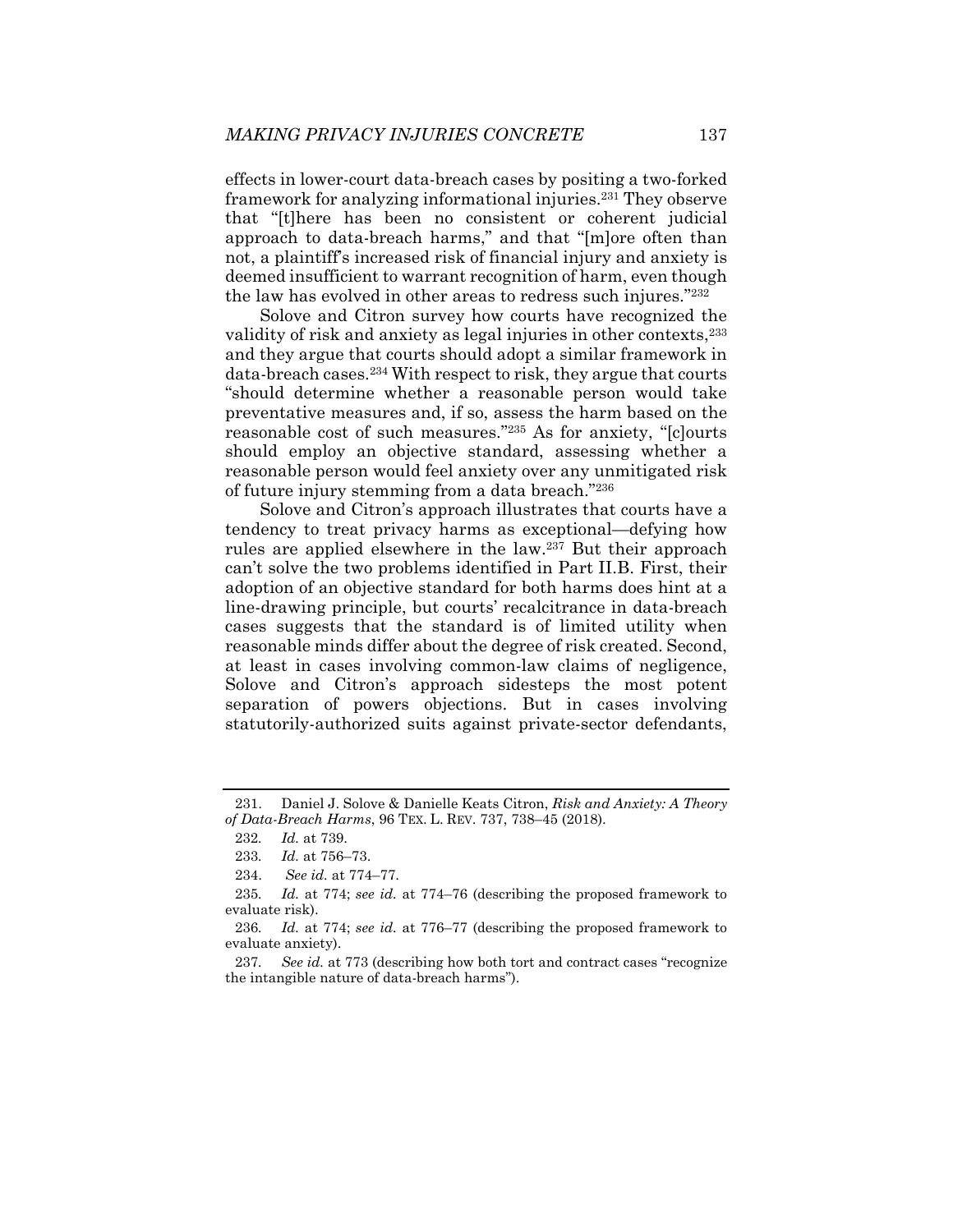effects in lower-court data-breach cases by positing a two-forked framework for analyzing informational injuries.[231] They observe that "[t]here has been no consistent or coherent judicial approach to data-breach harms," and that "[m]ore often than not, a plaintiff's increased risk of financial injury and anxiety is deemed insufficient to warrant recognition of harm, even though the law has evolved in other areas to redress such injures."[232]

Solove and Citron survey how courts have recognized the validity of risk and anxiety as legal injuries in other contexts,[233] and they argue that courts should adopt a similar framework in data-breach cases.[234] With respect to risk, they argue that courts "should determine whether a reasonable person would take preventative measures and, if so, assess the harm based on the reasonable cost of such measures."[235] As for anxiety, "[c]ourts should employ an objective standard, assessing whether a reasonable person would feel anxiety over any unmitigated risk of future injury stemming from a data breach."[236]

Solove and Citron's approach illustrates that courts have a tendency to treat privacy harms as exceptional—defying how rules are applied elsewhere in the law.[237] But their approach can't solve the two problems identified in Part II.B. First, their adoption of an objective standard for both harms does hint at a line-drawing principle, but courts' recalcitrance in data-breach cases suggests that the standard is of limited utility when reasonable minds differ about the degree of risk created. Second, at least in cases involving common-law claims of negligence, Solove and Citron's approach sidesteps the most potent separation of powers objections. But in cases involving statutorily-authorized suits against private-sector defendants,

---

231. Daniel J. Solove & Danielle Keats Citron, *Risk and Anxiety: A Theory of Data-Breach Harms*, 96 TEX. L. REV. 737, 738–45 (2018).

232. *Id.* at 739.

233. *Id.* at 756–73.

234. *See id.* at 774–77.

235. *Id.* at 774; *see id.* at 774–76 (describing the proposed framework to evaluate risk).

236. *Id.* at 774; *see id.* at 776–77 (describing the proposed framework to evaluate anxiety).

237. *See id.* at 773 (describing how both tort and contract cases "recognize the intangible nature of data-breach harms").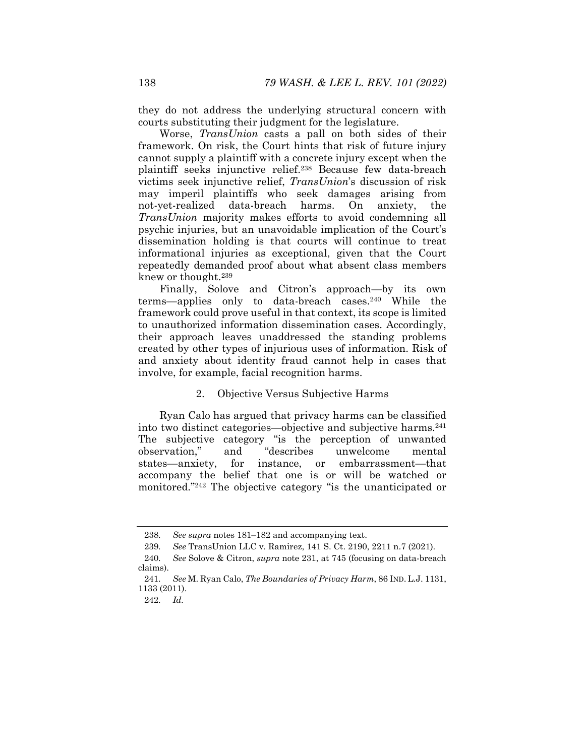they do not address the underlying structural concern with courts substituting their judgment for the legislature.

Worse, *TransUnion* casts a pall on both sides of their framework. On risk, the Court hints that risk of future injury cannot supply a plaintiff with a concrete injury except when the plaintiff seeks injunctive relief.[238] Because few data-breach victims seek injunctive relief, *TransUnion*'s discussion of risk may imperil plaintiffs who seek damages arising from not-yet-realized data-breach harms. On anxiety, the *TransUnion* majority makes efforts to avoid condemning all psychic injuries, but an unavoidable implication of the Court's dissemination holding is that courts will continue to treat informational injuries as exceptional, given that the Court repeatedly demanded proof about what absent class members knew or thought.[239]

Finally, Solove and Citron's approach—by its own terms—applies only to data-breach cases.[240] While the framework could prove useful in that context, its scope is limited to unauthorized information dissemination cases. Accordingly, their approach leaves unaddressed the standing problems created by other types of injurious uses of information. Risk of and anxiety about identity fraud cannot help in cases that involve, for example, facial recognition harms.

### 2. Objective Versus Subjective Harms

Ryan Calo has argued that privacy harms can be classified into two distinct categories—objective and subjective harms.[241] The subjective category "is the perception of unwanted observation," and "describes unwelcome mental states—anxiety, for instance, or embarrassment—that accompany the belief that one is or will be watched or monitored."[242] The objective category "is the unanticipated or

---

238. *See supra* notes 181–182 and accompanying text.

239. *See* TransUnion LLC v. Ramirez, 141 S. Ct. 2190, 2211 n.7 (2021).

240. *See* Solove & Citron, *supra* note 231, at 745 (focusing on data-breach claims).

241. *See* M. Ryan Calo, *The Boundaries of Privacy Harm*, 86 IND. L.J. 1131, 1133 (2011).

242. *Id.*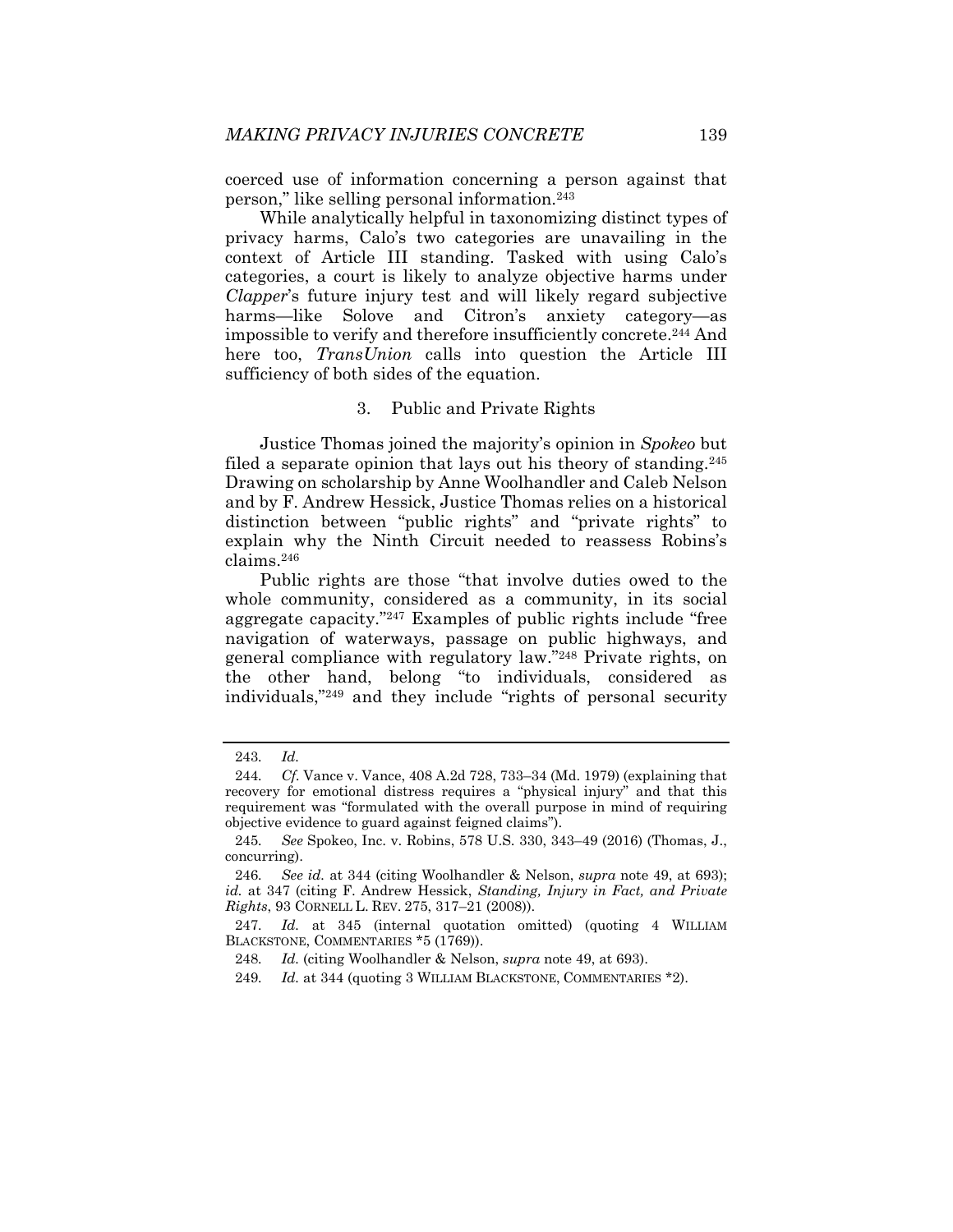coerced use of information concerning a person against that person," like selling personal information.[243]

While analytically helpful in taxonomizing distinct types of privacy harms, Calo's two categories are unavailing in the context of Article III standing. Tasked with using Calo's categories, a court is likely to analyze objective harms under *Clapper*'s future injury test and will likely regard subjective harms—like Solove and Citron's anxiety category—as impossible to verify and therefore insufficiently concrete.[244] And here too, *TransUnion* calls into question the Article III sufficiency of both sides of the equation.

### 3. Public and Private Rights

Justice Thomas joined the majority's opinion in *Spokeo* but filed a separate opinion that lays out his theory of standing.[245] Drawing on scholarship by Anne Woolhandler and Caleb Nelson and by F. Andrew Hessick, Justice Thomas relies on a historical distinction between "public rights" and "private rights" to explain why the Ninth Circuit needed to reassess Robins's claims.[246]

Public rights are those "that involve duties owed to the whole community, considered as a community, in its social aggregate capacity."[247] Examples of public rights include "free navigation of waterways, passage on public highways, and general compliance with regulatory law."[248] Private rights, on the other hand, belong "to individuals, considered as individuals,"[249] and they include "rights of personal security

---

243. *Id.*

244. *Cf.* Vance v. Vance, 408 A.2d 728, 733–34 (Md. 1979) (explaining that recovery for emotional distress requires a "physical injury" and that this requirement was "formulated with the overall purpose in mind of requiring objective evidence to guard against feigned claims").

245. *See* Spokeo, Inc. v. Robins, 578 U.S. 330, 343–49 (2016) (Thomas, J., concurring).

246. *See id.* at 344 (citing Woolhandler & Nelson, *supra* note 49, at 693); *id.* at 347 (citing F. Andrew Hessick, *Standing, Injury in Fact, and Private Rights*, 93 CORNELL L. REV. 275, 317–21 (2008)).

247. *Id.* at 345 (internal quotation omitted) (quoting 4 WILLIAM BLACKSTONE, COMMENTARIES \*5 (1769)).

248. *Id.* (citing Woolhandler & Nelson, *supra* note 49, at 693).

249. *Id.* at 344 (quoting 3 WILLIAM BLACKSTONE, COMMENTARIES \*2).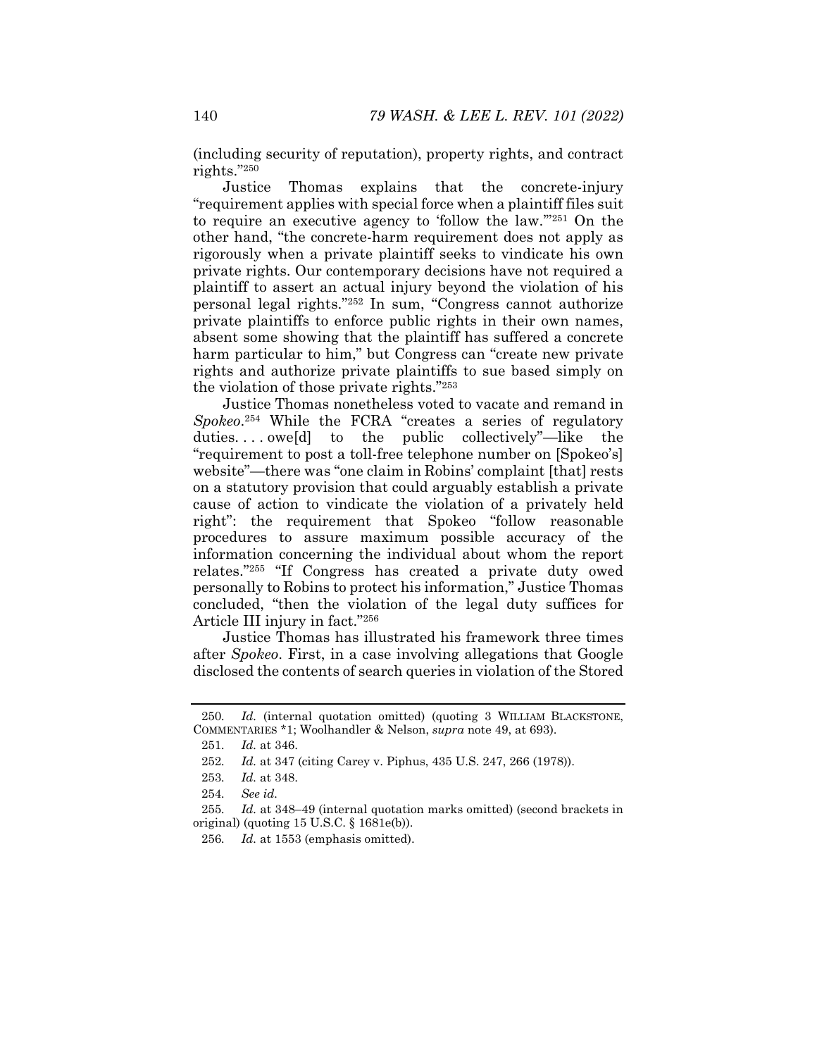(including security of reputation), property rights, and contract rights."[250]

Justice Thomas explains that the concrete-injury "requirement applies with special force when a plaintiff files suit to require an executive agency to 'follow the law.'"[251] On the other hand, "the concrete-harm requirement does not apply as rigorously when a private plaintiff seeks to vindicate his own private rights. Our contemporary decisions have not required a plaintiff to assert an actual injury beyond the violation of his personal legal rights."[252] In sum, "Congress cannot authorize private plaintiffs to enforce public rights in their own names, absent some showing that the plaintiff has suffered a concrete harm particular to him," but Congress can "create new private rights and authorize private plaintiffs to sue based simply on the violation of those private rights."[253]

Justice Thomas nonetheless voted to vacate and remand in *Spokeo*.[254] While the FCRA "creates a series of regulatory duties. . . . owe[d] to the public collectively"—like the "requirement to post a toll-free telephone number on [Spokeo's] website"—there was "one claim in Robins' complaint [that] rests on a statutory provision that could arguably establish a private cause of action to vindicate the violation of a privately held right": the requirement that Spokeo "follow reasonable procedures to assure maximum possible accuracy of the information concerning the individual about whom the report relates."[255] "If Congress has created a private duty owed personally to Robins to protect his information," Justice Thomas concluded, "then the violation of the legal duty suffices for Article III injury in fact."[256]

Justice Thomas has illustrated his framework three times after *Spokeo*. First, in a case involving allegations that Google disclosed the contents of search queries in violation of the Stored

250. *Id.* (internal quotation omitted) (quoting 3 WILLIAM BLACKSTONE, COMMENTARIES \*1; Woolhandler & Nelson, *supra* note 49, at 693).

251. *Id.* at 346.

252. *Id.* at 347 (citing Carey v. Piphus, 435 U.S. 247, 266 (1978)).

253. *Id.* at 348.

254. *See id.*

255. *Id.* at 348–49 (internal quotation marks omitted) (second brackets in original) (quoting 15 U.S.C. § 1681e(b)).

256. *Id.* at 1553 (emphasis omitted).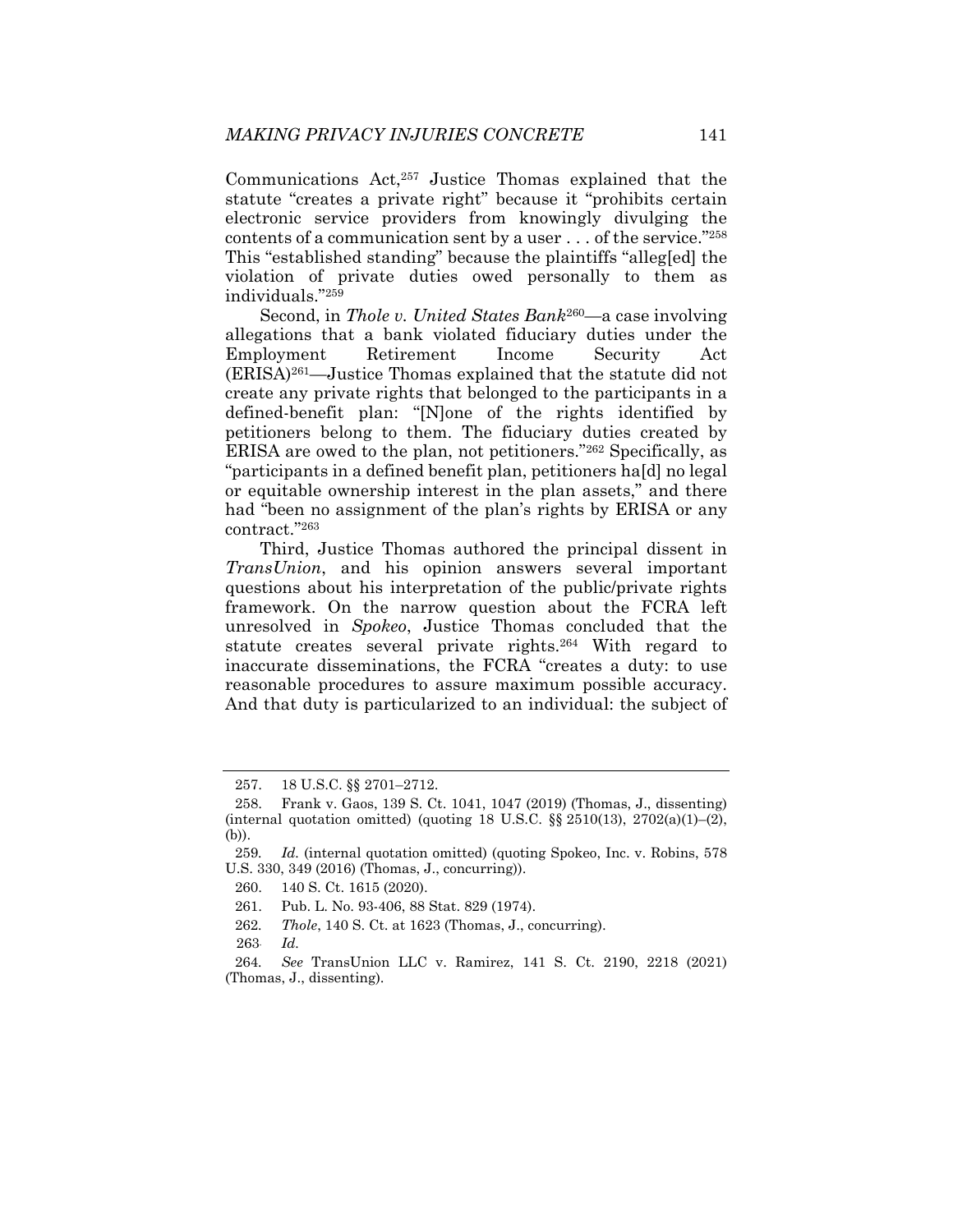Communications Act,[257] Justice Thomas explained that the statute "creates a private right" because it "prohibits certain electronic service providers from knowingly divulging the contents of a communication sent by a user . . . of the service."[258] This "established standing" because the plaintiffs "alleg[ed] the violation of private duties owed personally to them as individuals."[259]

Second, in *Thole v. United States Bank*[260]—a case involving allegations that a bank violated fiduciary duties under the Employment Retirement Income Security Act (ERISA)[261]—Justice Thomas explained that the statute did not create any private rights that belonged to the participants in a defined-benefit plan: "[N]one of the rights identified by petitioners belong to them. The fiduciary duties created by ERISA are owed to the plan, not petitioners."[262] Specifically, as "participants in a defined benefit plan, petitioners ha[d] no legal or equitable ownership interest in the plan assets," and there had "been no assignment of the plan's rights by ERISA or any contract."[263]

Third, Justice Thomas authored the principal dissent in *TransUnion*, and his opinion answers several important questions about his interpretation of the public/private rights framework. On the narrow question about the FCRA left unresolved in *Spokeo*, Justice Thomas concluded that the statute creates several private rights.[264] With regard to inaccurate disseminations, the FCRA "creates a duty: to use reasonable procedures to assure maximum possible accuracy. And that duty is particularized to an individual: the subject of

---

257. 18 U.S.C. §§ 2701–2712.

258. Frank v. Gaos, 139 S. Ct. 1041, 1047 (2019) (Thomas, J., dissenting) (internal quotation omitted) (quoting 18 U.S.C. §§ 2510(13), 2702(a)(1)–(2), (b)).

259. *Id.* (internal quotation omitted) (quoting Spokeo, Inc. v. Robins, 578 U.S. 330, 349 (2016) (Thomas, J., concurring)).

260. 140 S. Ct. 1615 (2020).

261. Pub. L. No. 93-406, 88 Stat. 829 (1974).

262. *Thole*, 140 S. Ct. at 1623 (Thomas, J., concurring).

263. *Id.*

264. *See* TransUnion LLC v. Ramirez, 141 S. Ct. 2190, 2218 (2021) (Thomas, J., dissenting).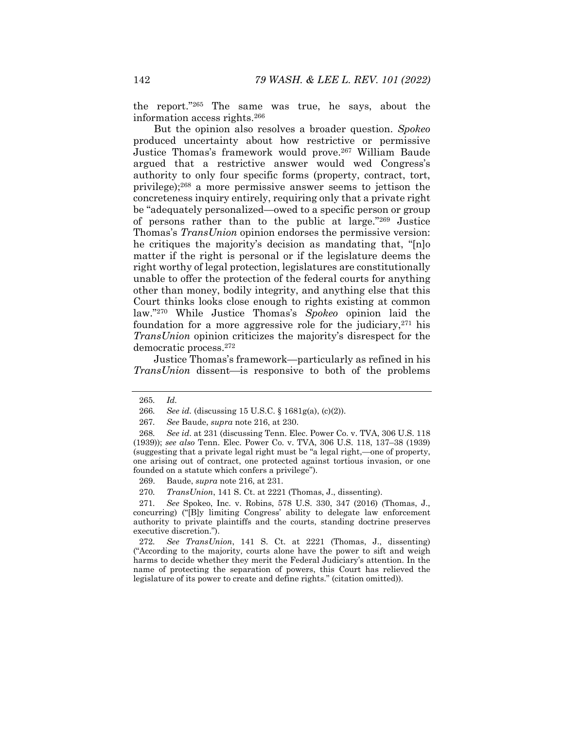the report."[265] The same was true, he says, about the information access rights.[266]

But the opinion also resolves a broader question. *Spokeo* produced uncertainty about how restrictive or permissive Justice Thomas's framework would prove.[267] William Baude argued that a restrictive answer would wed Congress's authority to only four specific forms (property, contract, tort, privilege);[268] a more permissive answer seems to jettison the concreteness inquiry entirely, requiring only that a private right be "adequately personalized—owed to a specific person or group of persons rather than to the public at large."[269] Justice Thomas's *TransUnion* opinion endorses the permissive version: he critiques the majority's decision as mandating that, "[n]o matter if the right is personal or if the legislature deems the right worthy of legal protection, legislatures are constitutionally unable to offer the protection of the federal courts for anything other than money, bodily integrity, and anything else that this Court thinks looks close enough to rights existing at common law."[270] While Justice Thomas's *Spokeo* opinion laid the foundation for a more aggressive role for the judiciary,[271] his *TransUnion* opinion criticizes the majority's disrespect for the democratic process.[272]

Justice Thomas's framework—particularly as refined in his *TransUnion* dissent—is responsive to both of the problems

---

265. *Id.*

266. *See id.* (discussing 15 U.S.C. § 1681g(a), (c)(2)).

267. *See* Baude, *supra* note 216, at 230.

268. *See id*. at 231 (discussing Tenn. Elec. Power Co. v. TVA, 306 U.S. 118 (1939)); *see also* Tenn. Elec. Power Co. v. TVA, 306 U.S. 118, 137–38 (1939) (suggesting that a private legal right must be "a legal right,—one of property, one arising out of contract, one protected against tortious invasion, or one founded on a statute which confers a privilege").

269. Baude, *supra* note 216, at 231.

270. *TransUnion*, 141 S. Ct. at 2221 (Thomas, J., dissenting).

271. *See* Spokeo, Inc. v. Robins, 578 U.S. 330, 347 (2016) (Thomas, J., concurring) ("[B]y limiting Congress' ability to delegate law enforcement authority to private plaintiffs and the courts, standing doctrine preserves executive discretion.").

272. *See TransUnion*, 141 S. Ct. at 2221 (Thomas, J., dissenting) ("According to the majority, courts alone have the power to sift and weigh harms to decide whether they merit the Federal Judiciary's attention. In the name of protecting the separation of powers, this Court has relieved the legislature of its power to create and define rights." (citation omitted)).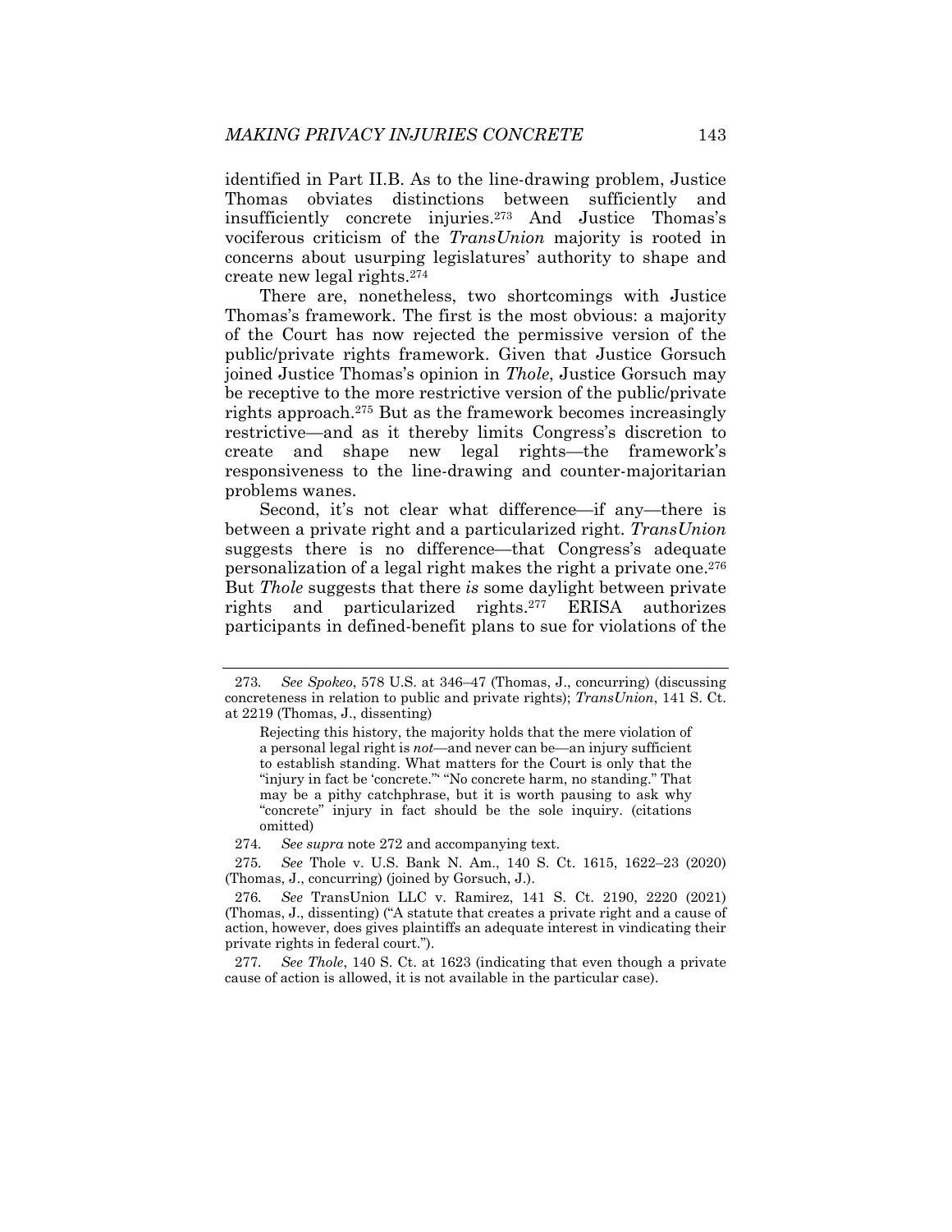identified in Part II.B. As to the line-drawing problem, Justice Thomas obviates distinctions between sufficiently and insufficiently concrete injuries.[273] And Justice Thomas's vociferous criticism of the *TransUnion* majority is rooted in concerns about usurping legislatures' authority to shape and create new legal rights.[274]

There are, nonetheless, two shortcomings with Justice Thomas's framework. The first is the most obvious: a majority of the Court has now rejected the permissive version of the public/private rights framework. Given that Justice Gorsuch joined Justice Thomas's opinion in *Thole*, Justice Gorsuch may be receptive to the more restrictive version of the public/private rights approach.[275] But as the framework becomes increasingly restrictive—and as it thereby limits Congress's discretion to create and shape new legal rights—the framework's responsiveness to the line-drawing and counter-majoritarian problems wanes.

Second, it's not clear what difference—if any—there is between a private right and a particularized right. *TransUnion* suggests there is no difference—that Congress's adequate personalization of a legal right makes the right a private one.[276] But *Thole* suggests that there *is* some daylight between private rights and particularized rights.[277] ERISA authorizes participants in defined-benefit plans to sue for violations of the

---

273. *See Spokeo*, 578 U.S. at 346–47 (Thomas, J., concurring) (discussing concreteness in relation to public and private rights); *TransUnion*, 141 S. Ct. at 2219 (Thomas, J., dissenting)

> Rejecting this history, the majority holds that the mere violation of a personal legal right is *not*—and never can be—an injury sufficient to establish standing. What matters for the Court is only that the "injury in fact be 'concrete.'" "No concrete harm, no standing." That may be a pithy catchphrase, but it is worth pausing to ask why "concrete" injury in fact should be the sole inquiry. (citations omitted)

274. *See supra* note 272 and accompanying text.

275. *See* Thole v. U.S. Bank N. Am., 140 S. Ct. 1615, 1622–23 (2020) (Thomas, J., concurring) (joined by Gorsuch, J.).

276. *See* TransUnion LLC v. Ramirez, 141 S. Ct. 2190, 2220 (2021) (Thomas, J., dissenting) ("A statute that creates a private right and a cause of action, however, does gives plaintiffs an adequate interest in vindicating their private rights in federal court.").

277. *See Thole*, 140 S. Ct. at 1623 (indicating that even though a private cause of action is allowed, it is not available in the particular case).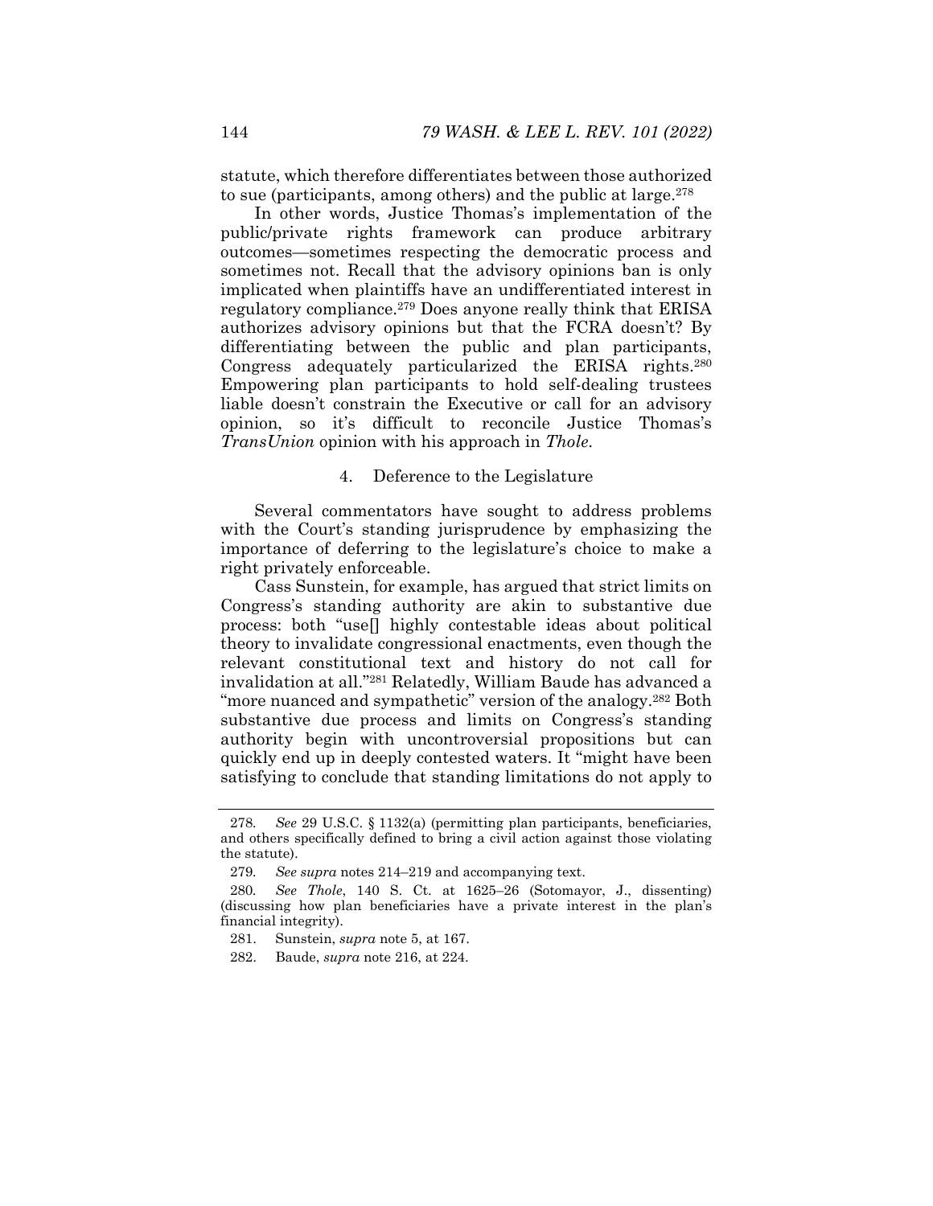statute, which therefore differentiates between those authorized to sue (participants, among others) and the public at large.[278]

In other words, Justice Thomas's implementation of the public/private rights framework can produce arbitrary outcomes—sometimes respecting the democratic process and sometimes not. Recall that the advisory opinions ban is only implicated when plaintiffs have an undifferentiated interest in regulatory compliance.[279] Does anyone really think that ERISA authorizes advisory opinions but that the FCRA doesn't? By differentiating between the public and plan participants, Congress adequately particularized the ERISA rights.[280] Empowering plan participants to hold self-dealing trustees liable doesn't constrain the Executive or call for an advisory opinion, so it's difficult to reconcile Justice Thomas's *TransUnion* opinion with his approach in *Thole*.

4. Deference to the Legislature

Several commentators have sought to address problems with the Court's standing jurisprudence by emphasizing the importance of deferring to the legislature's choice to make a right privately enforceable.

Cass Sunstein, for example, has argued that strict limits on Congress's standing authority are akin to substantive due process: both "use[] highly contestable ideas about political theory to invalidate congressional enactments, even though the relevant constitutional text and history do not call for invalidation at all."[281] Relatedly, William Baude has advanced a "more nuanced and sympathetic" version of the analogy.[282] Both substantive due process and limits on Congress's standing authority begin with uncontroversial propositions but can quickly end up in deeply contested waters. It "might have been satisfying to conclude that standing limitations do not apply to

---

278. *See* 29 U.S.C. § 1132(a) (permitting plan participants, beneficiaries, and others specifically defined to bring a civil action against those violating the statute).

279. *See supra* notes 214–219 and accompanying text.

280. *See Thole*, 140 S. Ct. at 1625–26 (Sotomayor, J., dissenting) (discussing how plan beneficiaries have a private interest in the plan's financial integrity).

281. Sunstein, *supra* note 5, at 167.

282. Baude, *supra* note 216, at 224.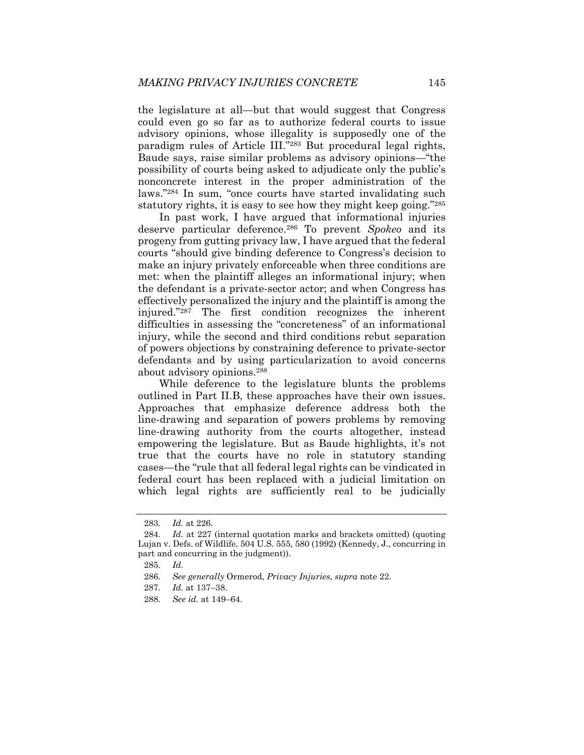the legislature at all—but that would suggest that Congress could even go so far as to authorize federal courts to issue advisory opinions, whose illegality is supposedly one of the paradigm rules of Article III."[283] But procedural legal rights, Baude says, raise similar problems as advisory opinions—"the possibility of courts being asked to adjudicate only the public's nonconcrete interest in the proper administration of the laws."[284] In sum, "once courts have started invalidating such statutory rights, it is easy to see how they might keep going."[285]

In past work, I have argued that informational injuries deserve particular deference.[286] To prevent *Spokeo* and its progeny from gutting privacy law, I have argued that the federal courts "should give binding deference to Congress's decision to make an injury privately enforceable when three conditions are met: when the plaintiff alleges an informational injury; when the defendant is a private-sector actor; and when Congress has effectively personalized the injury and the plaintiff is among the injured."[287] The first condition recognizes the inherent difficulties in assessing the "concreteness" of an informational injury, while the second and third conditions rebut separation of powers objections by constraining deference to private-sector defendants and by using particularization to avoid concerns about advisory opinions.[288]

While deference to the legislature blunts the problems outlined in Part II.B, these approaches have their own issues. Approaches that emphasize deference address both the line-drawing and separation of powers problems by removing line-drawing authority from the courts altogether, instead empowering the legislature. But as Baude highlights, it's not true that the courts have no role in statutory standing cases—the "rule that all federal legal rights can be vindicated in federal court has been replaced with a judicial limitation on which legal rights are sufficiently real to be judicially

283. *Id.* at 226.

284. *Id.* at 227 (internal quotation marks and brackets omitted) (quoting Lujan v. Defs. of Wildlife, 504 U.S. 555, 580 (1992) (Kennedy, J., concurring in part and concurring in the judgment)).

285. *Id.*

286. *See generally* Ormerod, *Privacy Injuries*, *supra* note 22.

287. *Id.* at 137–38.

288. *See id.* at 149–64.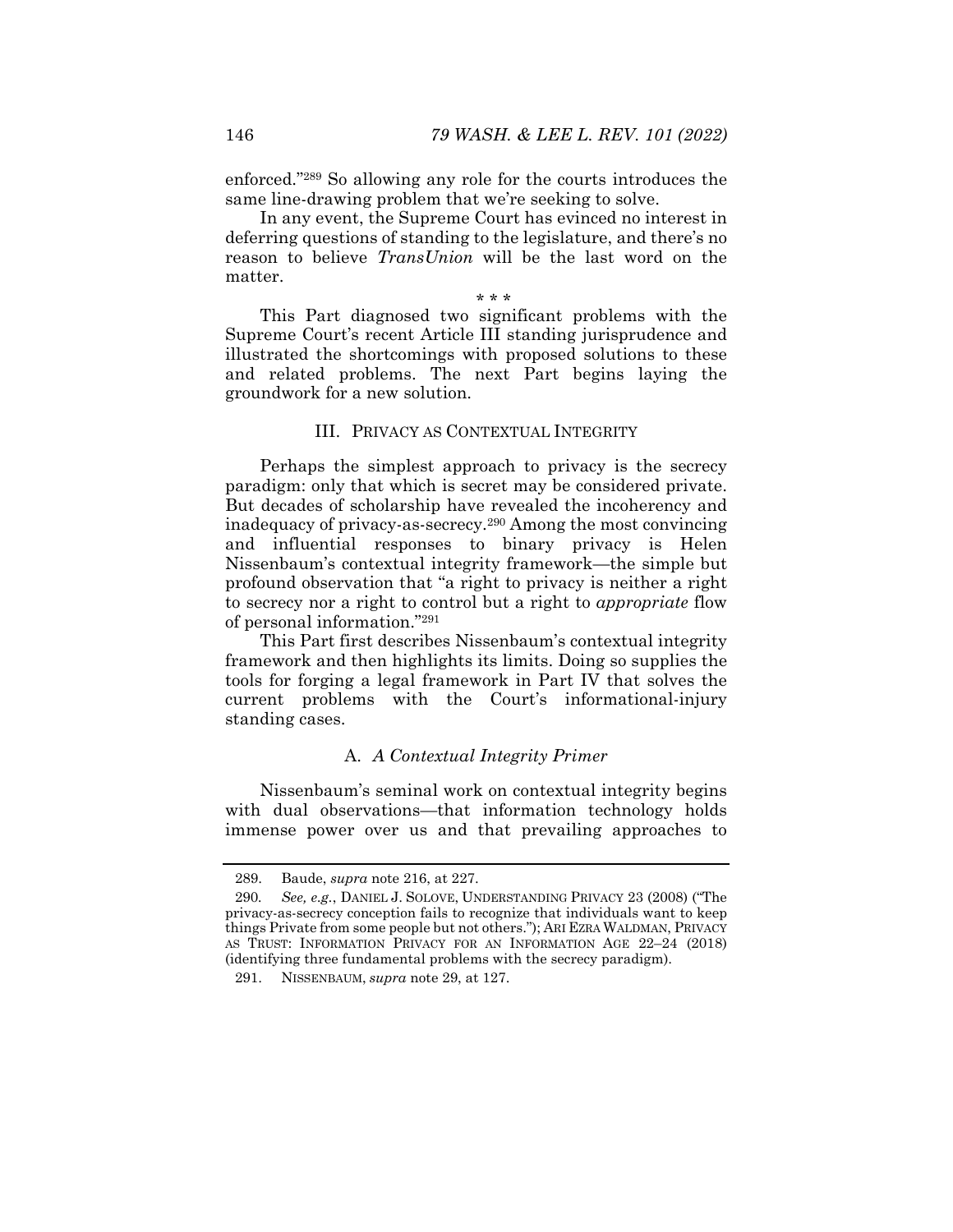enforced."[289] So allowing any role for the courts introduces the same line-drawing problem that we're seeking to solve.

In any event, the Supreme Court has evinced no interest in deferring questions of standing to the legislature, and there's no reason to believe *TransUnion* will be the last word on the matter.

\* \* \*

This Part diagnosed two significant problems with the Supreme Court's recent Article III standing jurisprudence and illustrated the shortcomings with proposed solutions to these and related problems. The next Part begins laying the groundwork for a new solution.

## III. PRIVACY AS CONTEXTUAL INTEGRITY

Perhaps the simplest approach to privacy is the secrecy paradigm: only that which is secret may be considered private. But decades of scholarship have revealed the incoherency and inadequacy of privacy-as-secrecy.[290] Among the most convincing and influential responses to binary privacy is Helen Nissenbaum's contextual integrity framework—the simple but profound observation that "a right to privacy is neither a right to secrecy nor a right to control but a right to *appropriate* flow of personal information."[291]

This Part first describes Nissenbaum's contextual integrity framework and then highlights its limits. Doing so supplies the tools for forging a legal framework in Part IV that solves the current problems with the Court's informational-injury standing cases.

### A. *A Contextual Integrity Primer*

Nissenbaum's seminal work on contextual integrity begins with dual observations—that information technology holds immense power over us and that prevailing approaches to

---

289. Baude, *supra* note 216, at 227.

290. *See, e.g.*, DANIEL J. SOLOVE, UNDERSTANDING PRIVACY 23 (2008) ("The privacy-as-secrecy conception fails to recognize that individuals want to keep things Private from some people but not others."); ARI EZRA WALDMAN, PRIVACY AS TRUST: INFORMATION PRIVACY FOR AN INFORMATION AGE 22–24 (2018) (identifying three fundamental problems with the secrecy paradigm).

291. NISSENBAUM, *supra* note 29, at 127.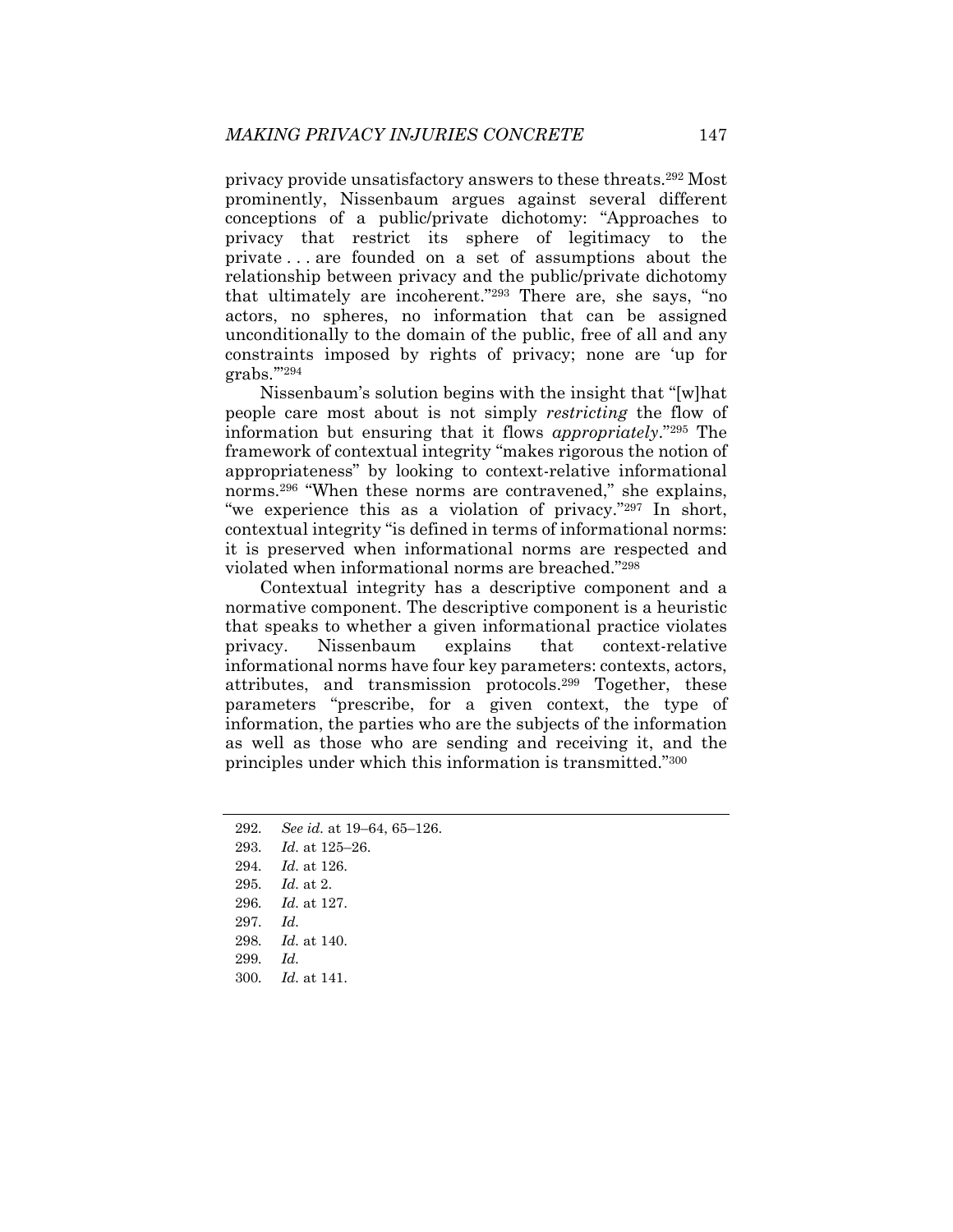privacy provide unsatisfactory answers to these threats.[292] Most prominently, Nissenbaum argues against several different conceptions of a public/private dichotomy: "Approaches to privacy that restrict its sphere of legitimacy to the private . . . are founded on a set of assumptions about the relationship between privacy and the public/private dichotomy that ultimately are incoherent."[293] There are, she says, "no actors, no spheres, no information that can be assigned unconditionally to the domain of the public, free of all and any constraints imposed by rights of privacy; none are 'up for grabs.'"[294]

Nissenbaum's solution begins with the insight that "[w]hat people care most about is not simply *restricting* the flow of information but ensuring that it flows *appropriately*."[295] The framework of contextual integrity "makes rigorous the notion of appropriateness" by looking to context-relative informational norms.[296] "When these norms are contravened," she explains, "we experience this as a violation of privacy."[297] In short, contextual integrity "is defined in terms of informational norms: it is preserved when informational norms are respected and violated when informational norms are breached."[298]

Contextual integrity has a descriptive component and a normative component. The descriptive component is a heuristic that speaks to whether a given informational practice violates privacy. Nissenbaum explains that context-relative informational norms have four key parameters: contexts, actors, attributes, and transmission protocols.[299] Together, these parameters "prescribe, for a given context, the type of information, the parties who are the subjects of the information as well as those who are sending and receiving it, and the principles under which this information is transmitted."[300]

---

292. *See id.* at 19–64, 65–126.
293. *Id.* at 125–26.
294. *Id.* at 126.
295. *Id.* at 2.
296. *Id.* at 127.
297. *Id.*
298. *Id.* at 140.
299. *Id.*
300. *Id.* at 141.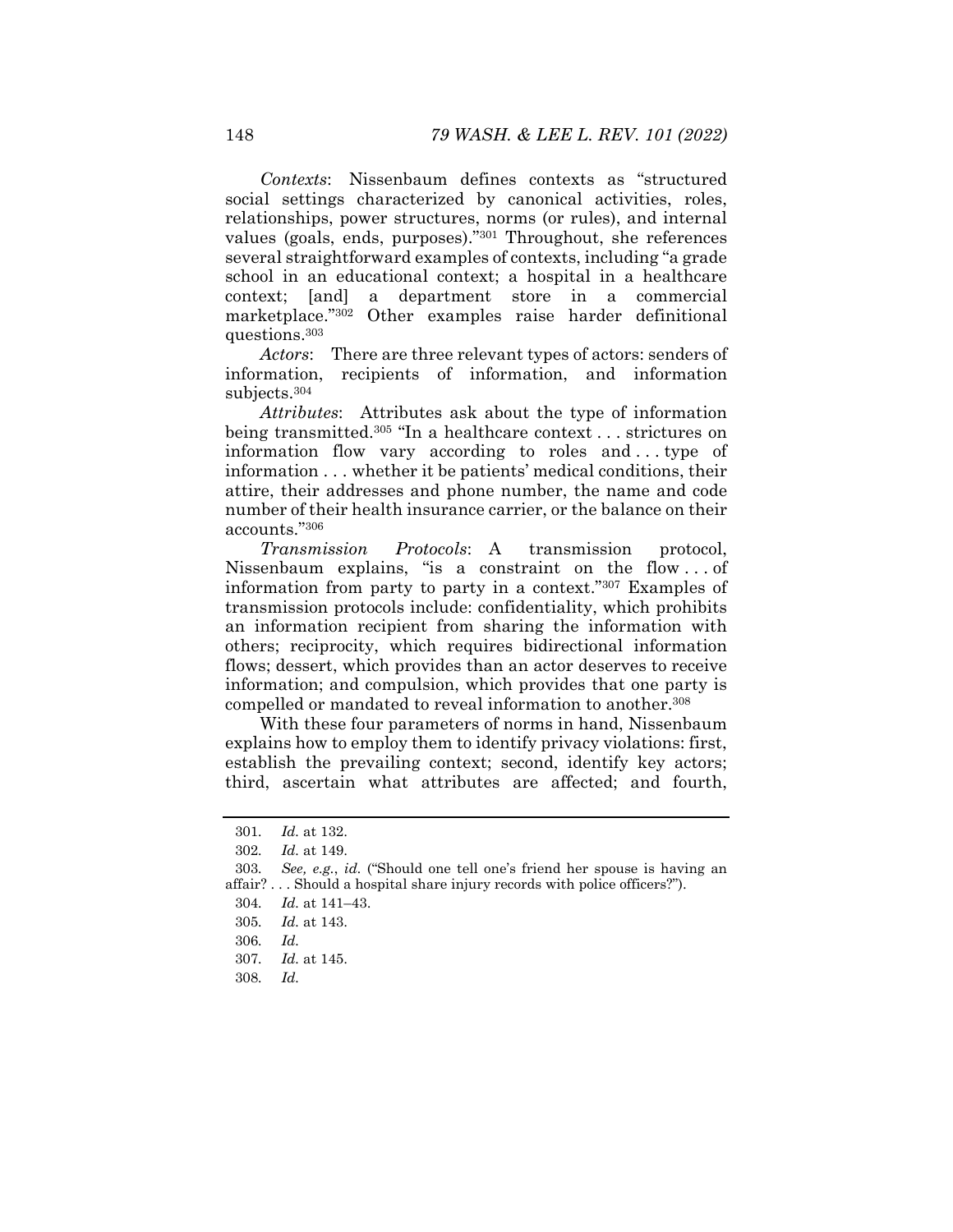*Contexts*: Nissenbaum defines contexts as "structured social settings characterized by canonical activities, roles, relationships, power structures, norms (or rules), and internal values (goals, ends, purposes)."[301] Throughout, she references several straightforward examples of contexts, including "a grade school in an educational context; a hospital in a healthcare context; [and] a department store in a commercial marketplace."[302] Other examples raise harder definitional questions.[303]

*Actors*: There are three relevant types of actors: senders of information, recipients of information, and information subjects.[304]

*Attributes*: Attributes ask about the type of information being transmitted.[305] "In a healthcare context . . . strictures on information flow vary according to roles and . . . type of information . . . whether it be patients' medical conditions, their attire, their addresses and phone number, the name and code number of their health insurance carrier, or the balance on their accounts."[306]

*Transmission Protocols*: A transmission protocol, Nissenbaum explains, "is a constraint on the flow . . . of information from party to party in a context."[307] Examples of transmission protocols include: confidentiality, which prohibits an information recipient from sharing the information with others; reciprocity, which requires bidirectional information flows; dessert, which provides than an actor deserves to receive information; and compulsion, which provides that one party is compelled or mandated to reveal information to another.[308]

With these four parameters of norms in hand, Nissenbaum explains how to employ them to identify privacy violations: first, establish the prevailing context; second, identify key actors; third, ascertain what attributes are affected; and fourth,

---

301. *Id.* at 132.

302. *Id.* at 149.

303. *See, e.g.*, *id.* ("Should one tell one's friend her spouse is having an affair? . . . Should a hospital share injury records with police officers?").

304. *Id.* at 141–43.

305. *Id.* at 143.

306. *Id.*

307. *Id.* at 145.

308. *Id.*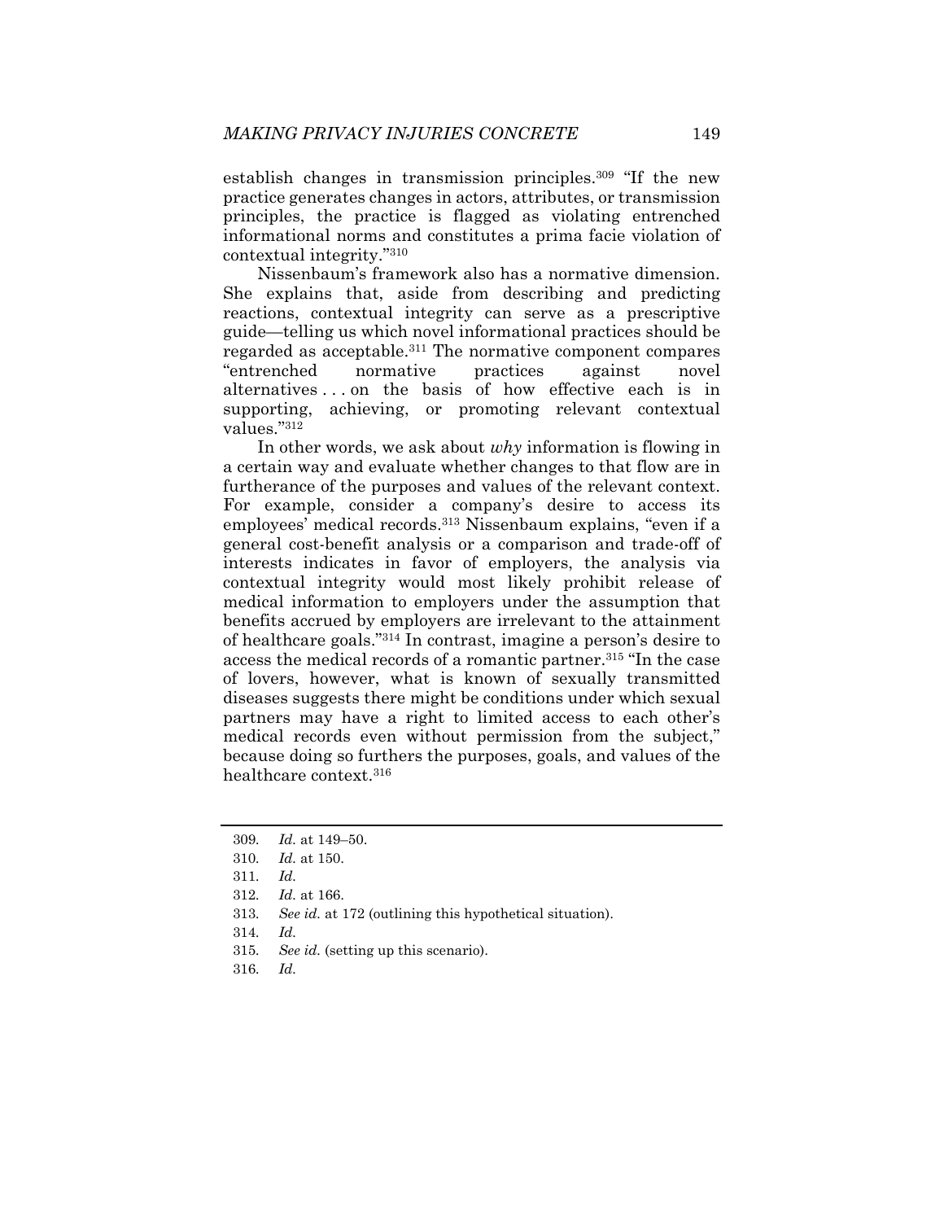establish changes in transmission principles.[309] "If the new practice generates changes in actors, attributes, or transmission principles, the practice is flagged as violating entrenched informational norms and constitutes a prima facie violation of contextual integrity."[310]

Nissenbaum's framework also has a normative dimension. She explains that, aside from describing and predicting reactions, contextual integrity can serve as a prescriptive guide—telling us which novel informational practices should be regarded as acceptable.[311] The normative component compares "entrenched normative practices against novel alternatives . . . on the basis of how effective each is in supporting, achieving, or promoting relevant contextual values."[312]

In other words, we ask about *why* information is flowing in a certain way and evaluate whether changes to that flow are in furtherance of the purposes and values of the relevant context. For example, consider a company's desire to access its employees' medical records.[313] Nissenbaum explains, "even if a general cost-benefit analysis or a comparison and trade-off of interests indicates in favor of employers, the analysis via contextual integrity would most likely prohibit release of medical information to employers under the assumption that benefits accrued by employers are irrelevant to the attainment of healthcare goals."[314] In contrast, imagine a person's desire to access the medical records of a romantic partner.[315] "In the case of lovers, however, what is known of sexually transmitted diseases suggests there might be conditions under which sexual partners may have a right to limited access to each other's medical records even without permission from the subject," because doing so furthers the purposes, goals, and values of the healthcare context.[316]

---

309. *Id.* at 149–50.

310. *Id.* at 150.

311. *Id.*

312. *Id.* at 166.

313. *See id.* at 172 (outlining this hypothetical situation).

314. *Id.*

315. *See id.* (setting up this scenario).

316. *Id.*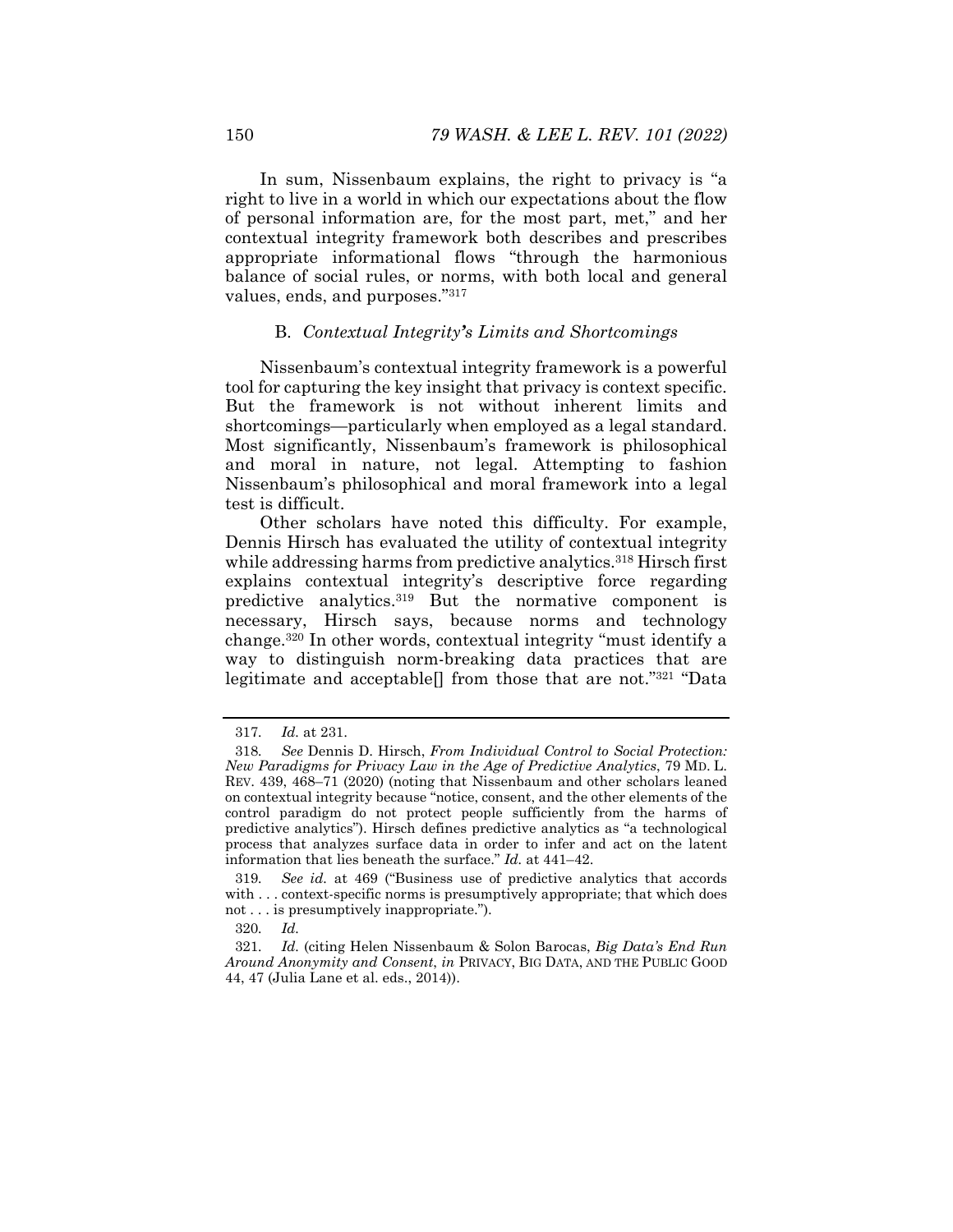In sum, Nissenbaum explains, the right to privacy is "a right to live in a world in which our expectations about the flow of personal information are, for the most part, met," and her contextual integrity framework both describes and prescribes appropriate informational flows "through the harmonious balance of social rules, or norms, with both local and general values, ends, and purposes."[317]

### B. *Contextual Integrity's Limits and Shortcomings*

Nissenbaum's contextual integrity framework is a powerful tool for capturing the key insight that privacy is context specific. But the framework is not without inherent limits and shortcomings—particularly when employed as a legal standard. Most significantly, Nissenbaum's framework is philosophical and moral in nature, not legal. Attempting to fashion Nissenbaum's philosophical and moral framework into a legal test is difficult.

Other scholars have noted this difficulty. For example, Dennis Hirsch has evaluated the utility of contextual integrity while addressing harms from predictive analytics.[318] Hirsch first explains contextual integrity's descriptive force regarding predictive analytics.[319] But the normative component is necessary, Hirsch says, because norms and technology change.[320] In other words, contextual integrity "must identify a way to distinguish norm-breaking data practices that are legitimate and acceptable[] from those that are not."[321] "Data

---

317. *Id.* at 231.

318. *See* Dennis D. Hirsch, *From Individual Control to Social Protection: New Paradigms for Privacy Law in the Age of Predictive Analytics*, 79 MD. L. REV. 439, 468–71 (2020) (noting that Nissenbaum and other scholars leaned on contextual integrity because "notice, consent, and the other elements of the control paradigm do not protect people sufficiently from the harms of predictive analytics"). Hirsch defines predictive analytics as "a technological process that analyzes surface data in order to infer and act on the latent information that lies beneath the surface." *Id.* at 441–42.

319. *See id.* at 469 ("Business use of predictive analytics that accords with . . . context-specific norms is presumptively appropriate; that which does not . . . is presumptively inappropriate.").

320. *Id.*

321. *Id.* (citing Helen Nissenbaum & Solon Barocas, *Big Data's End Run Around Anonymity and Consent*, *in* PRIVACY, BIG DATA, AND THE PUBLIC GOOD 44, 47 (Julia Lane et al. eds., 2014)).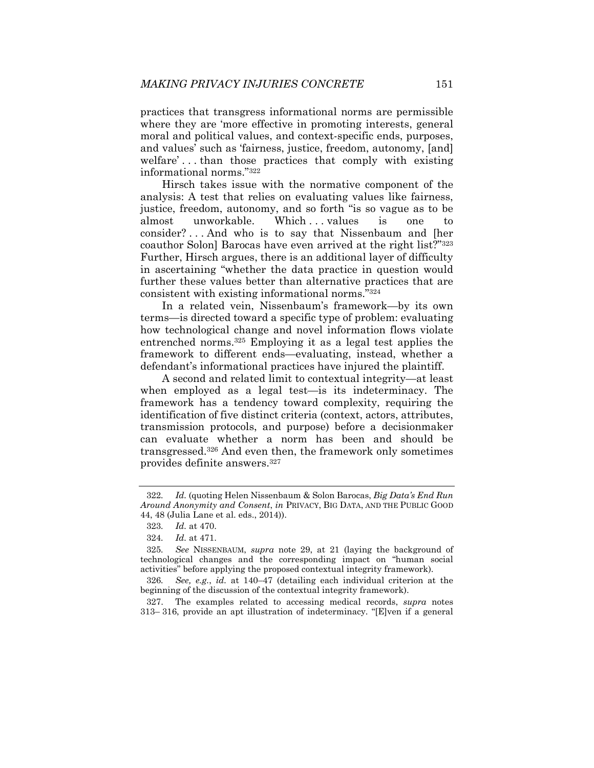practices that transgress informational norms are permissible where they are 'more effective in promoting interests, general moral and political values, and context-specific ends, purposes, and values' such as 'fairness, justice, freedom, autonomy, [and] welfare' . . . than those practices that comply with existing informational norms."[322]

Hirsch takes issue with the normative component of the analysis: A test that relies on evaluating values like fairness, justice, freedom, autonomy, and so forth "is so vague as to be almost unworkable. Which . . . values is one to consider? . . . And who is to say that Nissenbaum and [her coauthor Solon] Barocas have even arrived at the right list?"[323] Further, Hirsch argues, there is an additional layer of difficulty in ascertaining "whether the data practice in question would further these values better than alternative practices that are consistent with existing informational norms."[324]

In a related vein, Nissenbaum's framework—by its own terms—is directed toward a specific type of problem: evaluating how technological change and novel information flows violate entrenched norms.[325] Employing it as a legal test applies the framework to different ends—evaluating, instead, whether a defendant's informational practices have injured the plaintiff.

A second and related limit to contextual integrity—at least when employed as a legal test—is its indeterminacy. The framework has a tendency toward complexity, requiring the identification of five distinct criteria (context, actors, attributes, transmission protocols, and purpose) before a decisionmaker can evaluate whether a norm has been and should be transgressed.[326] And even then, the framework only sometimes provides definite answers.[327]

---

322. *Id.* (quoting Helen Nissenbaum & Solon Barocas, *Big Data's End Run Around Anonymity and Consent*, *in* PRIVACY, BIG DATA, AND THE PUBLIC GOOD 44, 48 (Julia Lane et al. eds., 2014)).

323. *Id.* at 470.

324. *Id.* at 471.

325. *See* NISSENBAUM, *supra* note 29, at 21 (laying the background of technological changes and the corresponding impact on "human social activities" before applying the proposed contextual integrity framework).

326. *See, e.g.*, *id.* at 140–47 (detailing each individual criterion at the beginning of the discussion of the contextual integrity framework).

327. The examples related to accessing medical records, *supra* notes 313– 316, provide an apt illustration of indeterminacy. "[E]ven if a general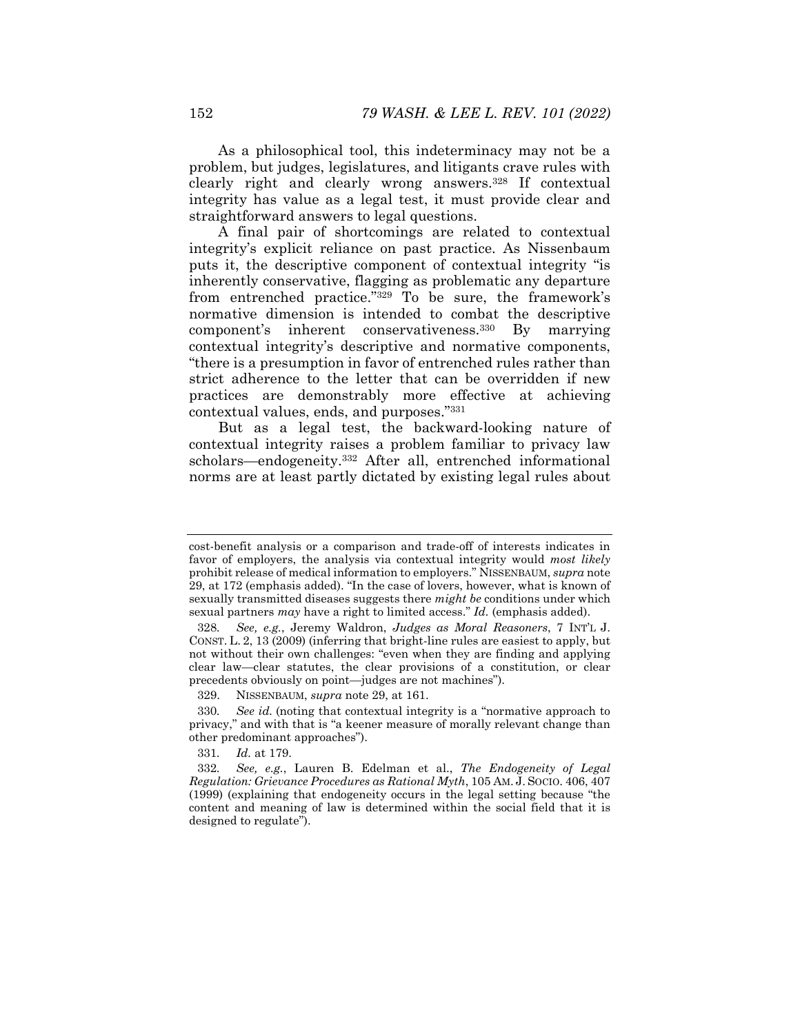As a philosophical tool, this indeterminacy may not be a problem, but judges, legislatures, and litigants crave rules with clearly right and clearly wrong answers.[328] If contextual integrity has value as a legal test, it must provide clear and straightforward answers to legal questions.

A final pair of shortcomings are related to contextual integrity's explicit reliance on past practice. As Nissenbaum puts it, the descriptive component of contextual integrity "is inherently conservative, flagging as problematic any departure from entrenched practice."[329] To be sure, the framework's normative dimension is intended to combat the descriptive component's inherent conservativeness.[330] By marrying contextual integrity's descriptive and normative components, "there is a presumption in favor of entrenched rules rather than strict adherence to the letter that can be overridden if new practices are demonstrably more effective at achieving contextual values, ends, and purposes."[331]

But as a legal test, the backward-looking nature of contextual integrity raises a problem familiar to privacy law scholars—endogeneity.[332] After all, entrenched informational norms are at least partly dictated by existing legal rules about

---

cost-benefit analysis or a comparison and trade-off of interests indicates in favor of employers, the analysis via contextual integrity would *most likely* prohibit release of medical information to employers." NISSENBAUM, *supra* note 29, at 172 (emphasis added). "In the case of lovers, however, what is known of sexually transmitted diseases suggests there *might be* conditions under which sexual partners *may* have a right to limited access." *Id.* (emphasis added).

328. *See, e.g.*, Jeremy Waldron, *Judges as Moral Reasoners*, 7 INT'L J. CONST. L. 2, 13 (2009) (inferring that bright-line rules are easiest to apply, but not without their own challenges: "even when they are finding and applying clear law—clear statutes, the clear provisions of a constitution, or clear precedents obviously on point—judges are not machines").

329. NISSENBAUM, *supra* note 29, at 161.

330. *See id.* (noting that contextual integrity is a "normative approach to privacy," and with that is "a keener measure of morally relevant change than other predominant approaches").

331. *Id.* at 179.

332. *See, e.g.*, Lauren B. Edelman et al., *The Endogeneity of Legal Regulation: Grievance Procedures as Rational Myth*, 105 AM. J. SOCIO. 406, 407 (1999) (explaining that endogeneity occurs in the legal setting because "the content and meaning of law is determined within the social field that it is designed to regulate").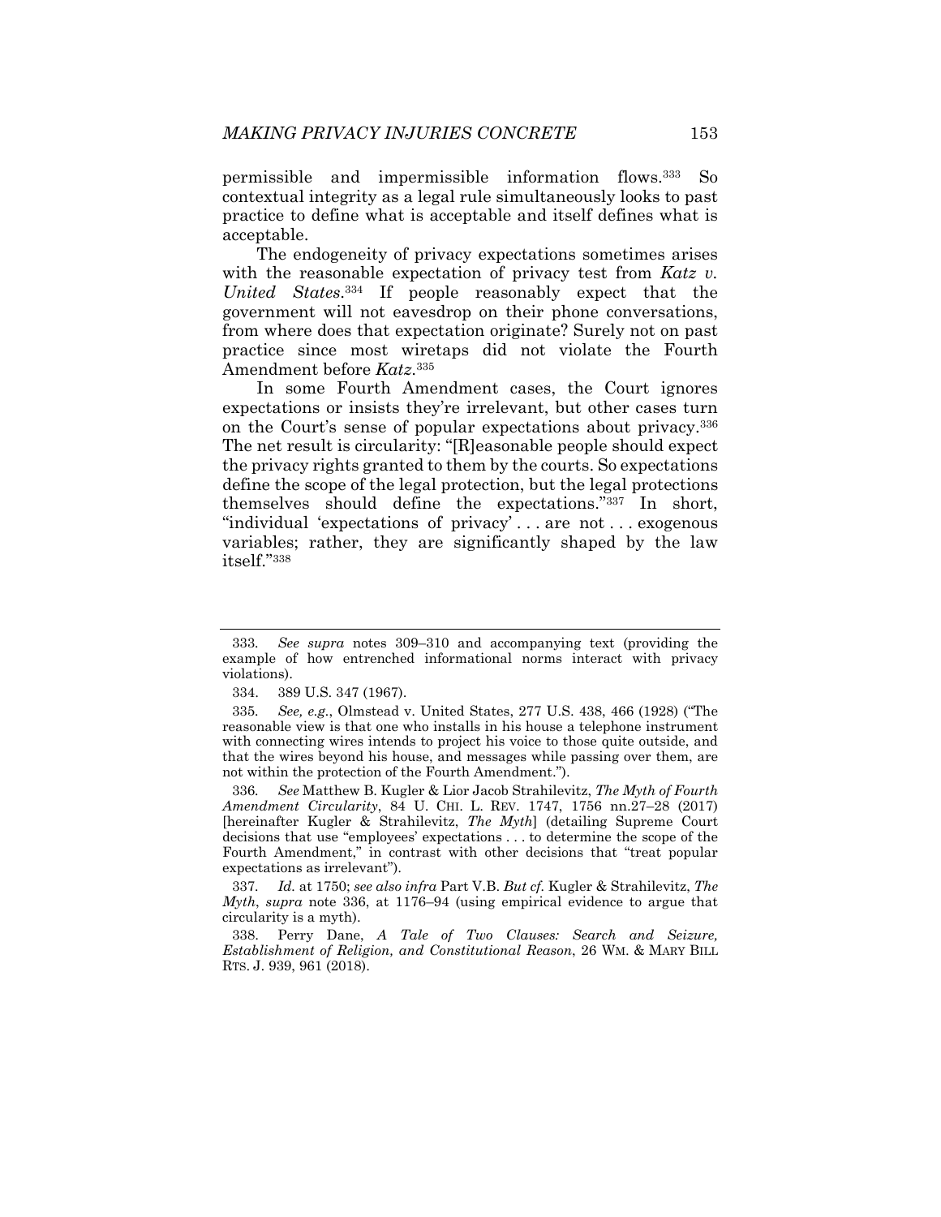permissible and impermissible information flows.[333] So contextual integrity as a legal rule simultaneously looks to past practice to define what is acceptable and itself defines what is acceptable.

The endogeneity of privacy expectations sometimes arises with the reasonable expectation of privacy test from *Katz v. United States*.[334] If people reasonably expect that the government will not eavesdrop on their phone conversations, from where does that expectation originate? Surely not on past practice since most wiretaps did not violate the Fourth Amendment before *Katz*.[335]

In some Fourth Amendment cases, the Court ignores expectations or insists they're irrelevant, but other cases turn on the Court's sense of popular expectations about privacy.[336] The net result is circularity: "[R]easonable people should expect the privacy rights granted to them by the courts. So expectations define the scope of the legal protection, but the legal protections themselves should define the expectations."[337] In short, "individual 'expectations of privacy' . . . are not . . . exogenous variables; rather, they are significantly shaped by the law itself."[338]

---

333. *See supra* notes 309–310 and accompanying text (providing the example of how entrenched informational norms interact with privacy violations).

334. 389 U.S. 347 (1967).

335. *See, e.g.*, Olmstead v. United States, 277 U.S. 438, 466 (1928) ("The reasonable view is that one who installs in his house a telephone instrument with connecting wires intends to project his voice to those quite outside, and that the wires beyond his house, and messages while passing over them, are not within the protection of the Fourth Amendment.").

336. *See* Matthew B. Kugler & Lior Jacob Strahilevitz, *The Myth of Fourth Amendment Circularity*, 84 U. CHI. L. REV. 1747, 1756 nn.27–28 (2017) [hereinafter Kugler & Strahilevitz, *The Myth*] (detailing Supreme Court decisions that use "employees' expectations . . . to determine the scope of the Fourth Amendment," in contrast with other decisions that "treat popular expectations as irrelevant").

337. *Id.* at 1750; *see also infra* Part V.B. *But cf.* Kugler & Strahilevitz, *The Myth*, *supra* note 336, at 1176–94 (using empirical evidence to argue that circularity is a myth).

338. Perry Dane, *A Tale of Two Clauses: Search and Seizure, Establishment of Religion, and Constitutional Reason*, 26 WM. & MARY BILL RTS. J. 939, 961 (2018).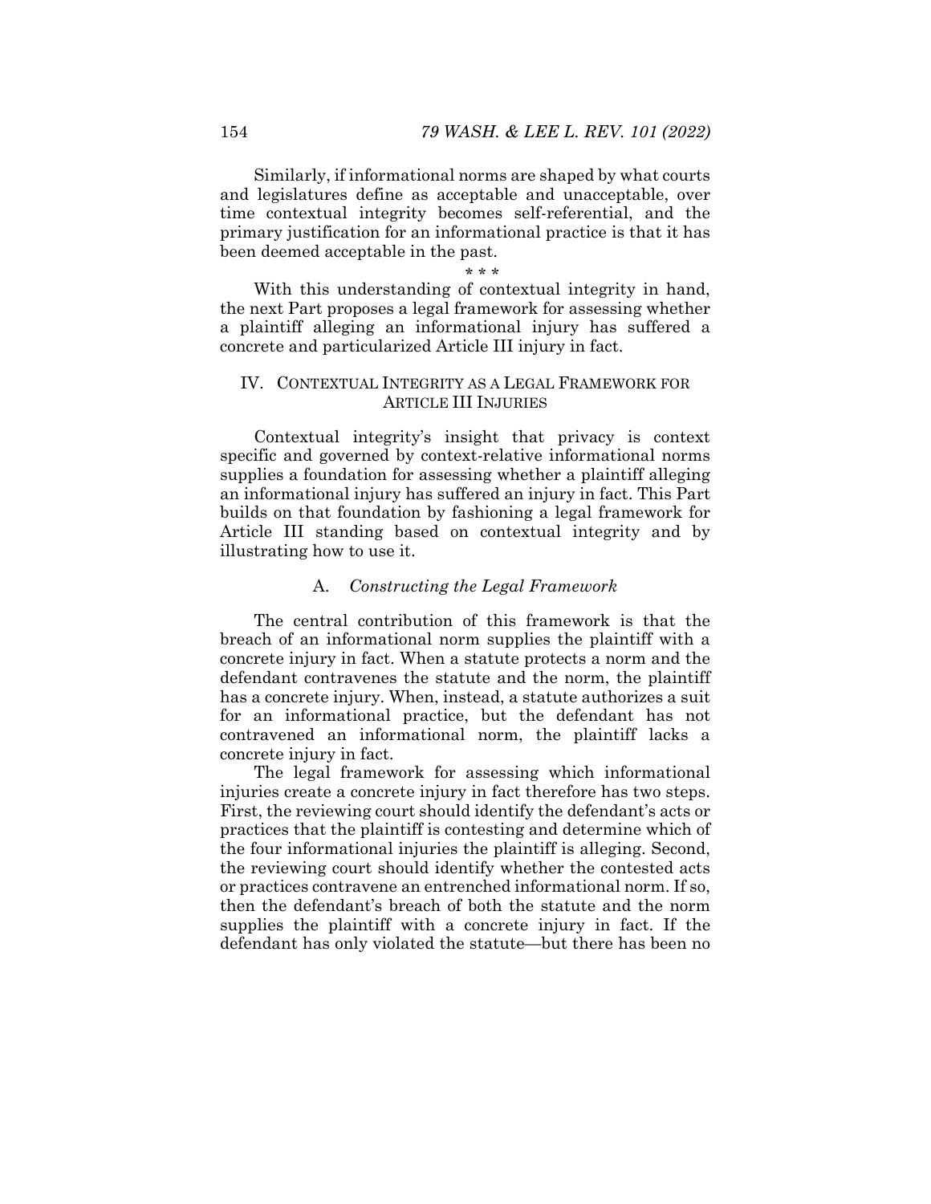Similarly, if informational norms are shaped by what courts and legislatures define as acceptable and unacceptable, over time contextual integrity becomes self-referential, and the primary justification for an informational practice is that it has been deemed acceptable in the past.

\* \* \*

With this understanding of contextual integrity in hand, the next Part proposes a legal framework for assessing whether a plaintiff alleging an informational injury has suffered a concrete and particularized Article III injury in fact.

## IV. CONTEXTUAL INTEGRITY AS A LEGAL FRAMEWORK FOR ARTICLE III INJURIES

Contextual integrity's insight that privacy is context specific and governed by context-relative informational norms supplies a foundation for assessing whether a plaintiff alleging an informational injury has suffered an injury in fact. This Part builds on that foundation by fashioning a legal framework for Article III standing based on contextual integrity and by illustrating how to use it.

### A. *Constructing the Legal Framework*

The central contribution of this framework is that the breach of an informational norm supplies the plaintiff with a concrete injury in fact. When a statute protects a norm and the defendant contravenes the statute and the norm, the plaintiff has a concrete injury. When, instead, a statute authorizes a suit for an informational practice, but the defendant has not contravened an informational norm, the plaintiff lacks a concrete injury in fact.

The legal framework for assessing which informational injuries create a concrete injury in fact therefore has two steps. First, the reviewing court should identify the defendant's acts or practices that the plaintiff is contesting and determine which of the four informational injuries the plaintiff is alleging. Second, the reviewing court should identify whether the contested acts or practices contravene an entrenched informational norm. If so, then the defendant's breach of both the statute and the norm supplies the plaintiff with a concrete injury in fact. If the defendant has only violated the statute—but there has been no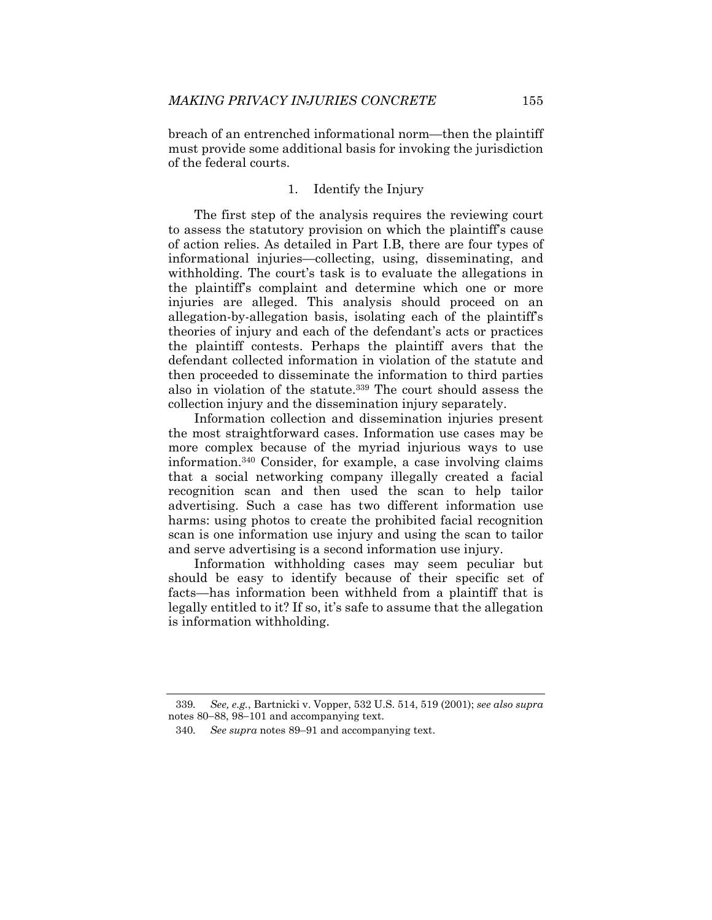breach of an entrenched informational norm—then the plaintiff must provide some additional basis for invoking the jurisdiction of the federal courts.

#### 1. Identify the Injury

The first step of the analysis requires the reviewing court to assess the statutory provision on which the plaintiff's cause of action relies. As detailed in Part I.B, there are four types of informational injuries—collecting, using, disseminating, and withholding. The court's task is to evaluate the allegations in the plaintiff's complaint and determine which one or more injuries are alleged. This analysis should proceed on an allegation-by-allegation basis, isolating each of the plaintiff's theories of injury and each of the defendant's acts or practices the plaintiff contests. Perhaps the plaintiff avers that the defendant collected information in violation of the statute and then proceeded to disseminate the information to third parties also in violation of the statute.[339] The court should assess the collection injury and the dissemination injury separately.

Information collection and dissemination injuries present the most straightforward cases. Information use cases may be more complex because of the myriad injurious ways to use information.[340] Consider, for example, a case involving claims that a social networking company illegally created a facial recognition scan and then used the scan to help tailor advertising. Such a case has two different information use harms: using photos to create the prohibited facial recognition scan is one information use injury and using the scan to tailor and serve advertising is a second information use injury.

Information withholding cases may seem peculiar but should be easy to identify because of their specific set of facts—has information been withheld from a plaintiff that is legally entitled to it? If so, it's safe to assume that the allegation is information withholding.

---

339. *See, e.g.*, Bartnicki v. Vopper, 532 U.S. 514, 519 (2001); *see also supra* notes 80–88, 98–101 and accompanying text.

340. *See supra* notes 89–91 and accompanying text.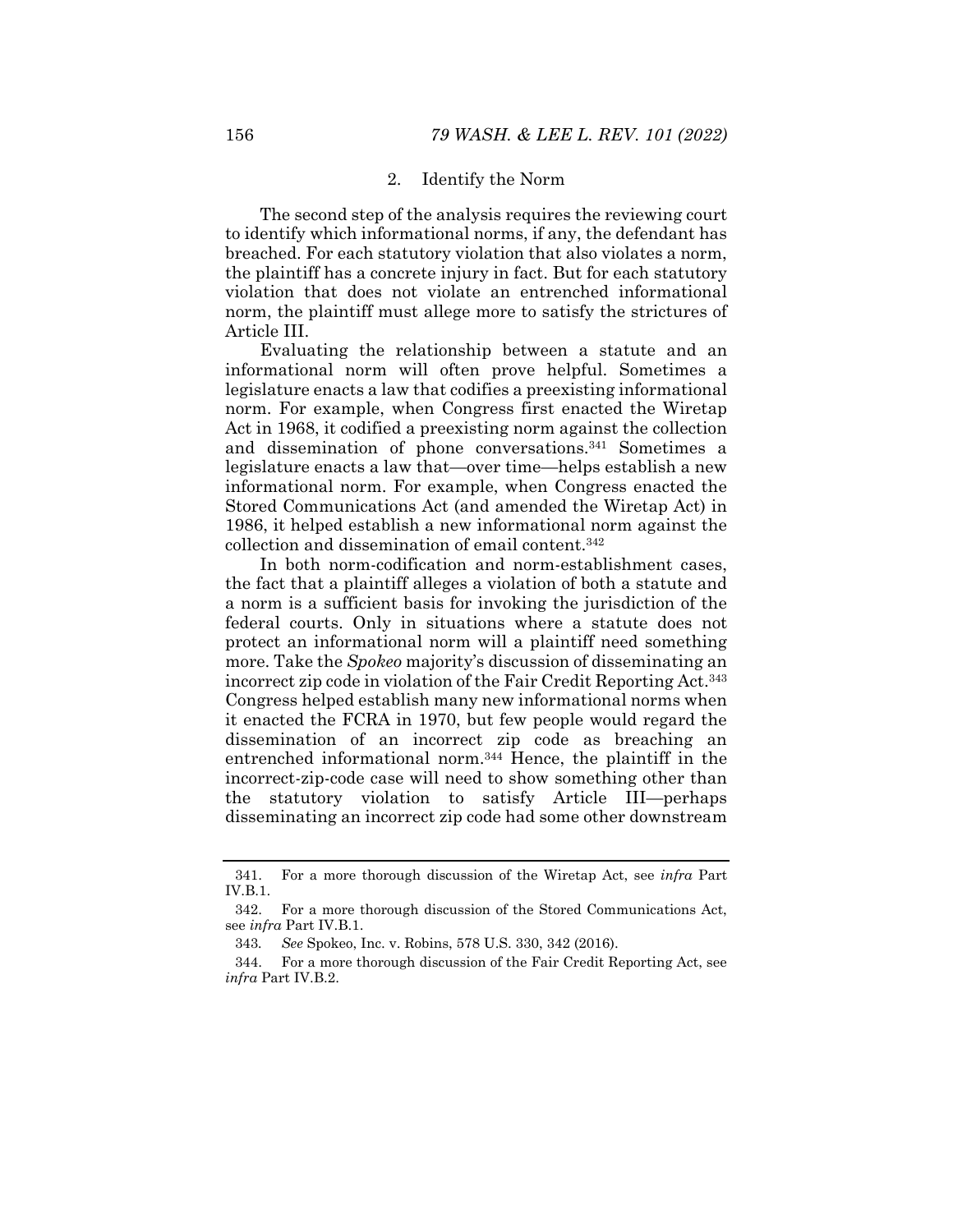### 2. Identify the Norm

The second step of the analysis requires the reviewing court to identify which informational norms, if any, the defendant has breached. For each statutory violation that also violates a norm, the plaintiff has a concrete injury in fact. But for each statutory violation that does not violate an entrenched informational norm, the plaintiff must allege more to satisfy the strictures of Article III.

Evaluating the relationship between a statute and an informational norm will often prove helpful. Sometimes a legislature enacts a law that codifies a preexisting informational norm. For example, when Congress first enacted the Wiretap Act in 1968, it codified a preexisting norm against the collection and dissemination of phone conversations.[341] Sometimes a legislature enacts a law that—over time—helps establish a new informational norm. For example, when Congress enacted the Stored Communications Act (and amended the Wiretap Act) in 1986, it helped establish a new informational norm against the collection and dissemination of email content.[342]

In both norm-codification and norm-establishment cases, the fact that a plaintiff alleges a violation of both a statute and a norm is a sufficient basis for invoking the jurisdiction of the federal courts. Only in situations where a statute does not protect an informational norm will a plaintiff need something more. Take the *Spokeo* majority's discussion of disseminating an incorrect zip code in violation of the Fair Credit Reporting Act.[343] Congress helped establish many new informational norms when it enacted the FCRA in 1970, but few people would regard the dissemination of an incorrect zip code as breaching an entrenched informational norm.[344] Hence, the plaintiff in the incorrect-zip-code case will need to show something other than the statutory violation to satisfy Article III—perhaps disseminating an incorrect zip code had some other downstream

---

341. For a more thorough discussion of the Wiretap Act, see *infra* Part IV.B.1.

342. For a more thorough discussion of the Stored Communications Act, see *infra* Part IV.B.1.

343. *See* Spokeo, Inc. v. Robins, 578 U.S. 330, 342 (2016).

344. For a more thorough discussion of the Fair Credit Reporting Act, see *infra* Part IV.B.2.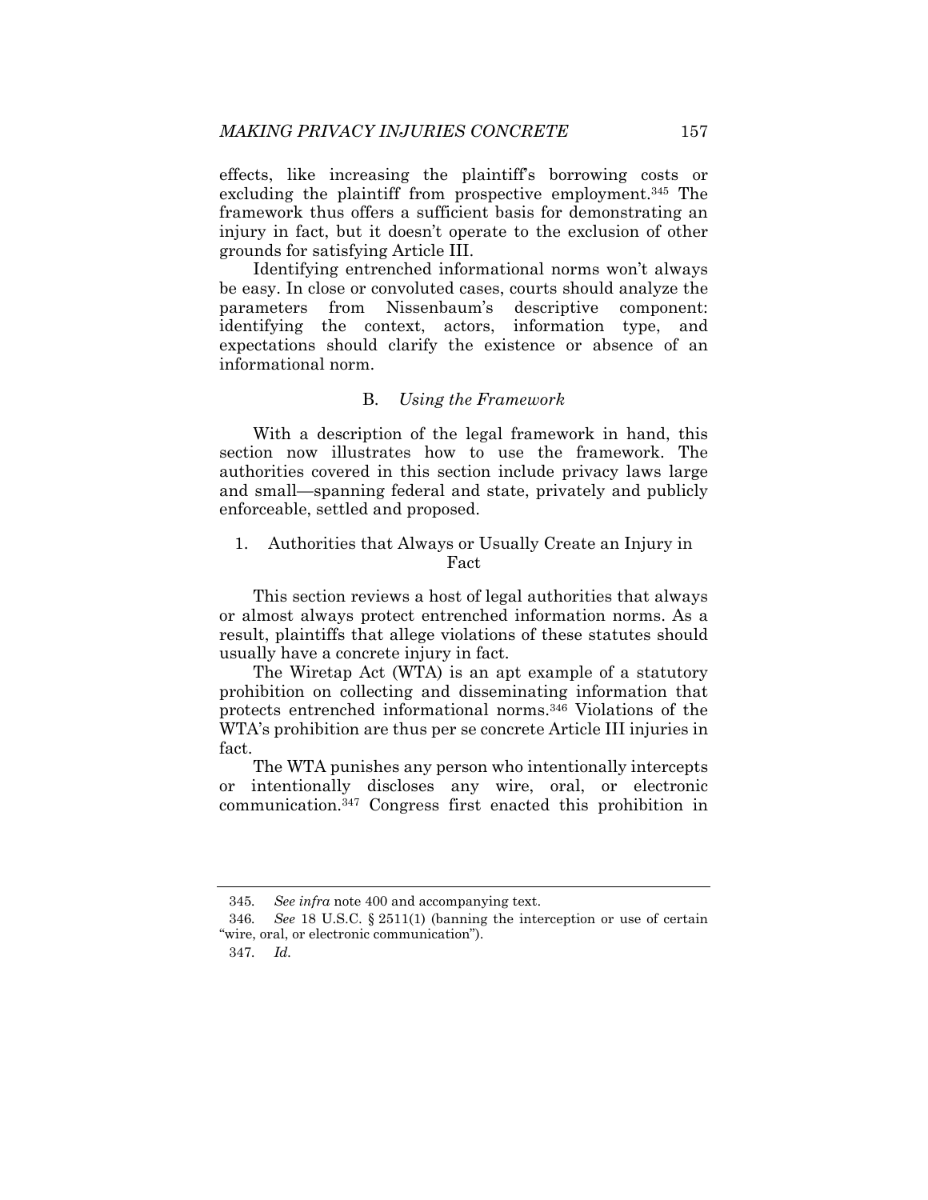effects, like increasing the plaintiff's borrowing costs or excluding the plaintiff from prospective employment.[345] The framework thus offers a sufficient basis for demonstrating an injury in fact, but it doesn't operate to the exclusion of other grounds for satisfying Article III.

Identifying entrenched informational norms won't always be easy. In close or convoluted cases, courts should analyze the parameters from Nissenbaum's descriptive component: identifying the context, actors, information type, and expectations should clarify the existence or absence of an informational norm.

### B. *Using the Framework*

With a description of the legal framework in hand, this section now illustrates how to use the framework. The authorities covered in this section include privacy laws large and small—spanning federal and state, privately and publicly enforceable, settled and proposed.

#### 1. Authorities that Always or Usually Create an Injury in Fact

This section reviews a host of legal authorities that always or almost always protect entrenched information norms. As a result, plaintiffs that allege violations of these statutes should usually have a concrete injury in fact.

The Wiretap Act (WTA) is an apt example of a statutory prohibition on collecting and disseminating information that protects entrenched informational norms.[346] Violations of the WTA's prohibition are thus per se concrete Article III injuries in fact.

The WTA punishes any person who intentionally intercepts or intentionally discloses any wire, oral, or electronic communication.[347] Congress first enacted this prohibition in

---

345. *See infra* note 400 and accompanying text.

346. *See* 18 U.S.C. § 2511(1) (banning the interception or use of certain "wire, oral, or electronic communication").

347. *Id.*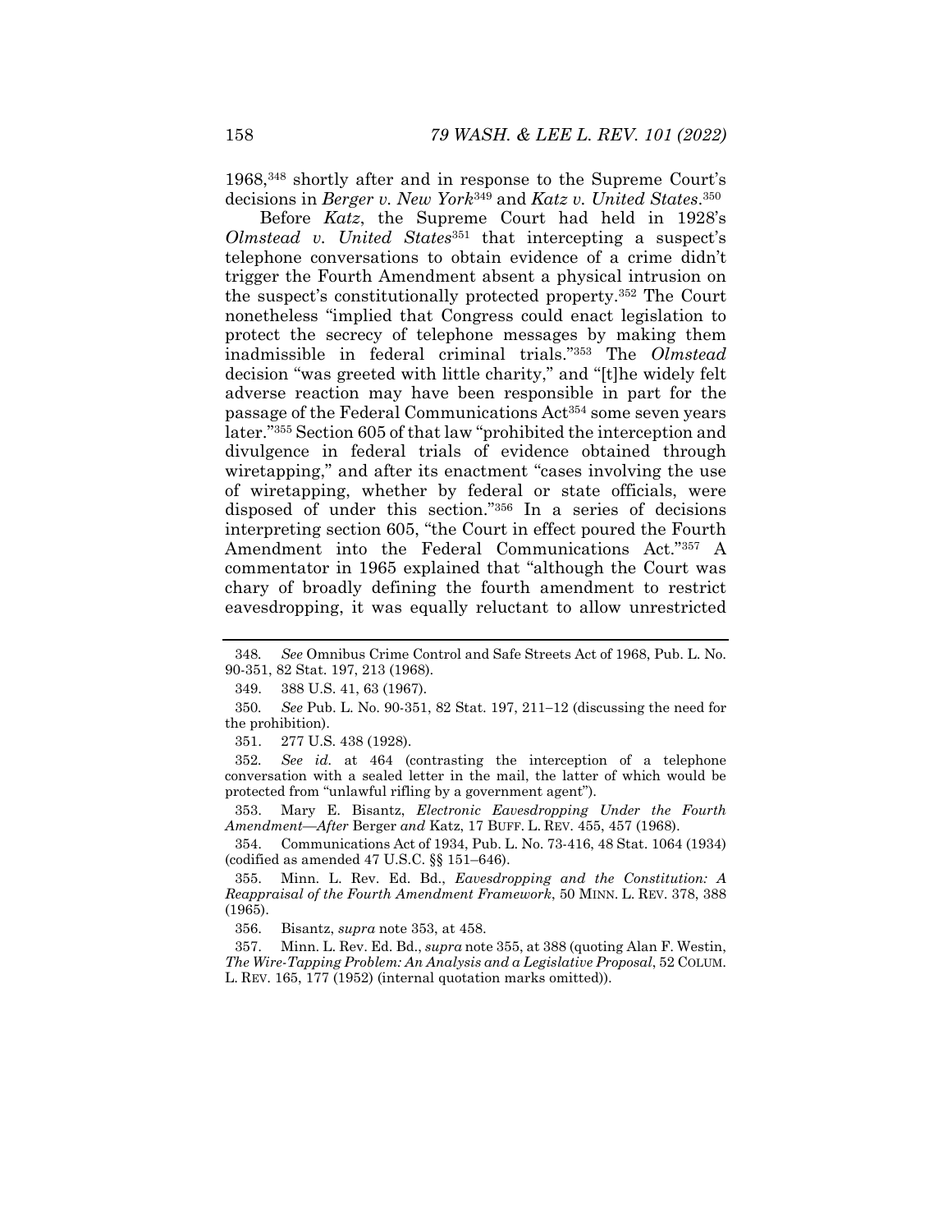1968,[348] shortly after and in response to the Supreme Court's decisions in *Berger v. New York*[349] and *Katz v. United States*.[350]

Before *Katz*, the Supreme Court had held in 1928's *Olmstead v. United States*[351] that intercepting a suspect's telephone conversations to obtain evidence of a crime didn't trigger the Fourth Amendment absent a physical intrusion on the suspect's constitutionally protected property.[352] The Court nonetheless "implied that Congress could enact legislation to protect the secrecy of telephone messages by making them inadmissible in federal criminal trials."[353] The *Olmstead* decision "was greeted with little charity," and "[t]he widely felt adverse reaction may have been responsible in part for the passage of the Federal Communications Act[354] some seven years later."[355] Section 605 of that law "prohibited the interception and divulgence in federal trials of evidence obtained through wiretapping," and after its enactment "cases involving the use of wiretapping, whether by federal or state officials, were disposed of under this section."[356] In a series of decisions interpreting section 605, "the Court in effect poured the Fourth Amendment into the Federal Communications Act."[357] A commentator in 1965 explained that "although the Court was chary of broadly defining the fourth amendment to restrict eavesdropping, it was equally reluctant to allow unrestricted

---

348. *See* Omnibus Crime Control and Safe Streets Act of 1968, Pub. L. No. 90-351, 82 Stat. 197, 213 (1968).

349. 388 U.S. 41, 63 (1967).

350. *See* Pub. L. No. 90-351, 82 Stat. 197, 211–12 (discussing the need for the prohibition).

351. 277 U.S. 438 (1928).

352. *See id.* at 464 (contrasting the interception of a telephone conversation with a sealed letter in the mail, the latter of which would be protected from "unlawful rifling by a government agent").

353. Mary E. Bisantz, *Electronic Eavesdropping Under the Fourth Amendment—After* Berger *and* Katz, 17 BUFF. L. REV. 455, 457 (1968).

354. Communications Act of 1934, Pub. L. No. 73-416, 48 Stat. 1064 (1934) (codified as amended 47 U.S.C. §§ 151–646).

355. Minn. L. Rev. Ed. Bd., *Eavesdropping and the Constitution: A Reappraisal of the Fourth Amendment Framework*, 50 MINN. L. REV. 378, 388 (1965).

356. Bisantz, *supra* note 353, at 458.

357. Minn. L. Rev. Ed. Bd., *supra* note 355, at 388 (quoting Alan F. Westin, *The Wire-Tapping Problem: An Analysis and a Legislative Proposal*, 52 COLUM. L. REV. 165, 177 (1952) (internal quotation marks omitted)).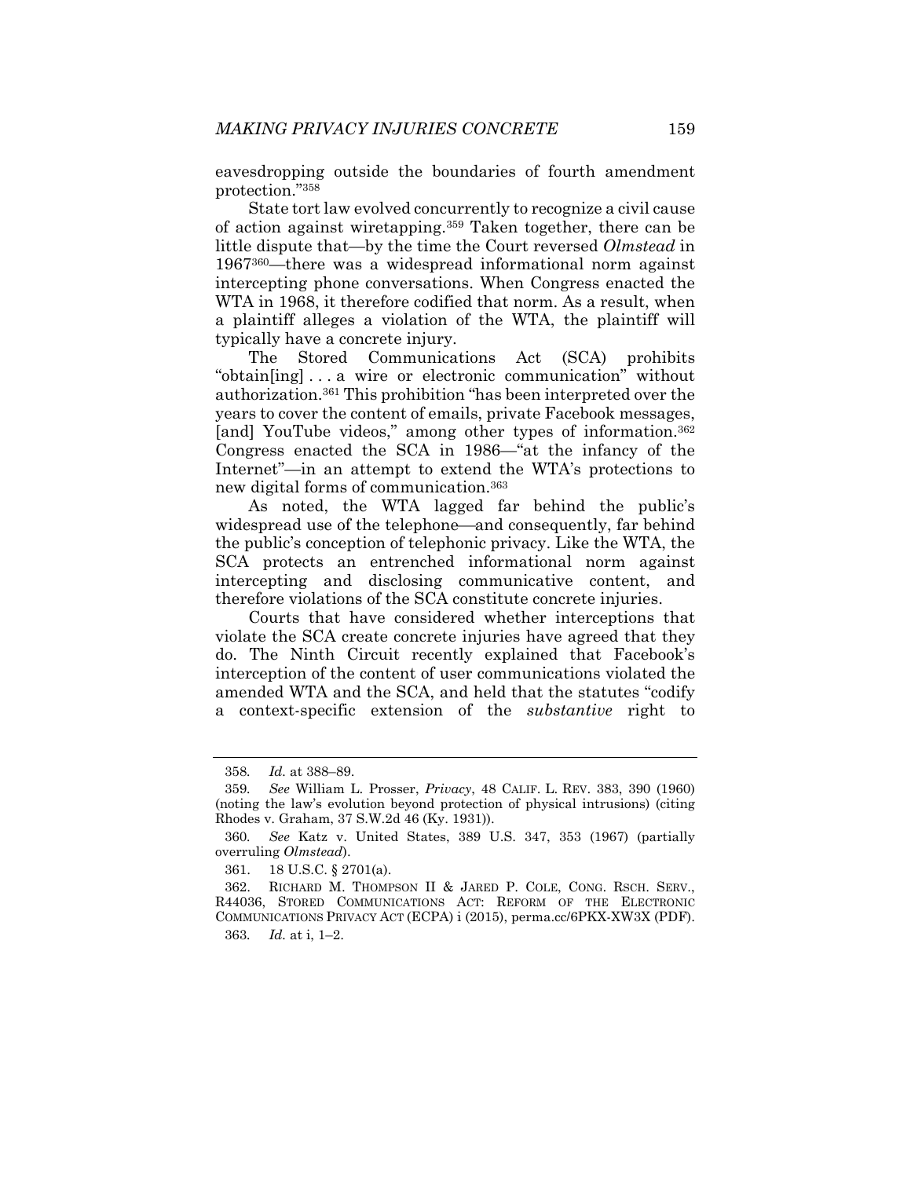eavesdropping outside the boundaries of fourth amendment protection."[358]

State tort law evolved concurrently to recognize a civil cause of action against wiretapping.[359] Taken together, there can be little dispute that—by the time the Court reversed *Olmstead* in 1967[360]—there was a widespread informational norm against intercepting phone conversations. When Congress enacted the WTA in 1968, it therefore codified that norm. As a result, when a plaintiff alleges a violation of the WTA, the plaintiff will typically have a concrete injury.

The Stored Communications Act (SCA) prohibits "obtain[ing] . . . a wire or electronic communication" without authorization.[361] This prohibition "has been interpreted over the years to cover the content of emails, private Facebook messages, [and] YouTube videos," among other types of information.[362] Congress enacted the SCA in 1986—"at the infancy of the Internet"—in an attempt to extend the WTA's protections to new digital forms of communication.[363]

As noted, the WTA lagged far behind the public's widespread use of the telephone—and consequently, far behind the public's conception of telephonic privacy. Like the WTA, the SCA protects an entrenched informational norm against intercepting and disclosing communicative content, and therefore violations of the SCA constitute concrete injuries.

Courts that have considered whether interceptions that violate the SCA create concrete injuries have agreed that they do. The Ninth Circuit recently explained that Facebook's interception of the content of user communications violated the amended WTA and the SCA, and held that the statutes "codify a context-specific extension of the *substantive* right to

---

358. *Id.* at 388–89.

359. *See* William L. Prosser, *Privacy*, 48 CALIF. L. REV. 383, 390 (1960) (noting the law's evolution beyond protection of physical intrusions) (citing Rhodes v. Graham, 37 S.W.2d 46 (Ky. 1931)).

360. *See* Katz v. United States, 389 U.S. 347, 353 (1967) (partially overruling *Olmstead*).

361. 18 U.S.C. § 2701(a).

362. RICHARD M. THOMPSON II & JARED P. COLE, CONG. RSCH. SERV., R44036, STORED COMMUNICATIONS ACT: REFORM OF THE ELECTRONIC COMMUNICATIONS PRIVACY ACT (ECPA) i (2015), perma.cc/6PKX-XW3X (PDF).

363. *Id.* at i, 1–2.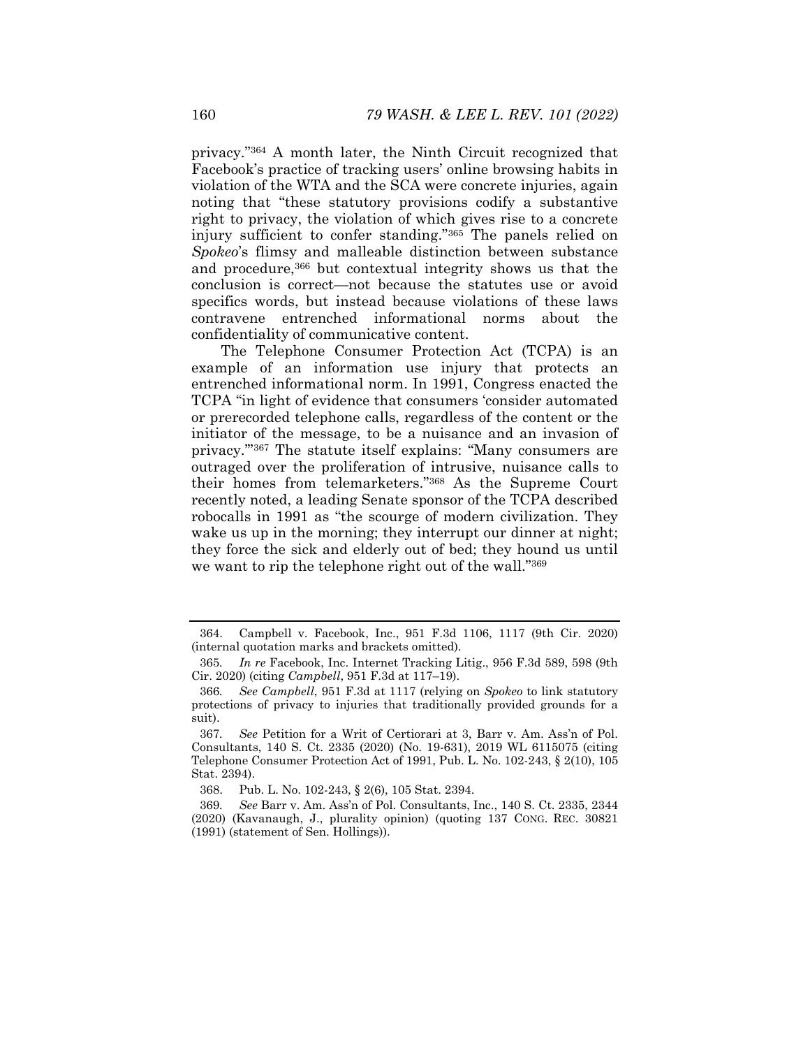privacy."[364] A month later, the Ninth Circuit recognized that Facebook's practice of tracking users' online browsing habits in violation of the WTA and the SCA were concrete injuries, again noting that "these statutory provisions codify a substantive right to privacy, the violation of which gives rise to a concrete injury sufficient to confer standing."[365] The panels relied on *Spokeo*'s flimsy and malleable distinction between substance and procedure,[366] but contextual integrity shows us that the conclusion is correct—not because the statutes use or avoid specifics words, but instead because violations of these laws contravene entrenched informational norms about the confidentiality of communicative content.

The Telephone Consumer Protection Act (TCPA) is an example of an information use injury that protects an entrenched informational norm. In 1991, Congress enacted the TCPA "in light of evidence that consumers 'consider automated or prerecorded telephone calls, regardless of the content or the initiator of the message, to be a nuisance and an invasion of privacy.'"[367] The statute itself explains: "Many consumers are outraged over the proliferation of intrusive, nuisance calls to their homes from telemarketers."[368] As the Supreme Court recently noted, a leading Senate sponsor of the TCPA described robocalls in 1991 as "the scourge of modern civilization. They wake us up in the morning; they interrupt our dinner at night; they force the sick and elderly out of bed; they hound us until we want to rip the telephone right out of the wall."[369]

---

364. Campbell v. Facebook, Inc., 951 F.3d 1106, 1117 (9th Cir. 2020) (internal quotation marks and brackets omitted).

365. *In re* Facebook, Inc. Internet Tracking Litig., 956 F.3d 589, 598 (9th Cir. 2020) (citing *Campbell*, 951 F.3d at 117–19).

366. *See Campbell*, 951 F.3d at 1117 (relying on *Spokeo* to link statutory protections of privacy to injuries that traditionally provided grounds for a suit).

367. *See* Petition for a Writ of Certiorari at 3, Barr v. Am. Ass'n of Pol. Consultants, 140 S. Ct. 2335 (2020) (No. 19-631), 2019 WL 6115075 (citing Telephone Consumer Protection Act of 1991, Pub. L. No. 102-243, § 2(10), 105 Stat. 2394).

368. Pub. L. No. 102-243, § 2(6), 105 Stat. 2394.

369. *See* Barr v. Am. Ass'n of Pol. Consultants, Inc., 140 S. Ct. 2335, 2344 (2020) (Kavanaugh, J., plurality opinion) (quoting 137 CONG. REC. 30821 (1991) (statement of Sen. Hollings)).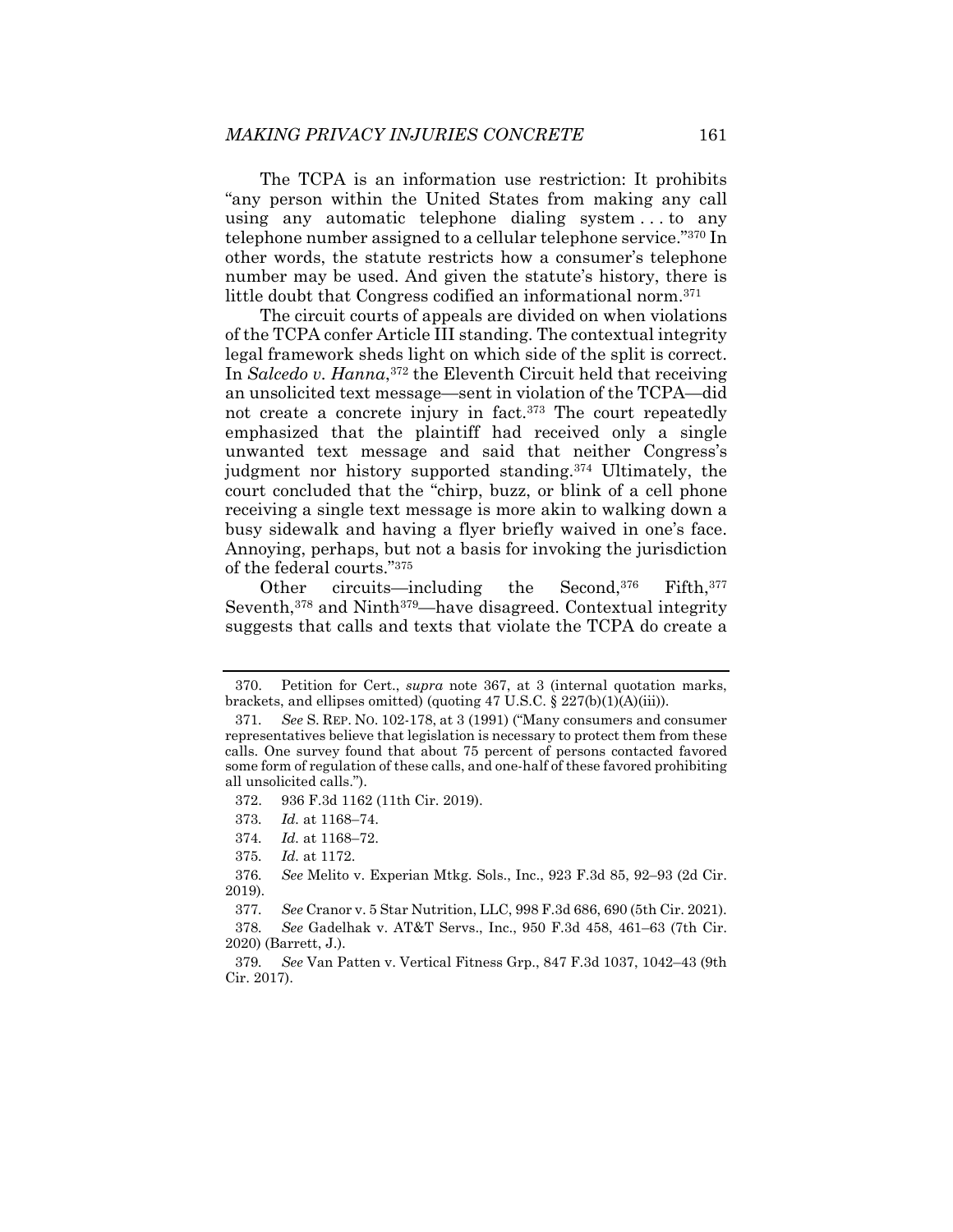The TCPA is an information use restriction: It prohibits "any person within the United States from making any call using any automatic telephone dialing system . . . to any telephone number assigned to a cellular telephone service."[370] In other words, the statute restricts how a consumer's telephone number may be used. And given the statute's history, there is little doubt that Congress codified an informational norm.[371]

The circuit courts of appeals are divided on when violations of the TCPA confer Article III standing. The contextual integrity legal framework sheds light on which side of the split is correct. In *Salcedo v. Hanna*,[372] the Eleventh Circuit held that receiving an unsolicited text message—sent in violation of the TCPA—did not create a concrete injury in fact.[373] The court repeatedly emphasized that the plaintiff had received only a single unwanted text message and said that neither Congress's judgment nor history supported standing.[374] Ultimately, the court concluded that the "chirp, buzz, or blink of a cell phone receiving a single text message is more akin to walking down a busy sidewalk and having a flyer briefly waived in one's face. Annoying, perhaps, but not a basis for invoking the jurisdiction of the federal courts."[375]

Other circuits—including the Second,[376] Fifth,[377] Seventh,[378] and Ninth[379]—have disagreed. Contextual integrity suggests that calls and texts that violate the TCPA do create a

---

370. Petition for Cert., *supra* note 367, at 3 (internal quotation marks, brackets, and ellipses omitted) (quoting 47 U.S.C. § 227(b)(1)(A)(iii)).

371. *See* S. REP. NO. 102-178, at 3 (1991) ("Many consumers and consumer representatives believe that legislation is necessary to protect them from these calls. One survey found that about 75 percent of persons contacted favored some form of regulation of these calls, and one-half of these favored prohibiting all unsolicited calls.").

372. 936 F.3d 1162 (11th Cir. 2019).

373. *Id.* at 1168–74.

374. *Id.* at 1168–72.

375. *Id.* at 1172.

376. *See* Melito v. Experian Mktg. Sols., Inc., 923 F.3d 85, 92–93 (2d Cir. 2019).

377. *See* Cranor v. 5 Star Nutrition, LLC, 998 F.3d 686, 690 (5th Cir. 2021).

378. *See* Gadelhak v. AT&T Servs., Inc., 950 F.3d 458, 461–63 (7th Cir. 2020) (Barrett, J.).

379. *See* Van Patten v. Vertical Fitness Grp., 847 F.3d 1037, 1042–43 (9th Cir. 2017).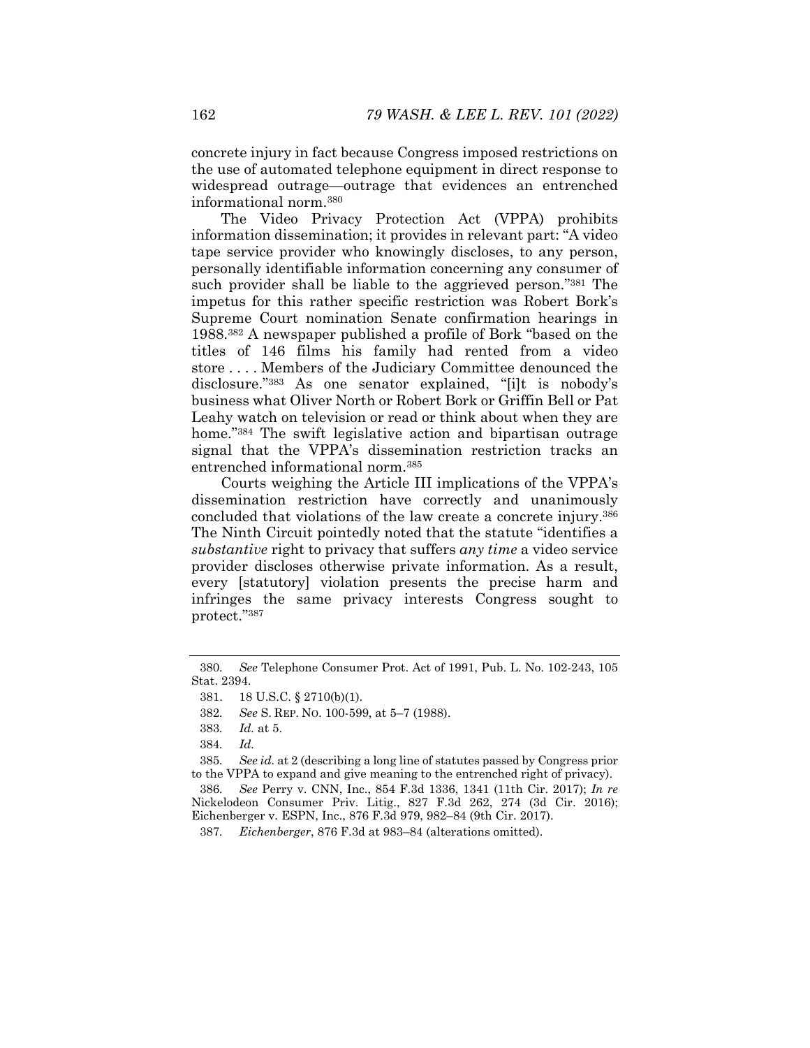concrete injury in fact because Congress imposed restrictions on the use of automated telephone equipment in direct response to widespread outrage—outrage that evidences an entrenched informational norm.[380]

The Video Privacy Protection Act (VPPA) prohibits information dissemination; it provides in relevant part: "A video tape service provider who knowingly discloses, to any person, personally identifiable information concerning any consumer of such provider shall be liable to the aggrieved person."[381] The impetus for this rather specific restriction was Robert Bork's Supreme Court nomination Senate confirmation hearings in 1988.[382] A newspaper published a profile of Bork "based on the titles of 146 films his family had rented from a video store . . . . Members of the Judiciary Committee denounced the disclosure."[383] As one senator explained, "[i]t is nobody's business what Oliver North or Robert Bork or Griffin Bell or Pat Leahy watch on television or read or think about when they are home."[384] The swift legislative action and bipartisan outrage signal that the VPPA's dissemination restriction tracks an entrenched informational norm.[385]

Courts weighing the Article III implications of the VPPA's dissemination restriction have correctly and unanimously concluded that violations of the law create a concrete injury.[386] The Ninth Circuit pointedly noted that the statute "identifies a *substantive* right to privacy that suffers *any time* a video service provider discloses otherwise private information. As a result, every [statutory] violation presents the precise harm and infringes the same privacy interests Congress sought to protect."[387]

---

380. *See* Telephone Consumer Prot. Act of 1991, Pub. L. No. 102-243, 105 Stat. 2394.

381. 18 U.S.C. § 2710(b)(1).

382. *See* S. REP. NO. 100-599, at 5–7 (1988).

383. *Id.* at 5.

384. *Id.*

385. *See id.* at 2 (describing a long line of statutes passed by Congress prior to the VPPA to expand and give meaning to the entrenched right of privacy).

386. *See* Perry v. CNN, Inc., 854 F.3d 1336, 1341 (11th Cir. 2017); *In re* Nickelodeon Consumer Priv. Litig., 827 F.3d 262, 274 (3d Cir. 2016); Eichenberger v. ESPN, Inc., 876 F.3d 979, 982–84 (9th Cir. 2017).

387. *Eichenberger*, 876 F.3d at 983–84 (alterations omitted).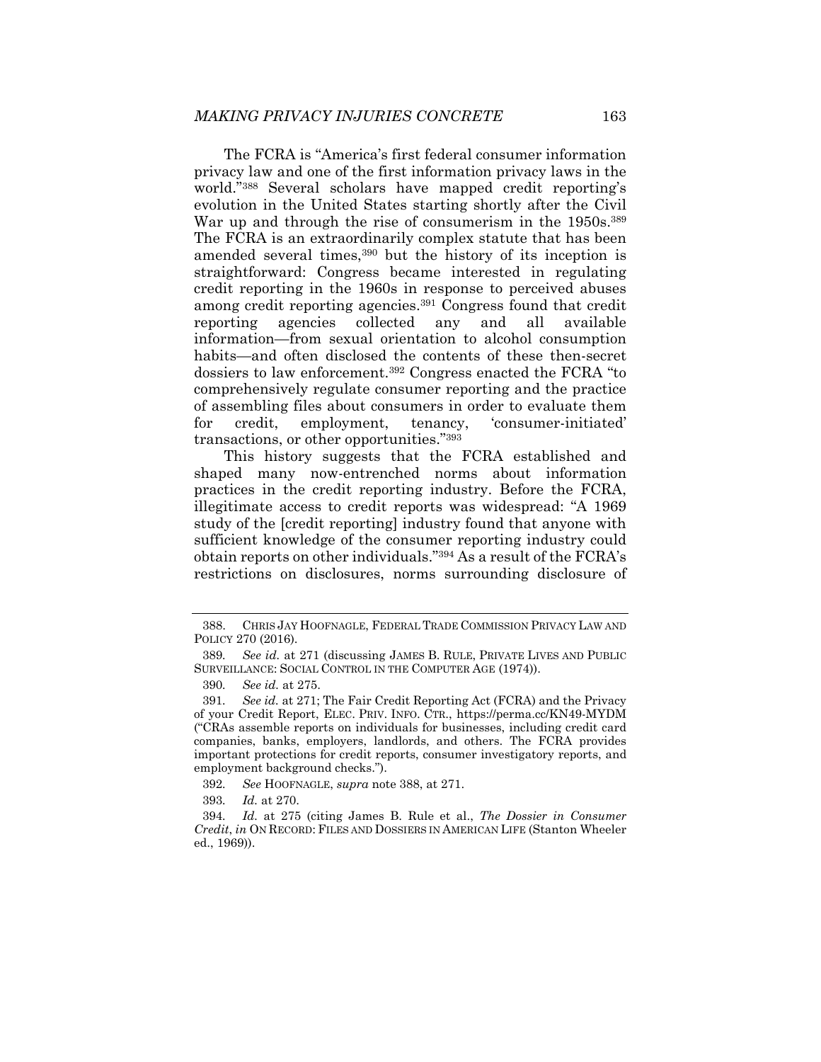The FCRA is "America's first federal consumer information privacy law and one of the first information privacy laws in the world."[388] Several scholars have mapped credit reporting's evolution in the United States starting shortly after the Civil War up and through the rise of consumerism in the 1950s.[389] The FCRA is an extraordinarily complex statute that has been amended several times,[390] but the history of its inception is straightforward: Congress became interested in regulating credit reporting in the 1960s in response to perceived abuses among credit reporting agencies.[391] Congress found that credit reporting agencies collected any and all available information—from sexual orientation to alcohol consumption habits—and often disclosed the contents of these then-secret dossiers to law enforcement.[392] Congress enacted the FCRA "to comprehensively regulate consumer reporting and the practice of assembling files about consumers in order to evaluate them for credit, employment, tenancy, 'consumer-initiated' transactions, or other opportunities."[393]

This history suggests that the FCRA established and shaped many now-entrenched norms about information practices in the credit reporting industry. Before the FCRA, illegitimate access to credit reports was widespread: "A 1969 study of the [credit reporting] industry found that anyone with sufficient knowledge of the consumer reporting industry could obtain reports on other individuals."[394] As a result of the FCRA's restrictions on disclosures, norms surrounding disclosure of

---

388. CHRIS JAY HOOFNAGLE, FEDERAL TRADE COMMISSION PRIVACY LAW AND POLICY 270 (2016).

389. *See id.* at 271 (discussing JAMES B. RULE, PRIVATE LIVES AND PUBLIC SURVEILLANCE: SOCIAL CONTROL IN THE COMPUTER AGE (1974)).

390. *See id.* at 275.

391. *See id.* at 271; The Fair Credit Reporting Act (FCRA) and the Privacy of your Credit Report, ELEC. PRIV. INFO. CTR., https://perma.cc/KN49-MYDM ("CRAs assemble reports on individuals for businesses, including credit card companies, banks, employers, landlords, and others. The FCRA provides important protections for credit reports, consumer investigatory reports, and employment background checks.").

392. *See* HOOFNAGLE, *supra* note 388, at 271.

393. *Id.* at 270.

394. *Id.* at 275 (citing James B. Rule et al., *The Dossier in Consumer Credit*, *in* ON RECORD: FILES AND DOSSIERS IN AMERICAN LIFE (Stanton Wheeler ed., 1969)).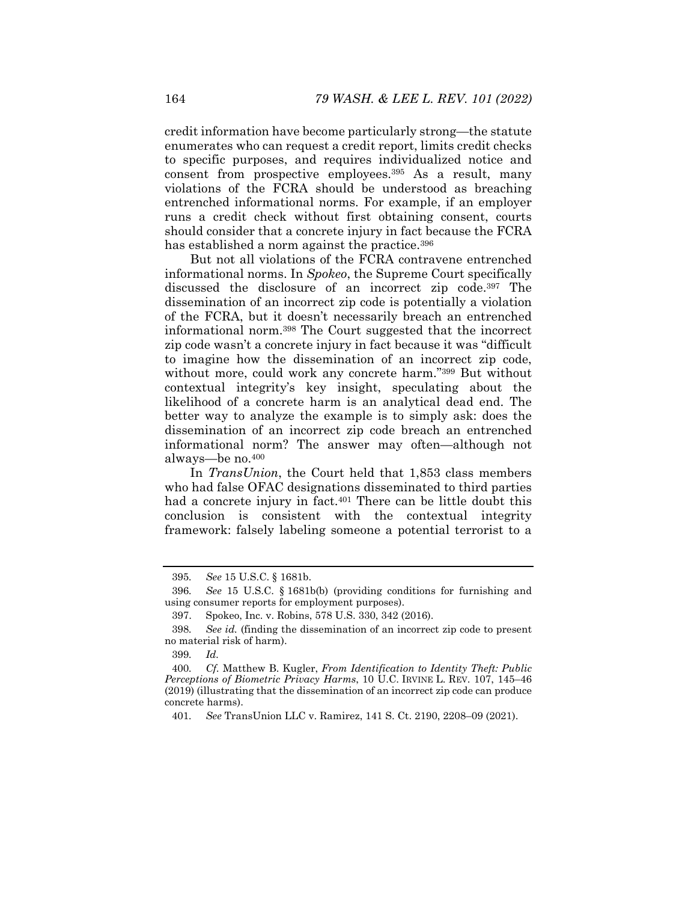credit information have become particularly strong—the statute enumerates who can request a credit report, limits credit checks to specific purposes, and requires individualized notice and consent from prospective employees.[395] As a result, many violations of the FCRA should be understood as breaching entrenched informational norms. For example, if an employer runs a credit check without first obtaining consent, courts should consider that a concrete injury in fact because the FCRA has established a norm against the practice.[396]

But not all violations of the FCRA contravene entrenched informational norms. In *Spokeo*, the Supreme Court specifically discussed the disclosure of an incorrect zip code.[397] The dissemination of an incorrect zip code is potentially a violation of the FCRA, but it doesn't necessarily breach an entrenched informational norm.[398] The Court suggested that the incorrect zip code wasn't a concrete injury in fact because it was "difficult to imagine how the dissemination of an incorrect zip code, without more, could work any concrete harm."[399] But without contextual integrity's key insight, speculating about the likelihood of a concrete harm is an analytical dead end. The better way to analyze the example is to simply ask: does the dissemination of an incorrect zip code breach an entrenched informational norm? The answer may often—although not always—be no.[400]

In *TransUnion*, the Court held that 1,853 class members who had false OFAC designations disseminated to third parties had a concrete injury in fact.[401] There can be little doubt this conclusion is consistent with the contextual integrity framework: falsely labeling someone a potential terrorist to a

---

395. *See* 15 U.S.C. § 1681b.

396. *See* 15 U.S.C. § 1681b(b) (providing conditions for furnishing and using consumer reports for employment purposes).

397. Spokeo, Inc. v. Robins, 578 U.S. 330, 342 (2016).

398. *See id.* (finding the dissemination of an incorrect zip code to present no material risk of harm).

399. *Id.*

400. *Cf.* Matthew B. Kugler, *From Identification to Identity Theft: Public Perceptions of Biometric Privacy Harms*, 10 U.C. IRVINE L. REV. 107, 145–46 (2019) (illustrating that the dissemination of an incorrect zip code can produce concrete harms).

401. *See* TransUnion LLC v. Ramirez, 141 S. Ct. 2190, 2208–09 (2021).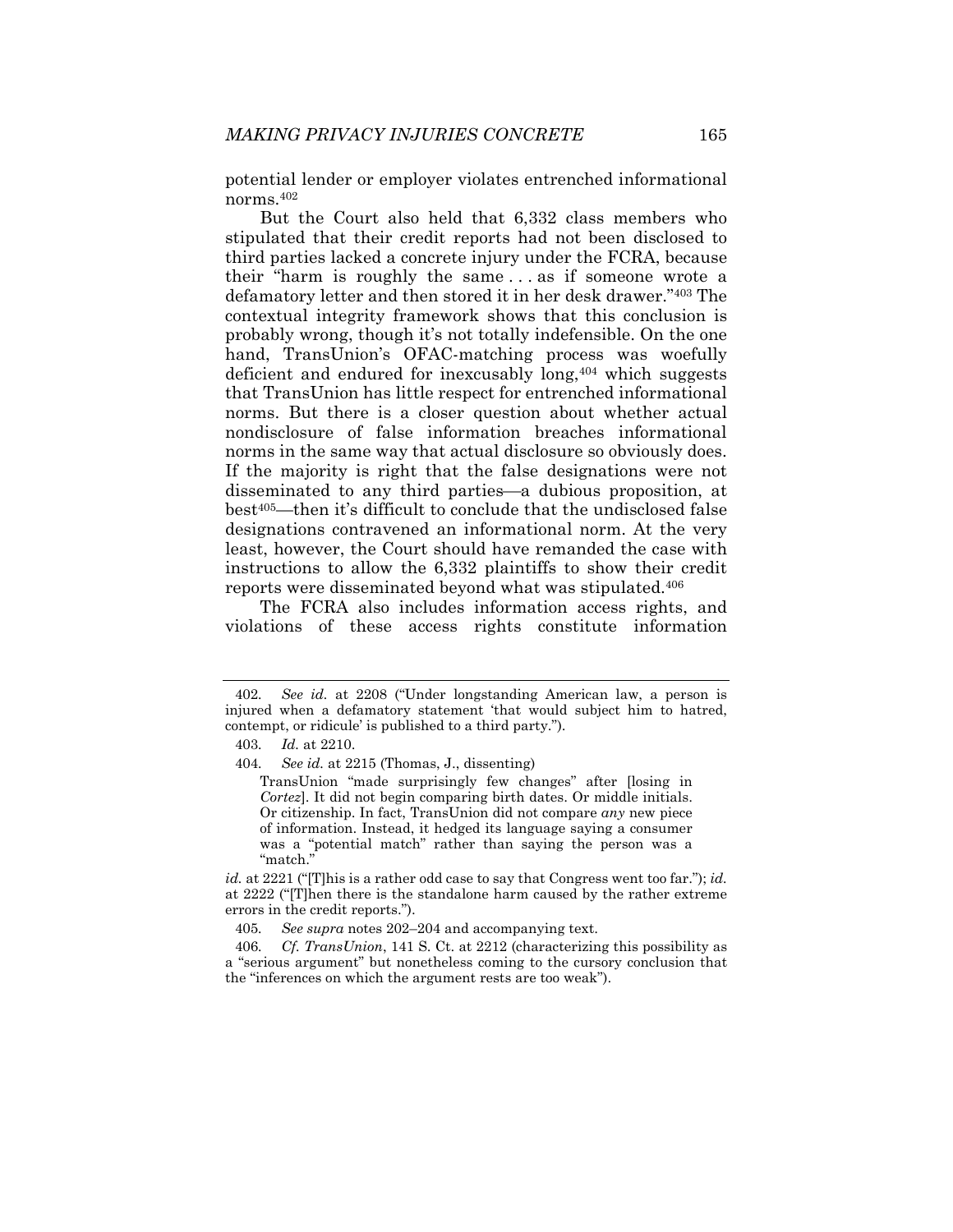potential lender or employer violates entrenched informational norms.[402]

But the Court also held that 6,332 class members who stipulated that their credit reports had not been disclosed to third parties lacked a concrete injury under the FCRA, because their "harm is roughly the same . . . as if someone wrote a defamatory letter and then stored it in her desk drawer."[403] The contextual integrity framework shows that this conclusion is probably wrong, though it's not totally indefensible. On the one hand, TransUnion's OFAC-matching process was woefully deficient and endured for inexcusably long,[404] which suggests that TransUnion has little respect for entrenched informational norms. But there is a closer question about whether actual nondisclosure of false information breaches informational norms in the same way that actual disclosure so obviously does. If the majority is right that the false designations were not disseminated to any third parties—a dubious proposition, at best[405]—then it's difficult to conclude that the undisclosed false designations contravened an informational norm. At the very least, however, the Court should have remanded the case with instructions to allow the 6,332 plaintiffs to show their credit reports were disseminated beyond what was stipulated.[406]

The FCRA also includes information access rights, and violations of these access rights constitute information

---

402. *See id.* at 2208 ("Under longstanding American law, a person is injured when a defamatory statement 'that would subject him to hatred, contempt, or ridicule' is published to a third party.").

403. *Id.* at 2210.

404. *See id.* at 2215 (Thomas, J., dissenting)

> TransUnion "made surprisingly few changes" after [losing in *Cortez*]. It did not begin comparing birth dates. Or middle initials. Or citizenship. In fact, TransUnion did not compare *any* new piece of information. Instead, it hedged its language saying a consumer was a "potential match" rather than saying the person was a "match."

*id.* at 2221 ("[T]his is a rather odd case to say that Congress went too far."); *id.* at 2222 ("[T]hen there is the standalone harm caused by the rather extreme errors in the credit reports.").

405. *See supra* notes 202–204 and accompanying text.

406. *Cf. TransUnion*, 141 S. Ct. at 2212 (characterizing this possibility as a "serious argument" but nonetheless coming to the cursory conclusion that the "inferences on which the argument rests are too weak").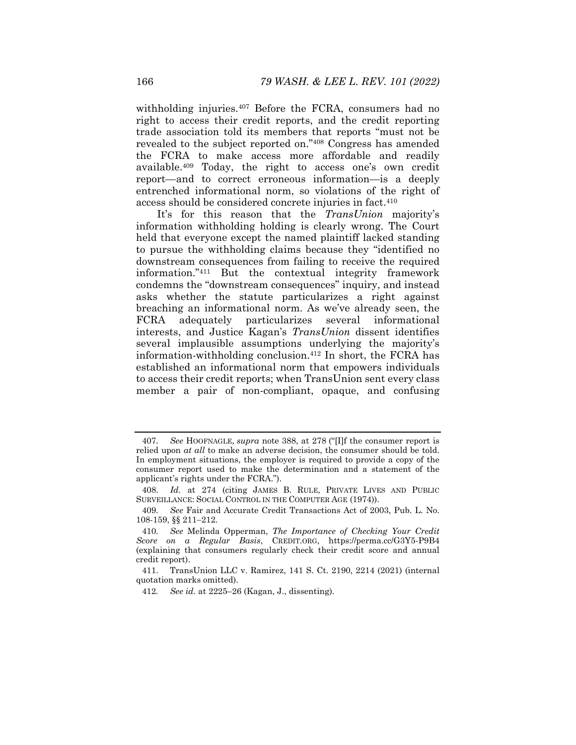withholding injuries.[407] Before the FCRA, consumers had no right to access their credit reports, and the credit reporting trade association told its members that reports "must not be revealed to the subject reported on."[408] Congress has amended the FCRA to make access more affordable and readily available.[409] Today, the right to access one's own credit report—and to correct erroneous information—is a deeply entrenched informational norm, so violations of the right of access should be considered concrete injuries in fact.[410]

It's for this reason that the *TransUnion* majority's information withholding holding is clearly wrong. The Court held that everyone except the named plaintiff lacked standing to pursue the withholding claims because they "identified no downstream consequences from failing to receive the required information."[411] But the contextual integrity framework condemns the "downstream consequences" inquiry, and instead asks whether the statute particularizes a right against breaching an informational norm. As we've already seen, the FCRA adequately particularizes several informational interests, and Justice Kagan's *TransUnion* dissent identifies several implausible assumptions underlying the majority's information-withholding conclusion.[412] In short, the FCRA has established an informational norm that empowers individuals to access their credit reports; when TransUnion sent every class member a pair of non-compliant, opaque, and confusing

---

407. *See* HOOFNAGLE, *supra* note 388, at 278 ("[I]f the consumer report is relied upon *at all* to make an adverse decision, the consumer should be told. In employment situations, the employer is required to provide a copy of the consumer report used to make the determination and a statement of the applicant's rights under the FCRA.").

408. *Id.* at 274 (citing JAMES B. RULE, PRIVATE LIVES AND PUBLIC SURVEILLANCE: SOCIAL CONTROL IN THE COMPUTER AGE (1974)).

409. *See* Fair and Accurate Credit Transactions Act of 2003, Pub. L. No. 108-159, §§ 211–212.

410. *See* Melinda Opperman, *The Importance of Checking Your Credit Score on a Regular Basis*, CREDIT.ORG, https://perma.cc/G3Y5-P9B4 (explaining that consumers regularly check their credit score and annual credit report).

411. TransUnion LLC v. Ramirez, 141 S. Ct. 2190, 2214 (2021) (internal quotation marks omitted).

412. *See id.* at 2225–26 (Kagan, J., dissenting).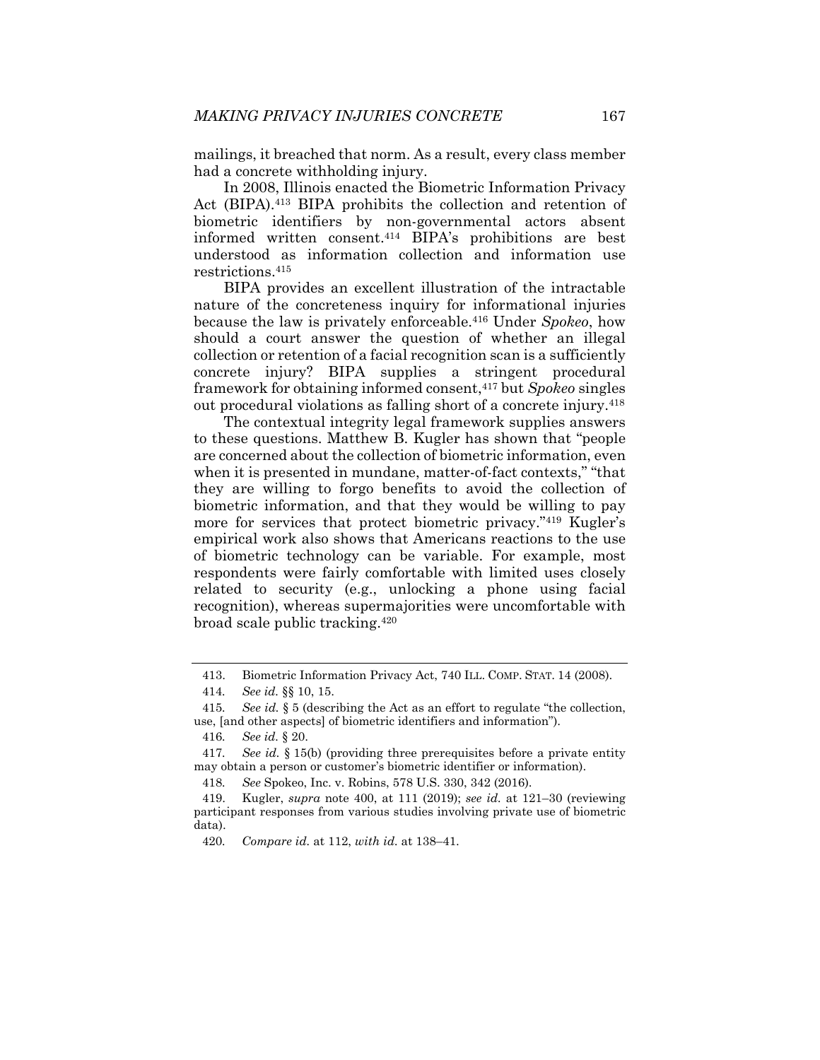mailings, it breached that norm. As a result, every class member had a concrete withholding injury.

In 2008, Illinois enacted the Biometric Information Privacy Act (BIPA).[413] BIPA prohibits the collection and retention of biometric identifiers by non-governmental actors absent informed written consent.[414] BIPA's prohibitions are best understood as information collection and information use restrictions.[415]

BIPA provides an excellent illustration of the intractable nature of the concreteness inquiry for informational injuries because the law is privately enforceable.[416] Under *Spokeo*, how should a court answer the question of whether an illegal collection or retention of a facial recognition scan is a sufficiently concrete injury? BIPA supplies a stringent procedural framework for obtaining informed consent,[417] but *Spokeo* singles out procedural violations as falling short of a concrete injury.[418]

The contextual integrity legal framework supplies answers to these questions. Matthew B. Kugler has shown that "people are concerned about the collection of biometric information, even when it is presented in mundane, matter-of-fact contexts," "that they are willing to forgo benefits to avoid the collection of biometric information, and that they would be willing to pay more for services that protect biometric privacy."[419] Kugler's empirical work also shows that Americans reactions to the use of biometric technology can be variable. For example, most respondents were fairly comfortable with limited uses closely related to security (e.g., unlocking a phone using facial recognition), whereas supermajorities were uncomfortable with broad scale public tracking.[420]

---

413. Biometric Information Privacy Act, 740 ILL. COMP. STAT. 14 (2008).

414. *See id.* §§ 10, 15.

415. *See id.* § 5 (describing the Act as an effort to regulate "the collection, use, [and other aspects] of biometric identifiers and information").

416. *See id.* § 20.

417. *See id.* § 15(b) (providing three prerequisites before a private entity may obtain a person or customer's biometric identifier or information).

418. *See* Spokeo, Inc. v. Robins, 578 U.S. 330, 342 (2016).

419. Kugler, *supra* note 400, at 111 (2019); *see id.* at 121–30 (reviewing participant responses from various studies involving private use of biometric data).

420. *Compare id.* at 112, *with id.* at 138–41.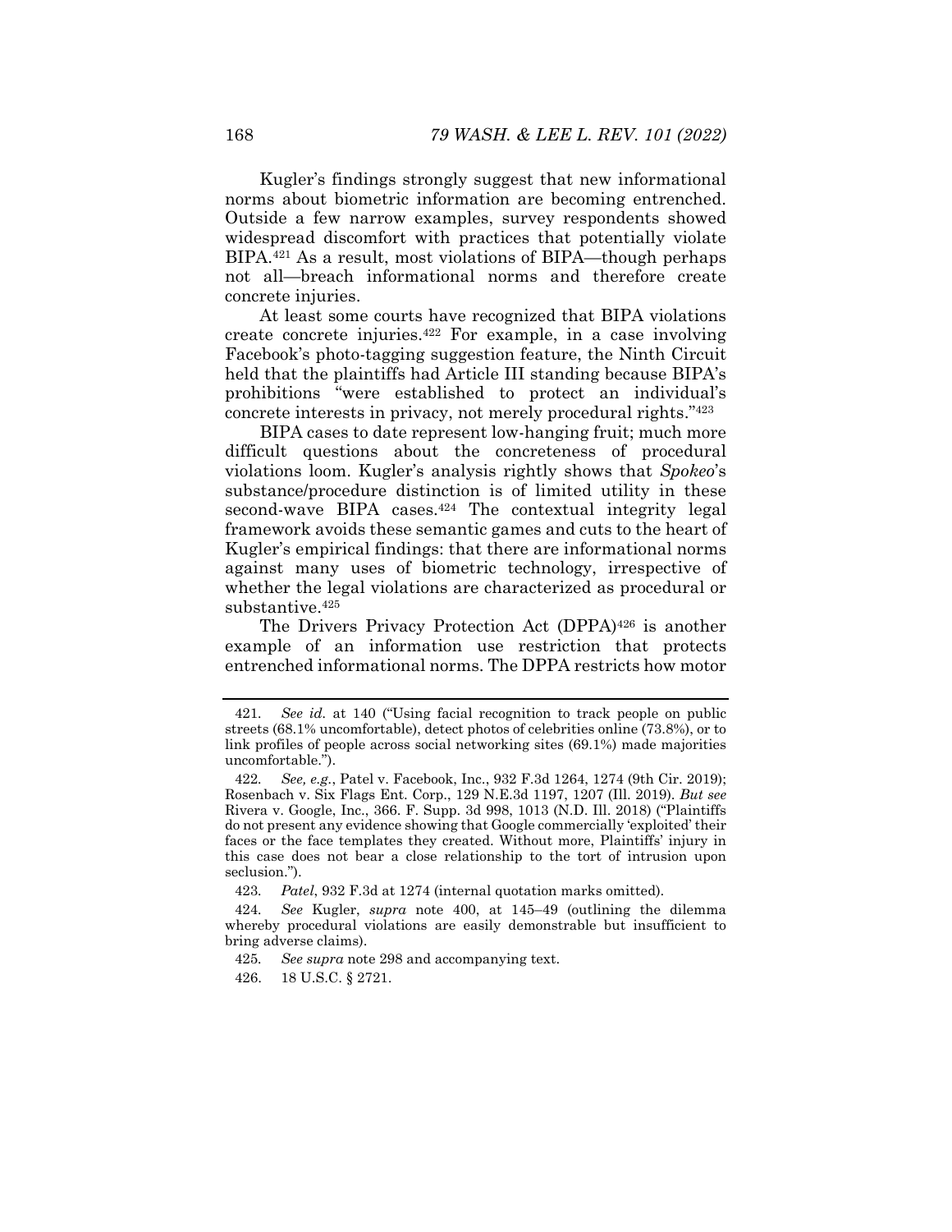Kugler's findings strongly suggest that new informational norms about biometric information are becoming entrenched. Outside a few narrow examples, survey respondents showed widespread discomfort with practices that potentially violate BIPA.[421] As a result, most violations of BIPA—though perhaps not all—breach informational norms and therefore create concrete injuries.

At least some courts have recognized that BIPA violations create concrete injuries.[422] For example, in a case involving Facebook's photo-tagging suggestion feature, the Ninth Circuit held that the plaintiffs had Article III standing because BIPA's prohibitions "were established to protect an individual's concrete interests in privacy, not merely procedural rights."[423]

BIPA cases to date represent low-hanging fruit; much more difficult questions about the concreteness of procedural violations loom. Kugler's analysis rightly shows that *Spokeo*'s substance/procedure distinction is of limited utility in these second-wave BIPA cases.[424] The contextual integrity legal framework avoids these semantic games and cuts to the heart of Kugler's empirical findings: that there are informational norms against many uses of biometric technology, irrespective of whether the legal violations are characterized as procedural or substantive.[425]

The Drivers Privacy Protection Act (DPPA)[426] is another example of an information use restriction that protects entrenched informational norms. The DPPA restricts how motor

---

421. *See id.* at 140 ("Using facial recognition to track people on public streets (68.1% uncomfortable), detect photos of celebrities online (73.8%), or to link profiles of people across social networking sites (69.1%) made majorities uncomfortable.").

422. *See, e.g.*, Patel v. Facebook, Inc., 932 F.3d 1264, 1274 (9th Cir. 2019); Rosenbach v. Six Flags Ent. Corp., 129 N.E.3d 1197, 1207 (Ill. 2019). *But see* Rivera v. Google, Inc., 366. F. Supp. 3d 998, 1013 (N.D. Ill. 2018) ("Plaintiffs do not present any evidence showing that Google commercially 'exploited' their faces or the face templates they created. Without more, Plaintiffs' injury in this case does not bear a close relationship to the tort of intrusion upon seclusion.").

423. *Patel*, 932 F.3d at 1274 (internal quotation marks omitted).

424. *See* Kugler, *supra* note 400, at 145–49 (outlining the dilemma whereby procedural violations are easily demonstrable but insufficient to bring adverse claims).

425. *See supra* note 298 and accompanying text.

426. 18 U.S.C. § 2721.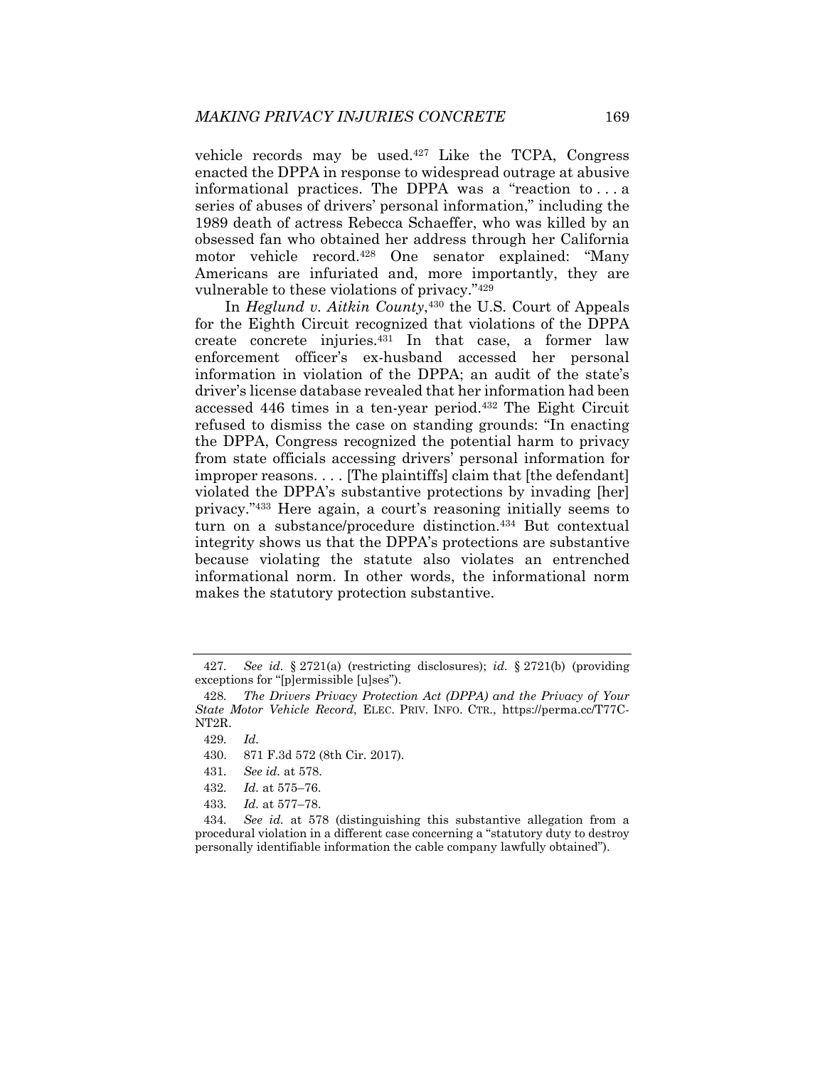vehicle records may be used.[427] Like the TCPA, Congress enacted the DPPA in response to widespread outrage at abusive informational practices. The DPPA was a "reaction to . . . a series of abuses of drivers' personal information," including the 1989 death of actress Rebecca Schaeffer, who was killed by an obsessed fan who obtained her address through her California motor vehicle record.[428] One senator explained: "Many Americans are infuriated and, more importantly, they are vulnerable to these violations of privacy."[429]

In *Heglund v. Aitkin County*,[430] the U.S. Court of Appeals for the Eighth Circuit recognized that violations of the DPPA create concrete injuries.[431] In that case, a former law enforcement officer's ex-husband accessed her personal information in violation of the DPPA; an audit of the state's driver's license database revealed that her information had been accessed 446 times in a ten-year period.[432] The Eight Circuit refused to dismiss the case on standing grounds: "In enacting the DPPA, Congress recognized the potential harm to privacy from state officials accessing drivers' personal information for improper reasons. . . . [The plaintiffs] claim that [the defendant] violated the DPPA's substantive protections by invading [her] privacy."[433] Here again, a court's reasoning initially seems to turn on a substance/procedure distinction.[434] But contextual integrity shows us that the DPPA's protections are substantive because violating the statute also violates an entrenched informational norm. In other words, the informational norm makes the statutory protection substantive.

---

427. *See id.* § 2721(a) (restricting disclosures); *id.* § 2721(b) (providing exceptions for "[p]ermissible [u]ses").

428. *The Drivers Privacy Protection Act (DPPA) and the Privacy of Your State Motor Vehicle Record*, ELEC. PRIV. INFO. CTR., https://perma.cc/T77C-NT2R.

429. *Id.*

430. 871 F.3d 572 (8th Cir. 2017).

431. *See id.* at 578.

432. *Id.* at 575–76.

433. *Id.* at 577–78.

434. *See id.* at 578 (distinguishing this substantive allegation from a procedural violation in a different case concerning a "statutory duty to destroy personally identifiable information the cable company lawfully obtained").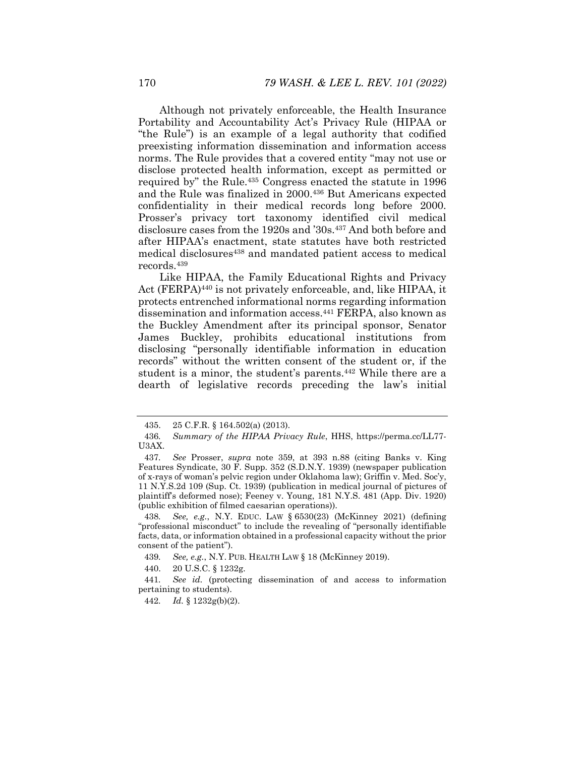Although not privately enforceable, the Health Insurance Portability and Accountability Act's Privacy Rule (HIPAA or "the Rule") is an example of a legal authority that codified preexisting information dissemination and information access norms. The Rule provides that a covered entity "may not use or disclose protected health information, except as permitted or required by" the Rule.[435] Congress enacted the statute in 1996 and the Rule was finalized in 2000.[436] But Americans expected confidentiality in their medical records long before 2000. Prosser's privacy tort taxonomy identified civil medical disclosure cases from the 1920s and '30s.[437] And both before and after HIPAA's enactment, state statutes have both restricted medical disclosures[438] and mandated patient access to medical records.[439]

Like HIPAA, the Family Educational Rights and Privacy Act (FERPA)[440] is not privately enforceable, and, like HIPAA, it protects entrenched informational norms regarding information dissemination and information access.[441] FERPA, also known as the Buckley Amendment after its principal sponsor, Senator James Buckley, prohibits educational institutions from disclosing "personally identifiable information in education records" without the written consent of the student or, if the student is a minor, the student's parents.[442] While there are a dearth of legislative records preceding the law's initial

---

435. 25 C.F.R. § 164.502(a) (2013).

436. *Summary of the HIPAA Privacy Rule*, HHS, https://perma.cc/LL77-U3AX.

437. *See* Prosser, *supra* note 359, at 393 n.88 (citing Banks v. King Features Syndicate, 30 F. Supp. 352 (S.D.N.Y. 1939) (newspaper publication of x-rays of woman's pelvic region under Oklahoma law); Griffin v. Med. Soc'y, 11 N.Y.S.2d 109 (Sup. Ct. 1939) (publication in medical journal of pictures of plaintiff's deformed nose); Feeney v. Young, 181 N.Y.S. 481 (App. Div. 1920) (public exhibition of filmed caesarian operations)).

438. *See, e.g.*, N.Y. EDUC. LAW § 6530(23) (McKinney 2021) (defining "professional misconduct" to include the revealing of "personally identifiable facts, data, or information obtained in a professional capacity without the prior consent of the patient").

439. *See, e.g.*, N.Y. PUB. HEALTH LAW § 18 (McKinney 2019).

440. 20 U.S.C. § 1232g.

441. *See id.* (protecting dissemination of and access to information pertaining to students).

442. *Id.* § 1232g(b)(2).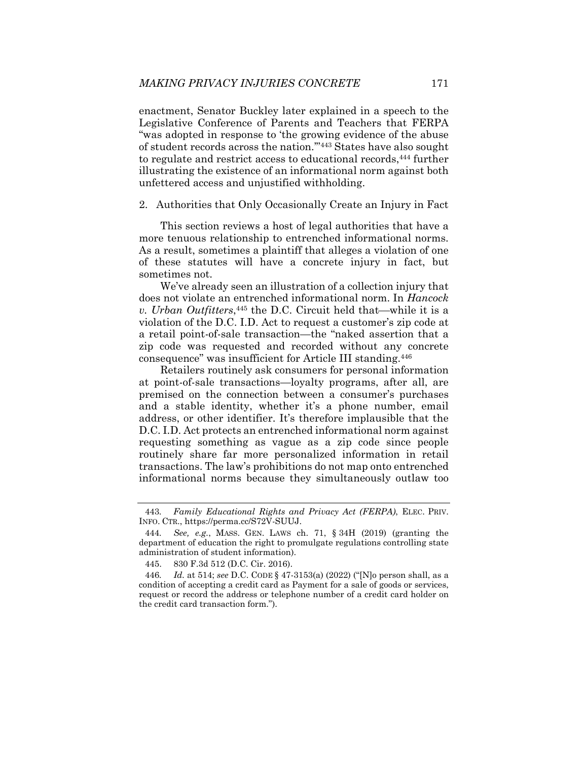enactment, Senator Buckley later explained in a speech to the Legislative Conference of Parents and Teachers that FERPA "was adopted in response to 'the growing evidence of the abuse of student records across the nation.'"[443] States have also sought to regulate and restrict access to educational records,[444] further illustrating the existence of an informational norm against both unfettered access and unjustified withholding.

### 2. Authorities that Only Occasionally Create an Injury in Fact

This section reviews a host of legal authorities that have a more tenuous relationship to entrenched informational norms. As a result, sometimes a plaintiff that alleges a violation of one of these statutes will have a concrete injury in fact, but sometimes not.

We've already seen an illustration of a collection injury that does not violate an entrenched informational norm. In *Hancock v. Urban Outfitters*,[445] the D.C. Circuit held that—while it is a violation of the D.C. I.D. Act to request a customer's zip code at a retail point-of-sale transaction—the "naked assertion that a zip code was requested and recorded without any concrete consequence" was insufficient for Article III standing.[446]

Retailers routinely ask consumers for personal information at point-of-sale transactions—loyalty programs, after all, are premised on the connection between a consumer's purchases and a stable identity, whether it's a phone number, email address, or other identifier. It's therefore implausible that the D.C. I.D. Act protects an entrenched informational norm against requesting something as vague as a zip code since people routinely share far more personalized information in retail transactions. The law's prohibitions do not map onto entrenched informational norms because they simultaneously outlaw too

---

443. *Family Educational Rights and Privacy Act (FERPA)*, ELEC. PRIV. INFO. CTR., https://perma.cc/S72V-SUUJ.

444. *See, e.g.*, MASS. GEN. LAWS ch. 71, § 34H (2019) (granting the department of education the right to promulgate regulations controlling state administration of student information).

445. 830 F.3d 512 (D.C. Cir. 2016).

446. *Id.* at 514; *see* D.C. CODE § 47-3153(a) (2022) ("[N]o person shall, as a condition of accepting a credit card as Payment for a sale of goods or services, request or record the address or telephone number of a credit card holder on the credit card transaction form.").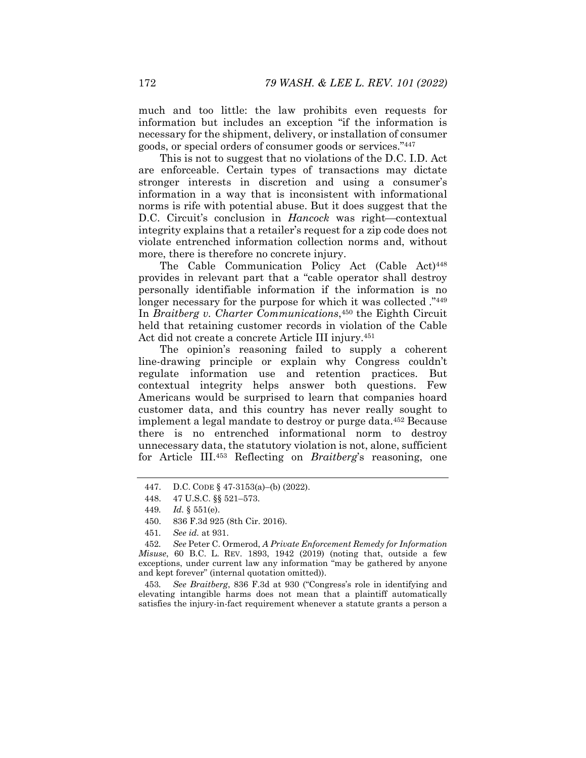much and too little: the law prohibits even requests for information but includes an exception "if the information is necessary for the shipment, delivery, or installation of consumer goods, or special orders of consumer goods or services."[447]

This is not to suggest that no violations of the D.C. I.D. Act are enforceable. Certain types of transactions may dictate stronger interests in discretion and using a consumer's information in a way that is inconsistent with informational norms is rife with potential abuse. But it does suggest that the D.C. Circuit's conclusion in *Hancock* was right—contextual integrity explains that a retailer's request for a zip code does not violate entrenched information collection norms and, without more, there is therefore no concrete injury.

The Cable Communication Policy Act (Cable Act)[448] provides in relevant part that a "cable operator shall destroy personally identifiable information if the information is no longer necessary for the purpose for which it was collected ."[449] In *Braitberg v. Charter Communications*,[450] the Eighth Circuit held that retaining customer records in violation of the Cable Act did not create a concrete Article III injury.[451]

The opinion's reasoning failed to supply a coherent line-drawing principle or explain why Congress couldn't regulate information use and retention practices. But contextual integrity helps answer both questions. Few Americans would be surprised to learn that companies hoard customer data, and this country has never really sought to implement a legal mandate to destroy or purge data.[452] Because there is no entrenched informational norm to destroy unnecessary data, the statutory violation is not, alone, sufficient for Article III.[453] Reflecting on *Braitberg*'s reasoning, one

---

447. D.C. CODE § 47-3153(a)–(b) (2022).

448. 47 U.S.C. §§ 521–573.

449. *Id.* § 551(e).

450. 836 F.3d 925 (8th Cir. 2016).

451. *See id.* at 931.

452. *See* Peter C. Ormerod, *A Private Enforcement Remedy for Information Misuse*, 60 B.C. L. REV. 1893, 1942 (2019) (noting that, outside a few exceptions, under current law any information "may be gathered by anyone and kept forever" (internal quotation omitted)).

453. *See Braitberg*, 836 F.3d at 930 ("Congress's role in identifying and elevating intangible harms does not mean that a plaintiff automatically satisfies the injury-in-fact requirement whenever a statute grants a person a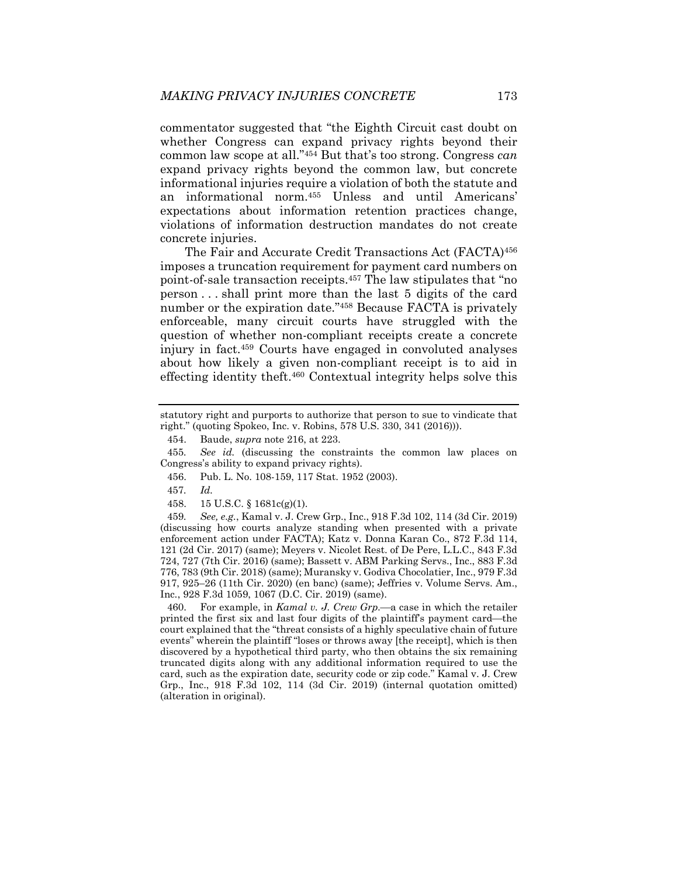commentator suggested that "the Eighth Circuit cast doubt on whether Congress can expand privacy rights beyond their common law scope at all."[454] But that's too strong. Congress *can* expand privacy rights beyond the common law, but concrete informational injuries require a violation of both the statute and an informational norm.[455] Unless and until Americans' expectations about information retention practices change, violations of information destruction mandates do not create concrete injuries.

The Fair and Accurate Credit Transactions Act (FACTA)[456] imposes a truncation requirement for payment card numbers on point-of-sale transaction receipts.[457] The law stipulates that "no person . . . shall print more than the last 5 digits of the card number or the expiration date."[458] Because FACTA is privately enforceable, many circuit courts have struggled with the question of whether non-compliant receipts create a concrete injury in fact.[459] Courts have engaged in convoluted analyses about how likely a given non-compliant receipt is to aid in effecting identity theft.[460] Contextual integrity helps solve this

---

statutory right and purports to authorize that person to sue to vindicate that right." (quoting Spokeo, Inc. v. Robins, 578 U.S. 330, 341 (2016))).

454. Baude, *supra* note 216, at 223.

455. *See id.* (discussing the constraints the common law places on Congress's ability to expand privacy rights).

456. Pub. L. No. 108-159, 117 Stat. 1952 (2003).

457. *Id.*

458. 15 U.S.C. § 1681c(g)(1).

459. *See, e.g.*, Kamal v. J. Crew Grp., Inc., 918 F.3d 102, 114 (3d Cir. 2019) (discussing how courts analyze standing when presented with a private enforcement action under FACTA); Katz v. Donna Karan Co., 872 F.3d 114, 121 (2d Cir. 2017) (same); Meyers v. Nicolet Rest. of De Pere, L.L.C., 843 F.3d 724, 727 (7th Cir. 2016) (same); Bassett v. ABM Parking Servs., Inc., 883 F.3d 776, 783 (9th Cir. 2018) (same); Muransky v. Godiva Chocolatier, Inc., 979 F.3d 917, 925–26 (11th Cir. 2020) (en banc) (same); Jeffries v. Volume Servs. Am., Inc., 928 F.3d 1059, 1067 (D.C. Cir. 2019) (same).

460. For example, in *Kamal v. J. Crew Grp.*—a case in which the retailer printed the first six and last four digits of the plaintiff's payment card—the court explained that the "threat consists of a highly speculative chain of future events" wherein the plaintiff "loses or throws away [the receipt], which is then discovered by a hypothetical third party, who then obtains the six remaining truncated digits along with any additional information required to use the card, such as the expiration date, security code or zip code." Kamal v. J. Crew Grp., Inc., 918 F.3d 102, 114 (3d Cir. 2019) (internal quotation omitted) (alteration in original).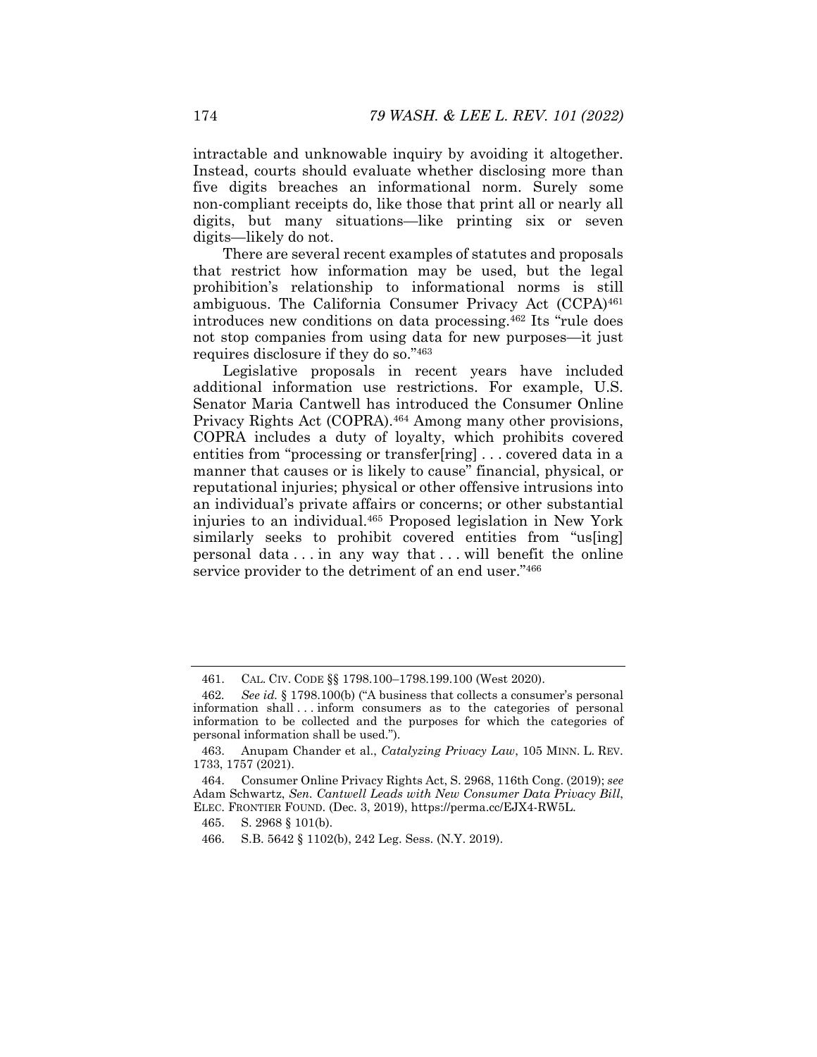intractable and unknowable inquiry by avoiding it altogether. Instead, courts should evaluate whether disclosing more than five digits breaches an informational norm. Surely some non-compliant receipts do, like those that print all or nearly all digits, but many situations—like printing six or seven digits—likely do not.

There are several recent examples of statutes and proposals that restrict how information may be used, but the legal prohibition's relationship to informational norms is still ambiguous. The California Consumer Privacy Act (CCPA)[461] introduces new conditions on data processing.[462] Its "rule does not stop companies from using data for new purposes—it just requires disclosure if they do so."[463]

Legislative proposals in recent years have included additional information use restrictions. For example, U.S. Senator Maria Cantwell has introduced the Consumer Online Privacy Rights Act (COPRA).[464] Among many other provisions, COPRA includes a duty of loyalty, which prohibits covered entities from "processing or transfer[ring] . . . covered data in a manner that causes or is likely to cause" financial, physical, or reputational injuries; physical or other offensive intrusions into an individual's private affairs or concerns; or other substantial injuries to an individual.[465] Proposed legislation in New York similarly seeks to prohibit covered entities from "us[ing] personal data . . . in any way that . . . will benefit the online service provider to the detriment of an end user."[466]

---

461. CAL. CIV. CODE §§ 1798.100–1798.199.100 (West 2020).

462. *See id.* § 1798.100(b) ("A business that collects a consumer's personal information shall . . . inform consumers as to the categories of personal information to be collected and the purposes for which the categories of personal information shall be used.").

463. Anupam Chander et al., *Catalyzing Privacy Law*, 105 MINN. L. REV. 1733, 1757 (2021).

464. Consumer Online Privacy Rights Act, S. 2968, 116th Cong. (2019); *see* Adam Schwartz, *Sen. Cantwell Leads with New Consumer Data Privacy Bill*, ELEC. FRONTIER FOUND. (Dec. 3, 2019), https://perma.cc/EJX4-RW5L.

465. S. 2968 § 101(b).

466. S.B. 5642 § 1102(b), 242 Leg. Sess. (N.Y. 2019).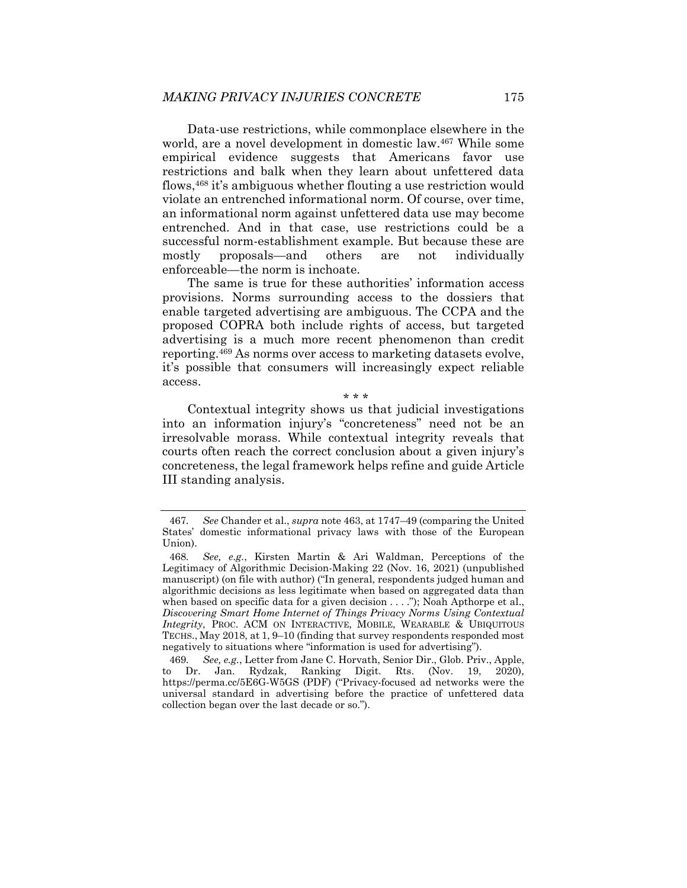Data-use restrictions, while commonplace elsewhere in the world, are a novel development in domestic law.[467] While some empirical evidence suggests that Americans favor use restrictions and balk when they learn about unfettered data flows,[468] it's ambiguous whether flouting a use restriction would violate an entrenched informational norm. Of course, over time, an informational norm against unfettered data use may become entrenched. And in that case, use restrictions could be a successful norm-establishment example. But because these are mostly proposals—and others are not individually enforceable—the norm is inchoate.

The same is true for these authorities' information access provisions. Norms surrounding access to the dossiers that enable targeted advertising are ambiguous. The CCPA and the proposed COPRA both include rights of access, but targeted advertising is a much more recent phenomenon than credit reporting.[469] As norms over access to marketing datasets evolve, it's possible that consumers will increasingly expect reliable access.

\* \* \*

Contextual integrity shows us that judicial investigations into an information injury's "concreteness" need not be an irresolvable morass. While contextual integrity reveals that courts often reach the correct conclusion about a given injury's concreteness, the legal framework helps refine and guide Article III standing analysis.

---

467. *See* Chander et al., *supra* note 463, at 1747–49 (comparing the United States' domestic informational privacy laws with those of the European Union).

468. *See, e.g.*, Kirsten Martin & Ari Waldman, Perceptions of the Legitimacy of Algorithmic Decision-Making 22 (Nov. 16, 2021) (unpublished manuscript) (on file with author) ("In general, respondents judged human and algorithmic decisions as less legitimate when based on aggregated data than when based on specific data for a given decision . . . ."); Noah Apthorpe et al., *Discovering Smart Home Internet of Things Privacy Norms Using Contextual Integrity*, PROC. ACM ON INTERACTIVE, MOBILE, WEARABLE & UBIQUITOUS TECHS., May 2018, at 1, 9–10 (finding that survey respondents responded most negatively to situations where "information is used for advertising").

469. *See, e.g.*, Letter from Jane C. Horvath, Senior Dir., Glob. Priv., Apple, to Dr. Jan. Rydzak, Ranking Digit. Rts. (Nov. 19, 2020), https://perma.cc/5E6G-W5GS (PDF) ("Privacy-focused ad networks were the universal standard in advertising before the practice of unfettered data collection began over the last decade or so.").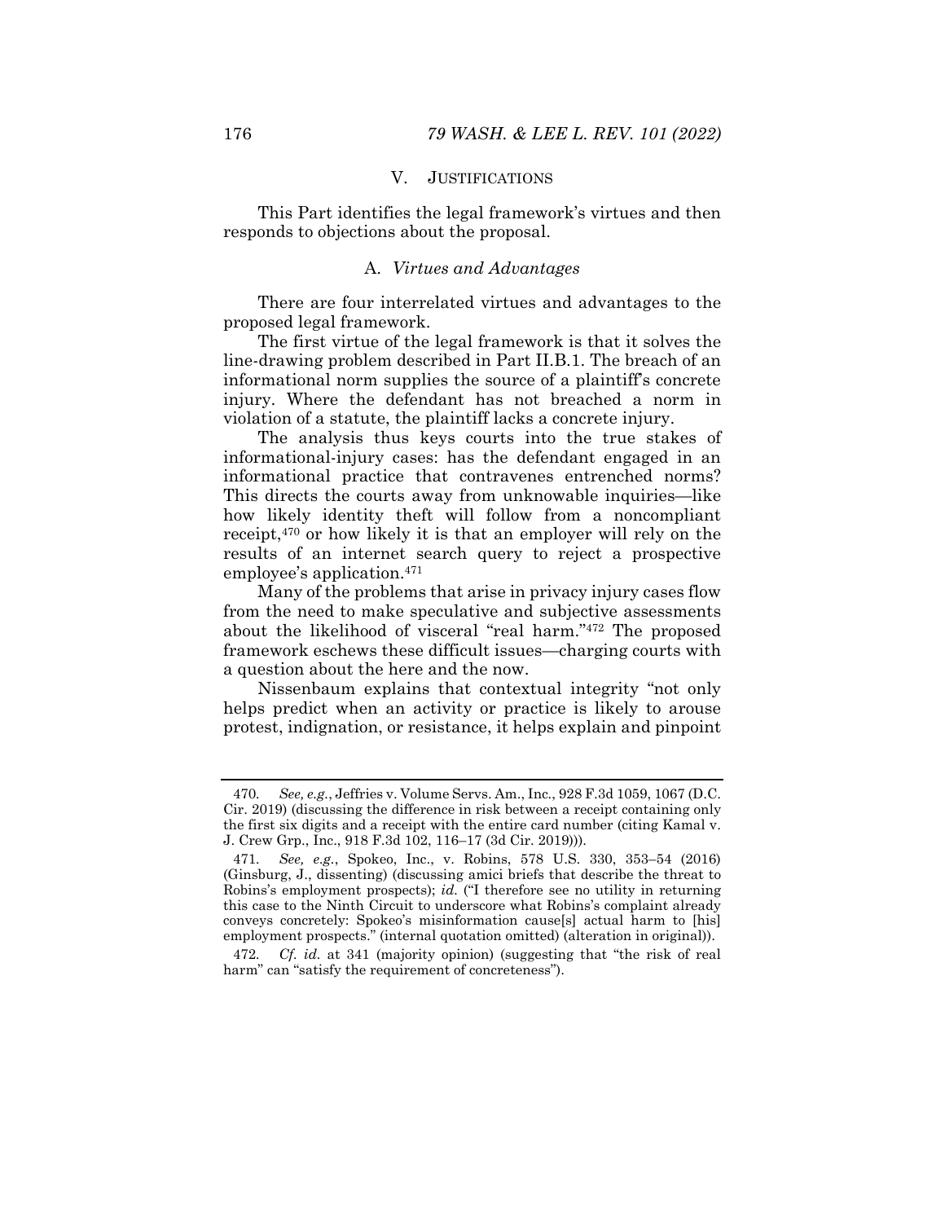## V. JUSTIFICATIONS

This Part identifies the legal framework's virtues and then responds to objections about the proposal.

### A. *Virtues and Advantages*

There are four interrelated virtues and advantages to the proposed legal framework.

The first virtue of the legal framework is that it solves the line-drawing problem described in Part II.B.1. The breach of an informational norm supplies the source of a plaintiff's concrete injury. Where the defendant has not breached a norm in violation of a statute, the plaintiff lacks a concrete injury.

The analysis thus keys courts into the true stakes of informational-injury cases: has the defendant engaged in an informational practice that contravenes entrenched norms? This directs the courts away from unknowable inquiries—like how likely identity theft will follow from a noncompliant receipt,[470] or how likely it is that an employer will rely on the results of an internet search query to reject a prospective employee's application.[471]

Many of the problems that arise in privacy injury cases flow from the need to make speculative and subjective assessments about the likelihood of visceral "real harm."[472] The proposed framework eschews these difficult issues—charging courts with a question about the here and the now.

Nissenbaum explains that contextual integrity "not only helps predict when an activity or practice is likely to arouse protest, indignation, or resistance, it helps explain and pinpoint

---

470. *See, e.g.*, Jeffries v. Volume Servs. Am., Inc., 928 F.3d 1059, 1067 (D.C. Cir. 2019) (discussing the difference in risk between a receipt containing only the first six digits and a receipt with the entire card number (citing Kamal v. J. Crew Grp., Inc., 918 F.3d 102, 116–17 (3d Cir. 2019))).

471. *See, e.g.*, Spokeo, Inc., v. Robins, 578 U.S. 330, 353–54 (2016) (Ginsburg, J., dissenting) (discussing amici briefs that describe the threat to Robins's employment prospects); *id.* ("I therefore see no utility in returning this case to the Ninth Circuit to underscore what Robins's complaint already conveys concretely: Spokeo's misinformation cause[s] actual harm to [his] employment prospects." (internal quotation omitted) (alteration in original)).

472. *Cf. id.* at 341 (majority opinion) (suggesting that "the risk of real harm" can "satisfy the requirement of concreteness").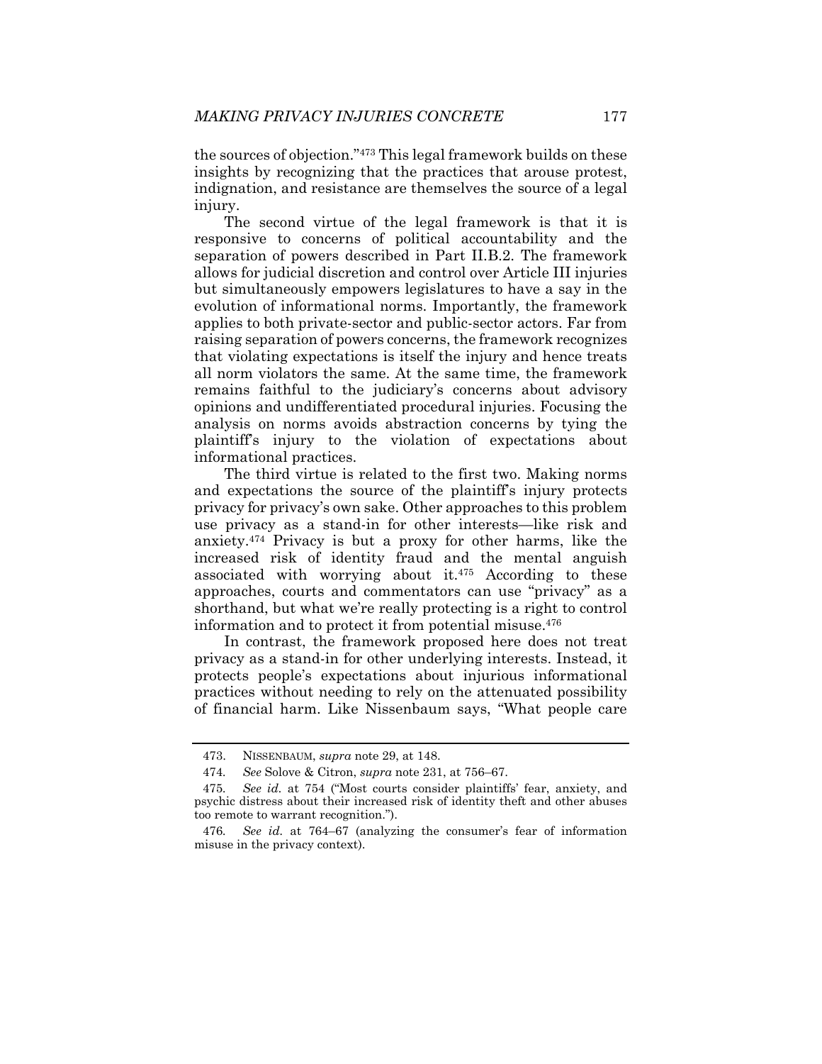the sources of objection."[473] This legal framework builds on these insights by recognizing that the practices that arouse protest, indignation, and resistance are themselves the source of a legal injury.

The second virtue of the legal framework is that it is responsive to concerns of political accountability and the separation of powers described in Part II.B.2. The framework allows for judicial discretion and control over Article III injuries but simultaneously empowers legislatures to have a say in the evolution of informational norms. Importantly, the framework applies to both private-sector and public-sector actors. Far from raising separation of powers concerns, the framework recognizes that violating expectations is itself the injury and hence treats all norm violators the same. At the same time, the framework remains faithful to the judiciary's concerns about advisory opinions and undifferentiated procedural injuries. Focusing the analysis on norms avoids abstraction concerns by tying the plaintiff's injury to the violation of expectations about informational practices.

The third virtue is related to the first two. Making norms and expectations the source of the plaintiff's injury protects privacy for privacy's own sake. Other approaches to this problem use privacy as a stand-in for other interests—like risk and anxiety.[474] Privacy is but a proxy for other harms, like the increased risk of identity fraud and the mental anguish associated with worrying about it.[475] According to these approaches, courts and commentators can use "privacy" as a shorthand, but what we're really protecting is a right to control information and to protect it from potential misuse.[476]

In contrast, the framework proposed here does not treat privacy as a stand-in for other underlying interests. Instead, it protects people's expectations about injurious informational practices without needing to rely on the attenuated possibility of financial harm. Like Nissenbaum says, "What people care

---

473. NISSENBAUM, *supra* note 29, at 148.

474. *See* Solove & Citron, *supra* note 231, at 756–67.

475. *See id.* at 754 ("Most courts consider plaintiffs' fear, anxiety, and psychic distress about their increased risk of identity theft and other abuses too remote to warrant recognition.").

476. *See id.* at 764–67 (analyzing the consumer's fear of information misuse in the privacy context).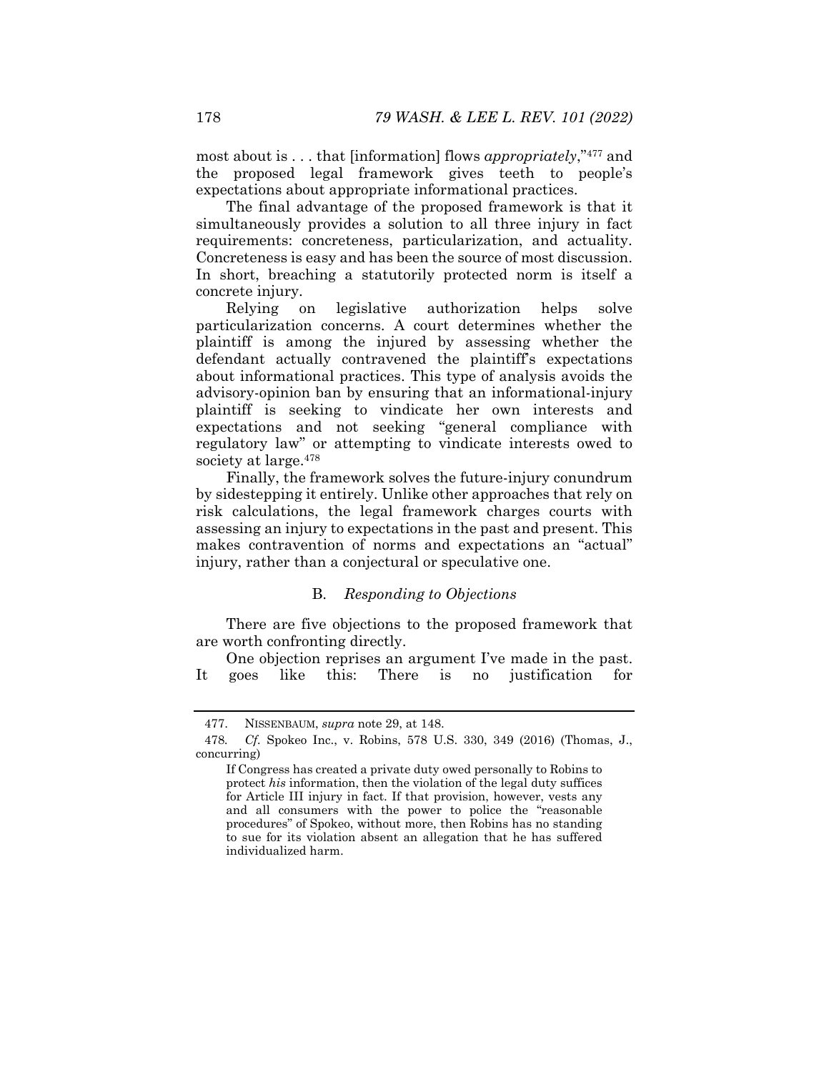most about is . . . that [information] flows *appropriately*,"[477] and the proposed legal framework gives teeth to people's expectations about appropriate informational practices.

The final advantage of the proposed framework is that it simultaneously provides a solution to all three injury in fact requirements: concreteness, particularization, and actuality. Concreteness is easy and has been the source of most discussion. In short, breaching a statutorily protected norm is itself a concrete injury.

Relying on legislative authorization helps solve particularization concerns. A court determines whether the plaintiff is among the injured by assessing whether the defendant actually contravened the plaintiff's expectations about informational practices. This type of analysis avoids the advisory-opinion ban by ensuring that an informational-injury plaintiff is seeking to vindicate her own interests and expectations and not seeking "general compliance with regulatory law" or attempting to vindicate interests owed to society at large.[478]

Finally, the framework solves the future-injury conundrum by sidestepping it entirely. Unlike other approaches that rely on risk calculations, the legal framework charges courts with assessing an injury to expectations in the past and present. This makes contravention of norms and expectations an "actual" injury, rather than a conjectural or speculative one.

### B. *Responding to Objections*

There are five objections to the proposed framework that are worth confronting directly.

One objection reprises an argument I've made in the past. It goes like this: There is no justification for

---

477. NISSENBAUM, *supra* note 29, at 148.

478. *Cf.* Spokeo Inc., v. Robins, 578 U.S. 330, 349 (2016) (Thomas, J., concurring)

> If Congress has created a private duty owed personally to Robins to protect *his* information, then the violation of the legal duty suffices for Article III injury in fact. If that provision, however, vests any and all consumers with the power to police the "reasonable procedures" of Spokeo, without more, then Robins has no standing to sue for its violation absent an allegation that he has suffered individualized harm.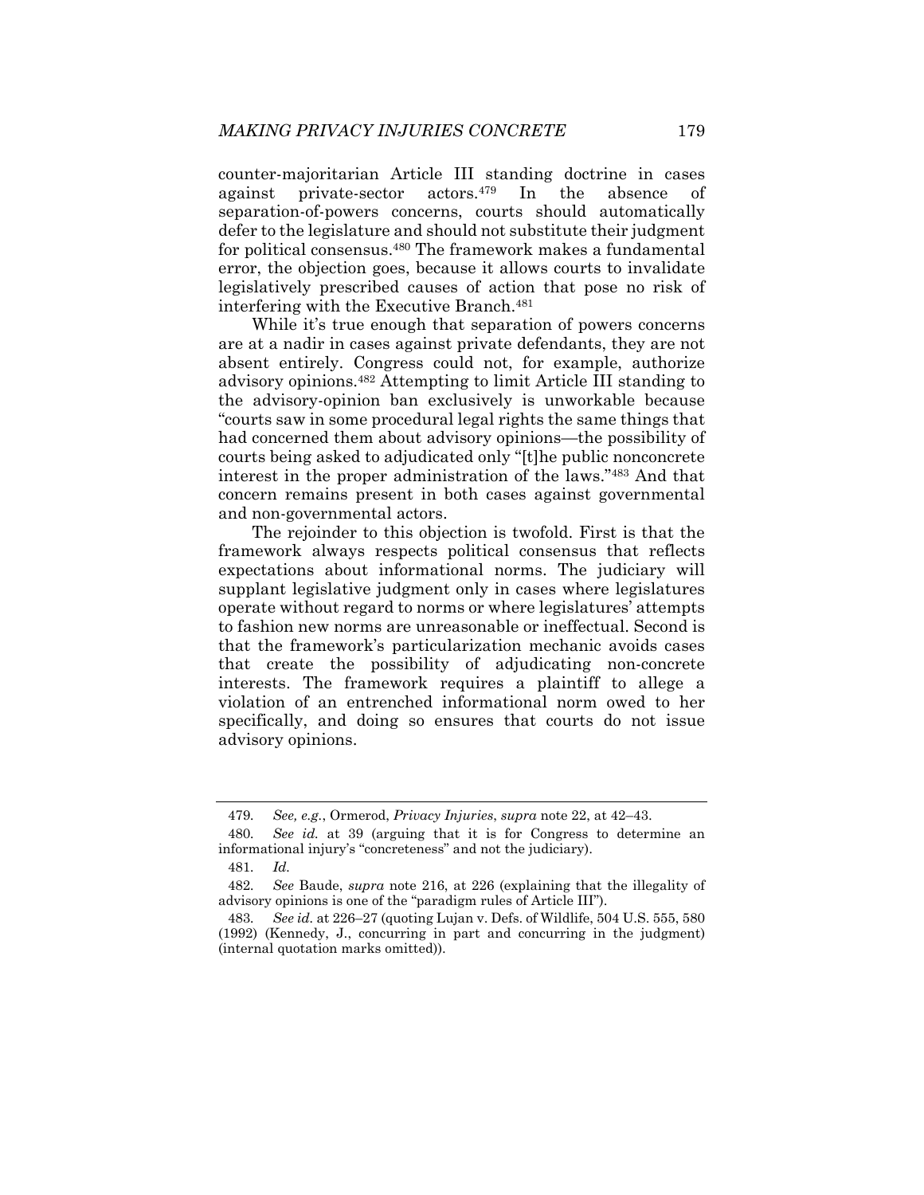counter-majoritarian Article III standing doctrine in cases against private-sector actors.[479] In the absence of separation-of-powers concerns, courts should automatically defer to the legislature and should not substitute their judgment for political consensus.[480] The framework makes a fundamental error, the objection goes, because it allows courts to invalidate legislatively prescribed causes of action that pose no risk of interfering with the Executive Branch.[481]

While it's true enough that separation of powers concerns are at a nadir in cases against private defendants, they are not absent entirely. Congress could not, for example, authorize advisory opinions.[482] Attempting to limit Article III standing to the advisory-opinion ban exclusively is unworkable because "courts saw in some procedural legal rights the same things that had concerned them about advisory opinions—the possibility of courts being asked to adjudicated only "[t]he public nonconcrete interest in the proper administration of the laws."[483] And that concern remains present in both cases against governmental and non-governmental actors.

The rejoinder to this objection is twofold. First is that the framework always respects political consensus that reflects expectations about informational norms. The judiciary will supplant legislative judgment only in cases where legislatures operate without regard to norms or where legislatures' attempts to fashion new norms are unreasonable or ineffectual. Second is that the framework's particularization mechanic avoids cases that create the possibility of adjudicating non-concrete interests. The framework requires a plaintiff to allege a violation of an entrenched informational norm owed to her specifically, and doing so ensures that courts do not issue advisory opinions.

---

479. *See, e.g.*, Ormerod, *Privacy Injuries*, *supra* note 22, at 42–43.

480. *See id.* at 39 (arguing that it is for Congress to determine an informational injury's "concreteness" and not the judiciary).

481. *Id.*

482. *See* Baude, *supra* note 216, at 226 (explaining that the illegality of advisory opinions is one of the "paradigm rules of Article III").

483. *See id.* at 226–27 (quoting Lujan v. Defs. of Wildlife, 504 U.S. 555, 580 (1992) (Kennedy, J., concurring in part and concurring in the judgment) (internal quotation marks omitted)).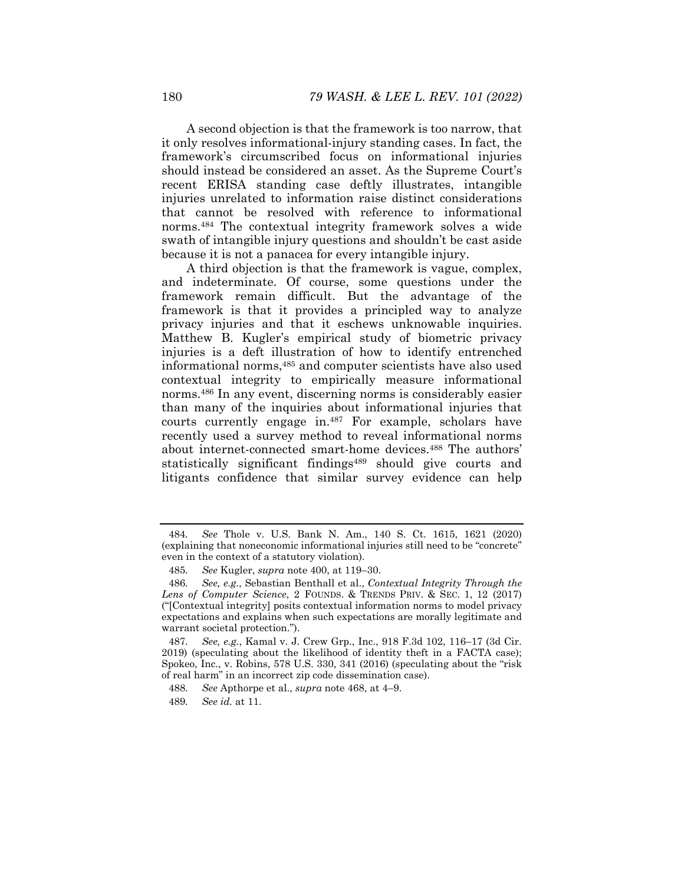A second objection is that the framework is too narrow, that it only resolves informational-injury standing cases. In fact, the framework's circumscribed focus on informational injuries should instead be considered an asset. As the Supreme Court's recent ERISA standing case deftly illustrates, intangible injuries unrelated to information raise distinct considerations that cannot be resolved with reference to informational norms.[484] The contextual integrity framework solves a wide swath of intangible injury questions and shouldn't be cast aside because it is not a panacea for every intangible injury.

A third objection is that the framework is vague, complex, and indeterminate. Of course, some questions under the framework remain difficult. But the advantage of the framework is that it provides a principled way to analyze privacy injuries and that it eschews unknowable inquiries. Matthew B. Kugler's empirical study of biometric privacy injuries is a deft illustration of how to identify entrenched informational norms,[485] and computer scientists have also used contextual integrity to empirically measure informational norms.[486] In any event, discerning norms is considerably easier than many of the inquiries about informational injuries that courts currently engage in.[487] For example, scholars have recently used a survey method to reveal informational norms about internet-connected smart-home devices.[488] The authors' statistically significant findings[489] should give courts and litigants confidence that similar survey evidence can help

---

484. *See* Thole v. U.S. Bank N. Am., 140 S. Ct. 1615, 1621 (2020) (explaining that noneconomic informational injuries still need to be "concrete" even in the context of a statutory violation).

485. *See* Kugler, *supra* note 400, at 119–30.

486. *See, e.g.*, Sebastian Benthall et al., *Contextual Integrity Through the Lens of Computer Science*, 2 FOUNDS. & TRENDS PRIV. & SEC. 1, 12 (2017) ("[Contextual integrity] posits contextual information norms to model privacy expectations and explains when such expectations are morally legitimate and warrant societal protection.").

487. *See, e.g.*, Kamal v. J. Crew Grp., Inc., 918 F.3d 102, 116–17 (3d Cir. 2019) (speculating about the likelihood of identity theft in a FACTA case); Spokeo, Inc., v. Robins, 578 U.S. 330, 341 (2016) (speculating about the "risk of real harm" in an incorrect zip code dissemination case).

488. *See* Apthorpe et al., *supra* note 468, at 4–9.

489. *See id.* at 11.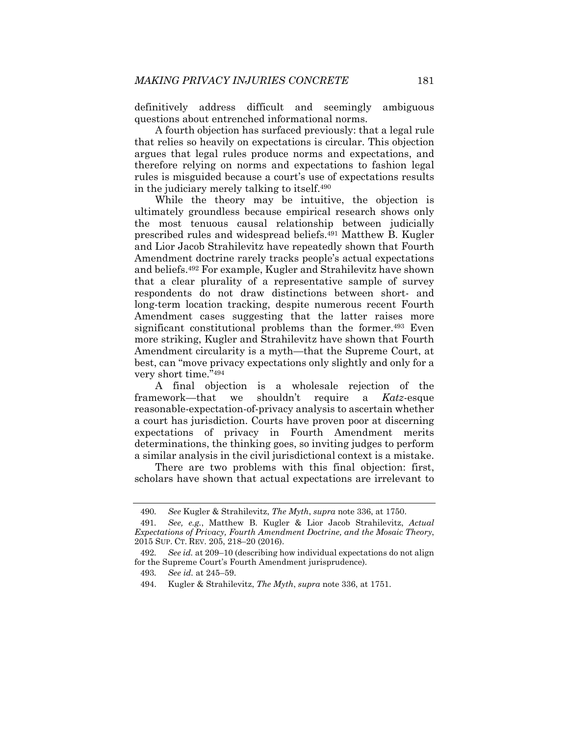definitively address difficult and seemingly ambiguous questions about entrenched informational norms.

A fourth objection has surfaced previously: that a legal rule that relies so heavily on expectations is circular. This objection argues that legal rules produce norms and expectations, and therefore relying on norms and expectations to fashion legal rules is misguided because a court's use of expectations results in the judiciary merely talking to itself.[490]

While the theory may be intuitive, the objection is ultimately groundless because empirical research shows only the most tenuous causal relationship between judicially prescribed rules and widespread beliefs.[491] Matthew B. Kugler and Lior Jacob Strahilevitz have repeatedly shown that Fourth Amendment doctrine rarely tracks people's actual expectations and beliefs.[492] For example, Kugler and Strahilevitz have shown that a clear plurality of a representative sample of survey respondents do not draw distinctions between short- and long-term location tracking, despite numerous recent Fourth Amendment cases suggesting that the latter raises more significant constitutional problems than the former.[493] Even more striking, Kugler and Strahilevitz have shown that Fourth Amendment circularity is a myth—that the Supreme Court, at best, can "move privacy expectations only slightly and only for a very short time."[494]

A final objection is a wholesale rejection of the framework—that we shouldn't require a *Katz*-esque reasonable-expectation-of-privacy analysis to ascertain whether a court has jurisdiction. Courts have proven poor at discerning expectations of privacy in Fourth Amendment merits determinations, the thinking goes, so inviting judges to perform a similar analysis in the civil jurisdictional context is a mistake.

There are two problems with this final objection: first, scholars have shown that actual expectations are irrelevant to

---

490. *See* Kugler & Strahilevitz, *The Myth*, *supra* note 336, at 1750.

491. *See, e.g.*, Matthew B. Kugler & Lior Jacob Strahilevitz, *Actual Expectations of Privacy, Fourth Amendment Doctrine, and the Mosaic Theory*, 2015 SUP. CT. REV. 205, 218–20 (2016).

492. *See id.* at 209–10 (describing how individual expectations do not align for the Supreme Court's Fourth Amendment jurisprudence).

493. *See id.* at 245–59.

494. Kugler & Strahilevitz, *The Myth*, *supra* note 336, at 1751.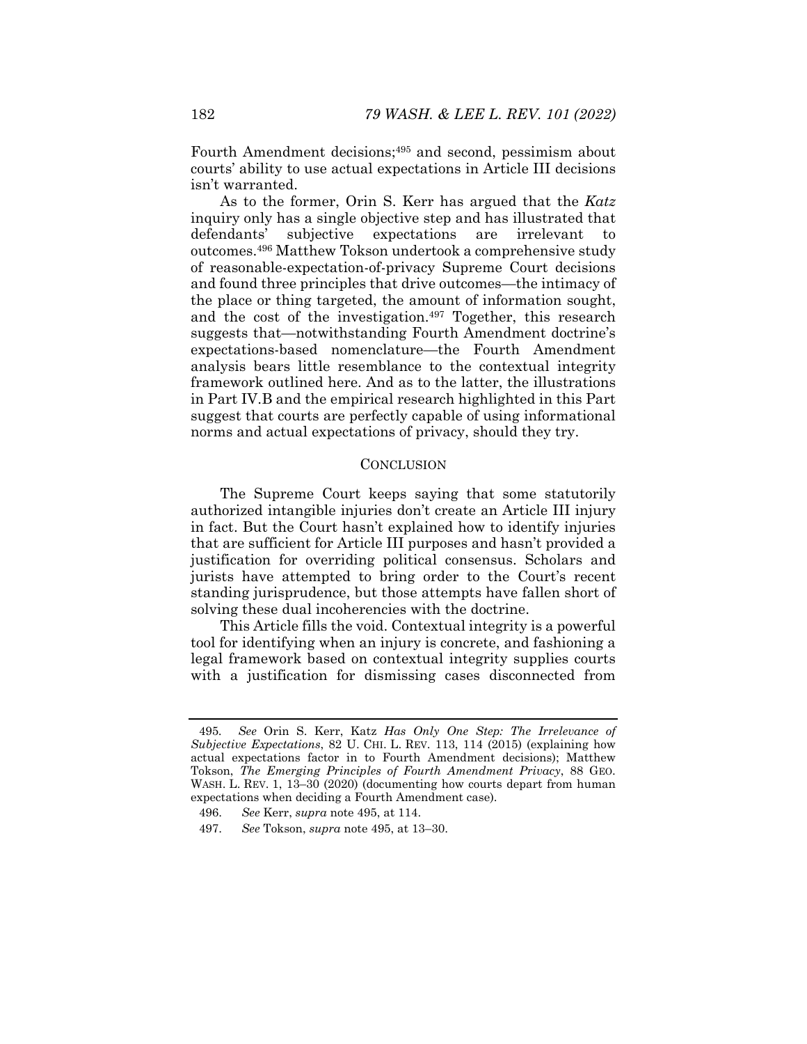Fourth Amendment decisions;[495] and second, pessimism about courts' ability to use actual expectations in Article III decisions isn't warranted.

As to the former, Orin S. Kerr has argued that the *Katz* inquiry only has a single objective step and has illustrated that defendants' subjective expectations are irrelevant to outcomes.[496] Matthew Tokson undertook a comprehensive study of reasonable-expectation-of-privacy Supreme Court decisions and found three principles that drive outcomes—the intimacy of the place or thing targeted, the amount of information sought, and the cost of the investigation.[497] Together, this research suggests that—notwithstanding Fourth Amendment doctrine's expectations-based nomenclature—the Fourth Amendment analysis bears little resemblance to the contextual integrity framework outlined here. And as to the latter, the illustrations in Part IV.B and the empirical research highlighted in this Part suggest that courts are perfectly capable of using informational norms and actual expectations of privacy, should they try.

## CONCLUSION

The Supreme Court keeps saying that some statutorily authorized intangible injuries don't create an Article III injury in fact. But the Court hasn't explained how to identify injuries that are sufficient for Article III purposes and hasn't provided a justification for overriding political consensus. Scholars and jurists have attempted to bring order to the Court's recent standing jurisprudence, but those attempts have fallen short of solving these dual incoherencies with the doctrine.

This Article fills the void. Contextual integrity is a powerful tool for identifying when an injury is concrete, and fashioning a legal framework based on contextual integrity supplies courts with a justification for dismissing cases disconnected from

---

495. *See* Orin S. Kerr, Katz *Has Only One Step: The Irrelevance of Subjective Expectations*, 82 U. CHI. L. REV. 113, 114 (2015) (explaining how actual expectations factor in to Fourth Amendment decisions); Matthew Tokson, *The Emerging Principles of Fourth Amendment Privacy*, 88 GEO. WASH. L. REV. 1, 13–30 (2020) (documenting how courts depart from human expectations when deciding a Fourth Amendment case).

496. *See* Kerr, *supra* note 495, at 114.

497. *See* Tokson, *supra* note 495, at 13–30.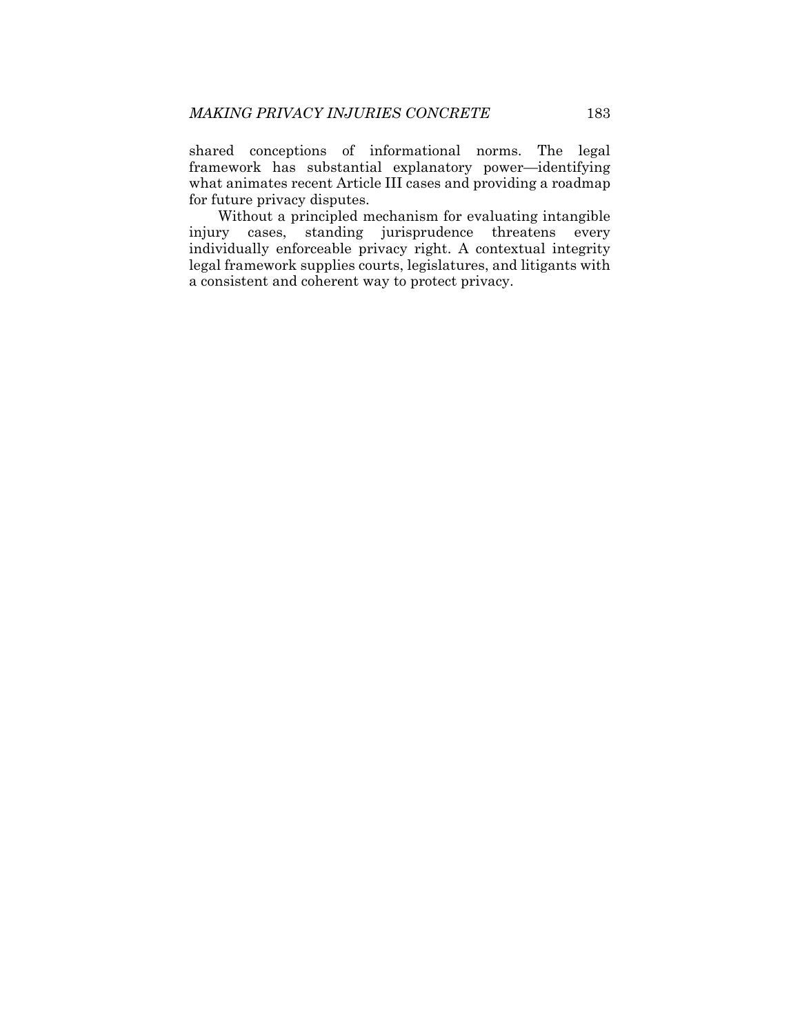shared conceptions of informational norms. The legal framework has substantial explanatory power—identifying what animates recent Article III cases and providing a roadmap for future privacy disputes.

Without a principled mechanism for evaluating intangible injury cases, standing jurisprudence threatens every individually enforceable privacy right. A contextual integrity legal framework supplies courts, legislatures, and litigants with a consistent and coherent way to protect privacy.